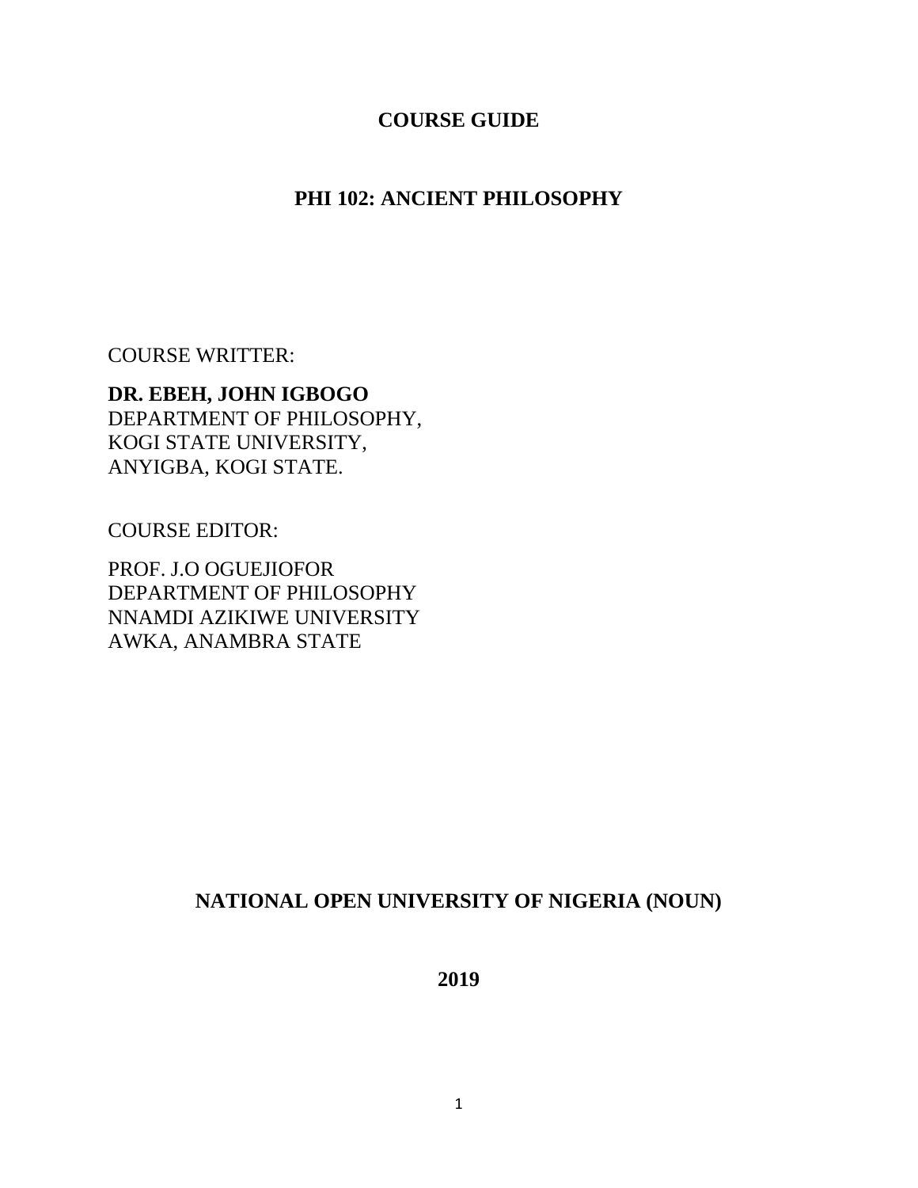# COURSE GUIDE

## PHI 102: ANCIENT PHILOSOPHY

COURSE WRITTER:

**DR. EBEH, JOHN IGBOGO**
DEPARTMENT OF PHILOSOPHY,
KOGI STATE UNIVERSITY,
ANYIGBA, KOGI STATE.

COURSE EDITOR:

PROF. J.O OGUEJIOFOR
DEPARTMENT OF PHILOSOPHY
NNAMDI AZIKIWE UNIVERSITY
AWKA, ANAMBRA STATE

**NATIONAL OPEN UNIVERSITY OF NIGERIA (NOUN)**

**2019**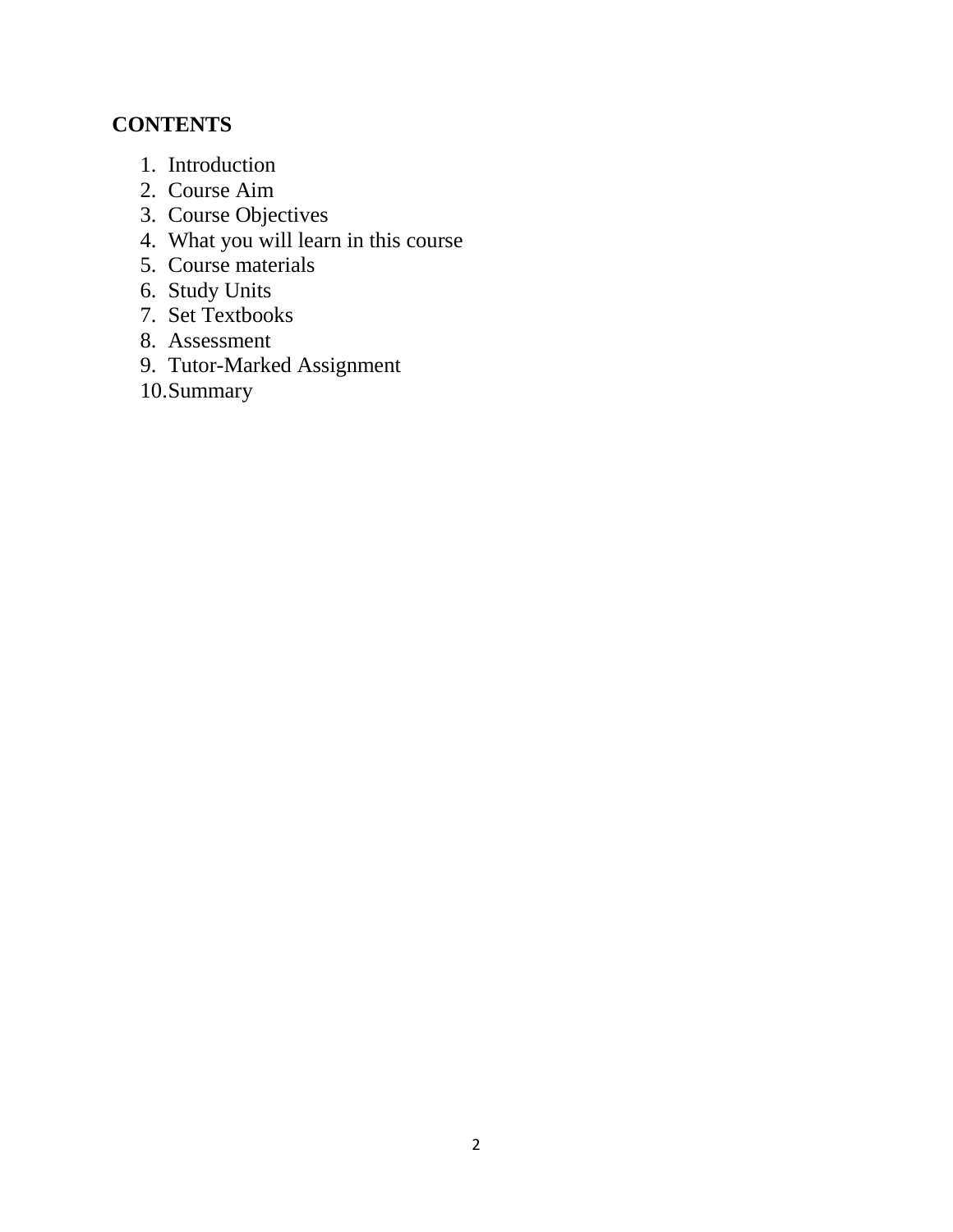**CONTENTS**

1. Introduction
2. Course Aim
3. Course Objectives
4. What you will learn in this course
5. Course materials
6. Study Units
7. Set Textbooks
8. Assessment
9. Tutor-Marked Assignment
10. Summary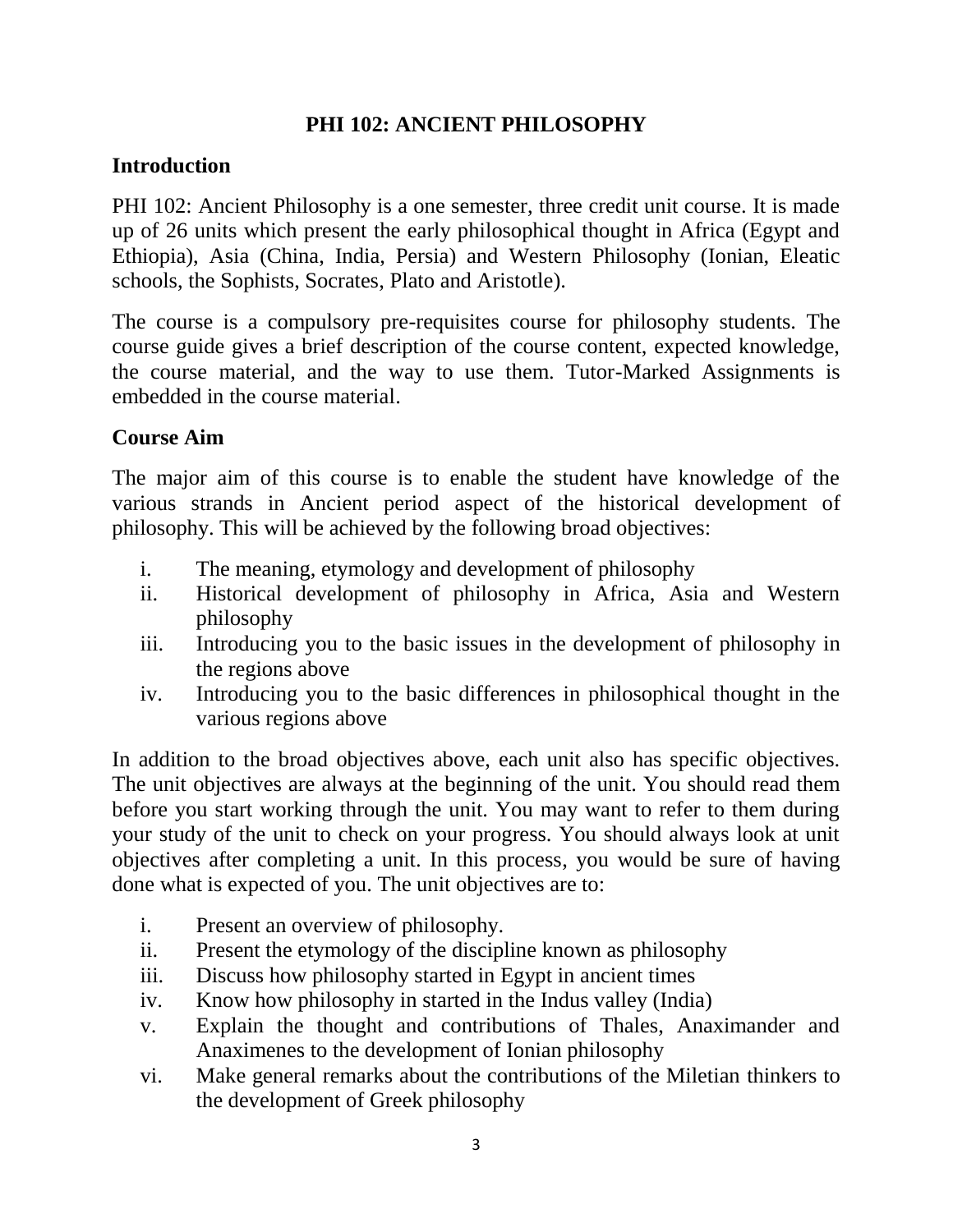# PHI 102: ANCIENT PHILOSOPHY

## Introduction

PHI 102: Ancient Philosophy is a one semester, three credit unit course. It is made up of 26 units which present the early philosophical thought in Africa (Egypt and Ethiopia), Asia (China, India, Persia) and Western Philosophy (Ionian, Eleatic schools, the Sophists, Socrates, Plato and Aristotle).

The course is a compulsory pre-requisites course for philosophy students. The course guide gives a brief description of the course content, expected knowledge, the course material, and the way to use them. Tutor-Marked Assignments is embedded in the course material.

## Course Aim

The major aim of this course is to enable the student have knowledge of the various strands in Ancient period aspect of the historical development of philosophy. This will be achieved by the following broad objectives:

i. The meaning, etymology and development of philosophy
ii. Historical development of philosophy in Africa, Asia and Western philosophy
iii. Introducing you to the basic issues in the development of philosophy in the regions above
iv. Introducing you to the basic differences in philosophical thought in the various regions above

In addition to the broad objectives above, each unit also has specific objectives. The unit objectives are always at the beginning of the unit. You should read them before you start working through the unit. You may want to refer to them during your study of the unit to check on your progress. You should always look at unit objectives after completing a unit. In this process, you would be sure of having done what is expected of you. The unit objectives are to:

i. Present an overview of philosophy.
ii. Present the etymology of the discipline known as philosophy
iii. Discuss how philosophy started in Egypt in ancient times
iv. Know how philosophy in started in the Indus valley (India)
v. Explain the thought and contributions of Thales, Anaximander and Anaximenes to the development of Ionian philosophy
vi. Make general remarks about the contributions of the Miletian thinkers to the development of Greek philosophy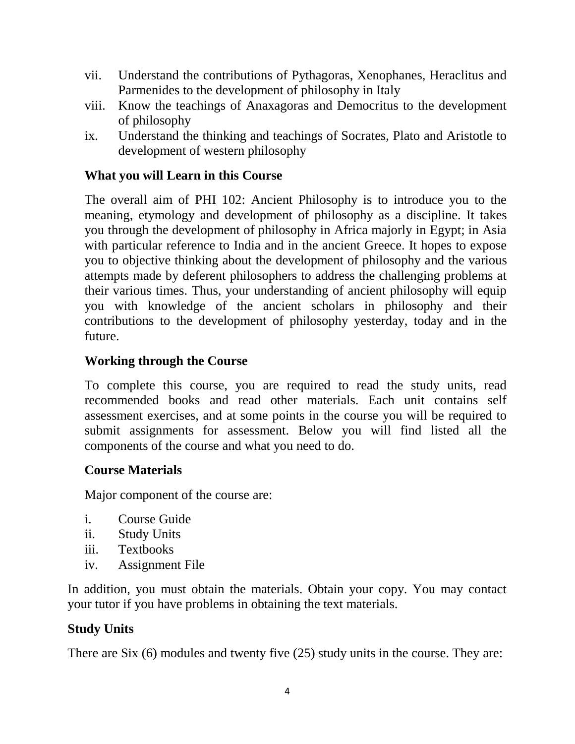vii. Understand the contributions of Pythagoras, Xenophanes, Heraclitus and Parmenides to the development of philosophy in Italy
viii. Know the teachings of Anaxagoras and Democritus to the development of philosophy
ix. Understand the thinking and teachings of Socrates, Plato and Aristotle to development of western philosophy

**What you will Learn in this Course**

The overall aim of PHI 102: Ancient Philosophy is to introduce you to the meaning, etymology and development of philosophy as a discipline. It takes you through the development of philosophy in Africa majorly in Egypt; in Asia with particular reference to India and in the ancient Greece. It hopes to expose you to objective thinking about the development of philosophy and the various attempts made by deferent philosophers to address the challenging problems at their various times. Thus, your understanding of ancient philosophy will equip you with knowledge of the ancient scholars in philosophy and their contributions to the development of philosophy yesterday, today and in the future.

**Working through the Course**

To complete this course, you are required to read the study units, read recommended books and read other materials. Each unit contains self assessment exercises, and at some points in the course you will be required to submit assignments for assessment. Below you will find listed all the components of the course and what you need to do.

**Course Materials**

Major component of the course are:

i. Course Guide
ii. Study Units
iii. Textbooks
iv. Assignment File

In addition, you must obtain the materials. Obtain your copy. You may contact your tutor if you have problems in obtaining the text materials.

**Study Units**

There are Six (6) modules and twenty five (25) study units in the course. They are: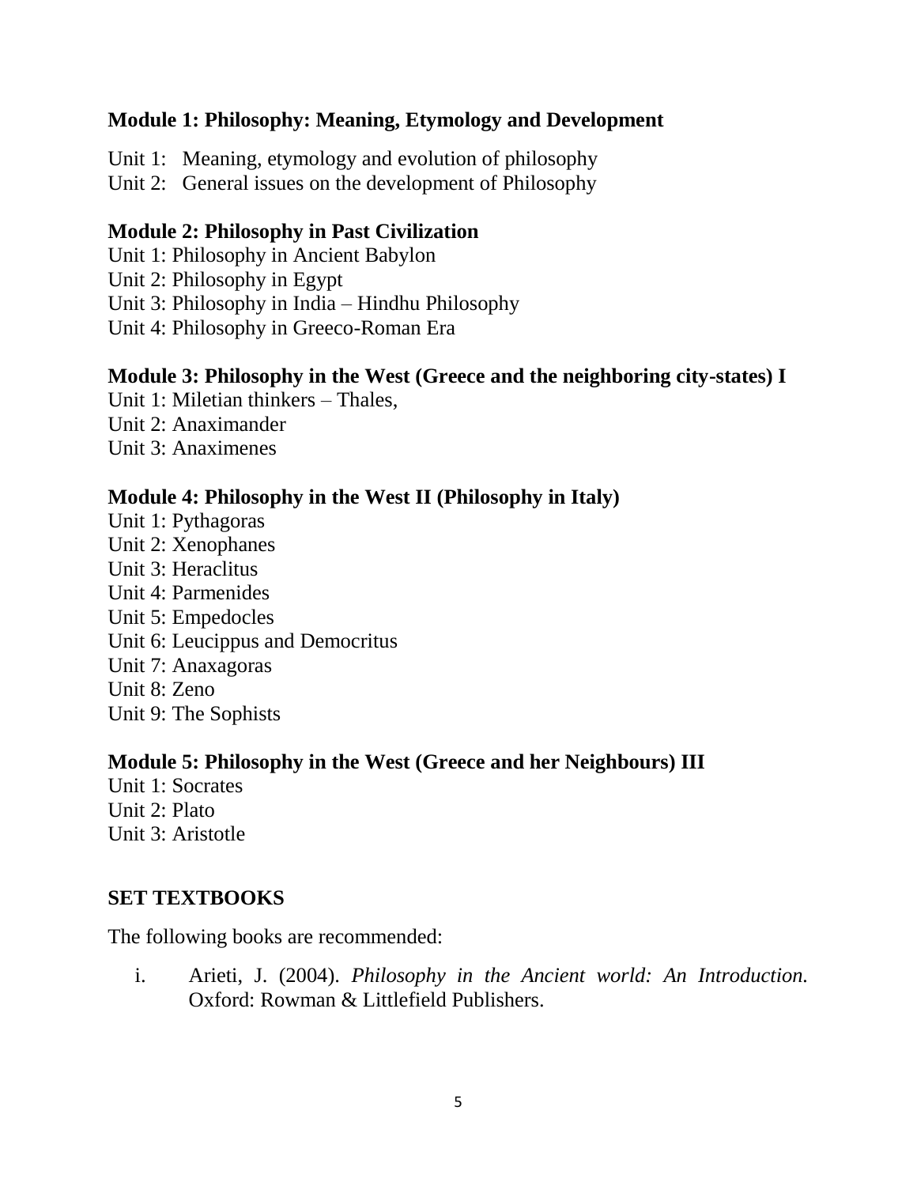**Module 1: Philosophy: Meaning, Etymology and Development**

Unit 1: Meaning, etymology and evolution of philosophy
Unit 2: General issues on the development of Philosophy

**Module 2: Philosophy in Past Civilization**

Unit 1: Philosophy in Ancient Babylon
Unit 2: Philosophy in Egypt
Unit 3: Philosophy in India – Hindhu Philosophy
Unit 4: Philosophy in Greeco-Roman Era

**Module 3: Philosophy in the West (Greece and the neighboring city-states) I**

Unit 1: Miletian thinkers – Thales,
Unit 2: Anaximander
Unit 3: Anaximenes

**Module 4: Philosophy in the West II (Philosophy in Italy)**

Unit 1: Pythagoras
Unit 2: Xenophanes
Unit 3: Heraclitus
Unit 4: Parmenides
Unit 5: Empedocles
Unit 6: Leucippus and Democritus
Unit 7: Anaxagoras
Unit 8: Zeno
Unit 9: The Sophists

**Module 5: Philosophy in the West (Greece and her Neighbours) III**

Unit 1: Socrates
Unit 2: Plato
Unit 3: Aristotle

## SET TEXTBOOKS

The following books are recommended:

i. Arieti, J. (2004). *Philosophy in the Ancient world: An Introduction.* Oxford: Rowman & Littlefield Publishers.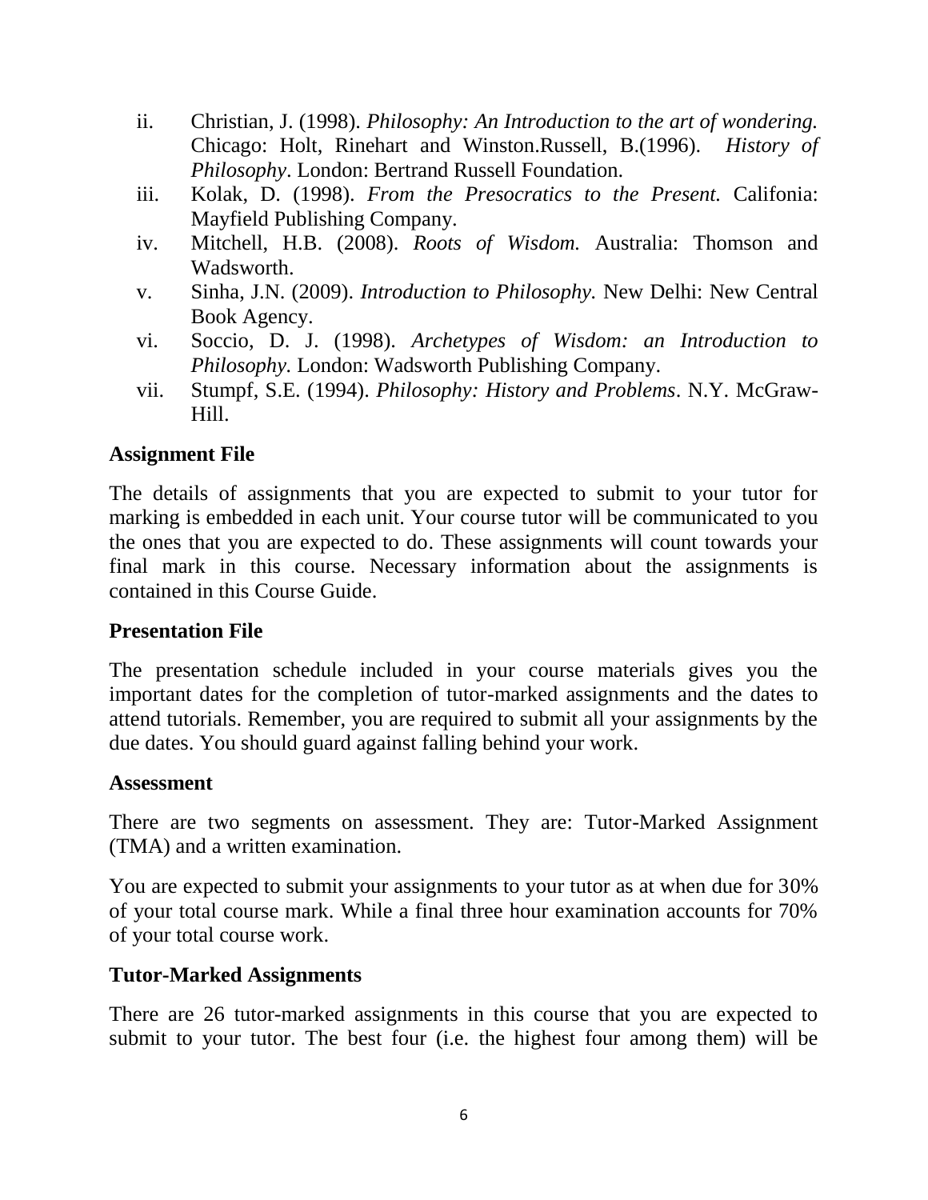ii. Christian, J. (1998). *Philosophy: An Introduction to the art of wondering.* Chicago: Holt, Rinehart and Winston.Russell, B.(1996). *History of Philosophy*. London: Bertrand Russell Foundation.

iii. Kolak, D. (1998). *From the Presocratics to the Present.* Califonia: Mayfield Publishing Company.

iv. Mitchell, H.B. (2008). *Roots of Wisdom.* Australia: Thomson and Wadsworth.

v. Sinha, J.N. (2009). *Introduction to Philosophy.* New Delhi: New Central Book Agency.

vi. Soccio, D. J. (1998). *Archetypes of Wisdom: an Introduction to Philosophy.* London: Wadsworth Publishing Company.

vii. Stumpf, S.E. (1994). *Philosophy: History and Problems*. N.Y. McGraw-Hill.

### Assignment File

The details of assignments that you are expected to submit to your tutor for marking is embedded in each unit. Your course tutor will be communicated to you the ones that you are expected to do. These assignments will count towards your final mark in this course. Necessary information about the assignments is contained in this Course Guide.

### Presentation File

The presentation schedule included in your course materials gives you the important dates for the completion of tutor-marked assignments and the dates to attend tutorials. Remember, you are required to submit all your assignments by the due dates. You should guard against falling behind your work.

### Assessment

There are two segments on assessment. They are: Tutor-Marked Assignment (TMA) and a written examination.

You are expected to submit your assignments to your tutor as at when due for 30% of your total course mark. While a final three hour examination accounts for 70% of your total course work.

### Tutor-Marked Assignments

There are 26 tutor-marked assignments in this course that you are expected to submit to your tutor. The best four (i.e. the highest four among them) will be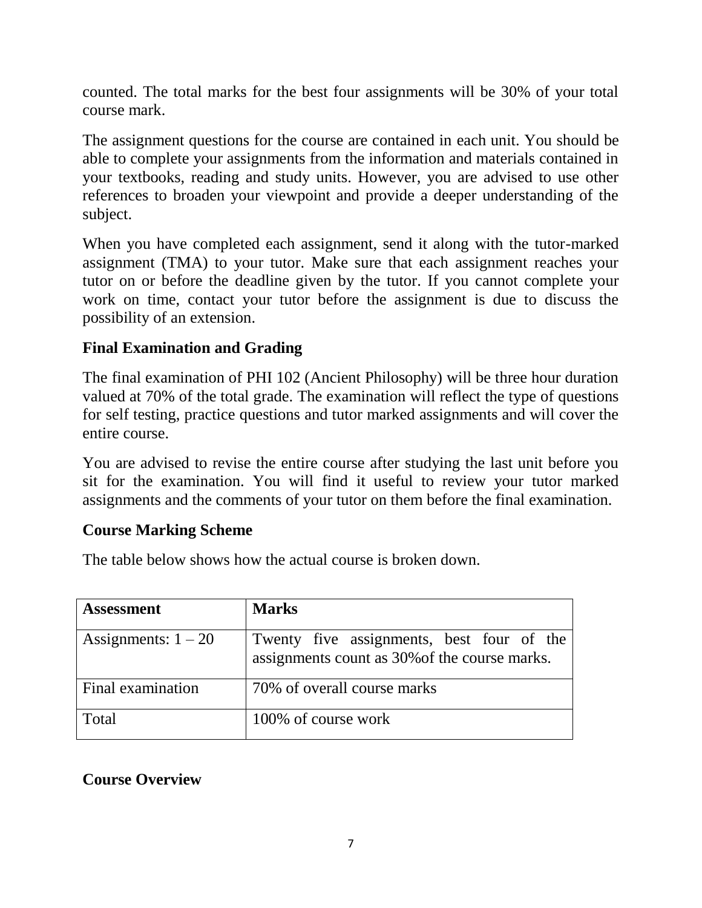counted. The total marks for the best four assignments will be 30% of your total course mark.

The assignment questions for the course are contained in each unit. You should be able to complete your assignments from the information and materials contained in your textbooks, reading and study units. However, you are advised to use other references to broaden your viewpoint and provide a deeper understanding of the subject.

When you have completed each assignment, send it along with the tutor-marked assignment (TMA) to your tutor. Make sure that each assignment reaches your tutor on or before the deadline given by the tutor. If you cannot complete your work on time, contact your tutor before the assignment is due to discuss the possibility of an extension.

## Final Examination and Grading

The final examination of PHI 102 (Ancient Philosophy) will be three hour duration valued at 70% of the total grade. The examination will reflect the type of questions for self testing, practice questions and tutor marked assignments and will cover the entire course.

You are advised to revise the entire course after studying the last unit before you sit for the examination. You will find it useful to review your tutor marked assignments and the comments of your tutor on them before the final examination.

## Course Marking Scheme

The table below shows how the actual course is broken down.

| **Assessment** | **Marks** |
|---|---|
| Assignments: 1 – 20 | Twenty five assignments, best four of the assignments count as 30%of the course marks. |
| Final examination | 70% of overall course marks |
| Total | 100% of course work |

## Course Overview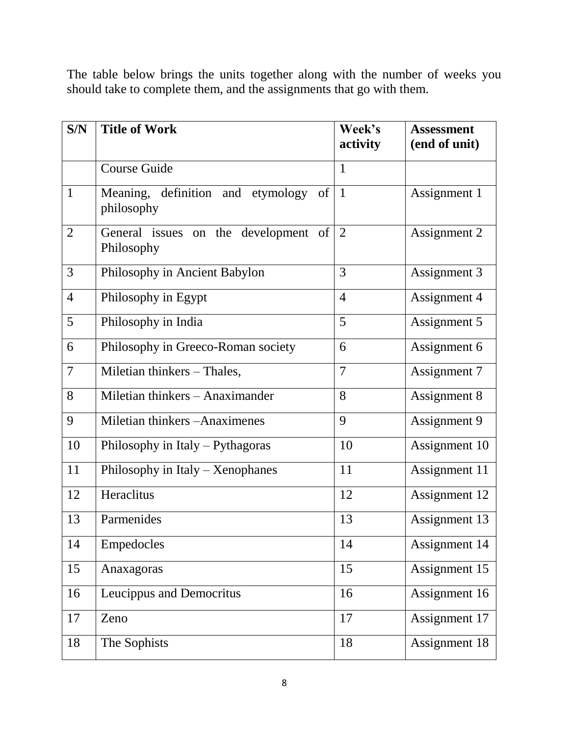The table below brings the units together along with the number of weeks you should take to complete them, and the assignments that go with them.

| S/N | Title of Work | Week's activity | Assessment (end of unit) |
|---|---|---|---|
| | Course Guide | 1 | |
| 1 | Meaning, definition and etymology of philosophy | 1 | Assignment 1 |
| 2 | General issues on the development of Philosophy | 2 | Assignment 2 |
| 3 | Philosophy in Ancient Babylon | 3 | Assignment 3 |
| 4 | Philosophy in Egypt | 4 | Assignment 4 |
| 5 | Philosophy in India | 5 | Assignment 5 |
| 6 | Philosophy in Greeco-Roman society | 6 | Assignment 6 |
| 7 | Miletian thinkers – Thales, | 7 | Assignment 7 |
| 8 | Miletian thinkers – Anaximander | 8 | Assignment 8 |
| 9 | Miletian thinkers –Anaximenes | 9 | Assignment 9 |
| 10 | Philosophy in Italy – Pythagoras | 10 | Assignment 10 |
| 11 | Philosophy in Italy – Xenophanes | 11 | Assignment 11 |
| 12 | Heraclitus | 12 | Assignment 12 |
| 13 | Parmenides | 13 | Assignment 13 |
| 14 | Empedocles | 14 | Assignment 14 |
| 15 | Anaxagoras | 15 | Assignment 15 |
| 16 | Leucippus and Democritus | 16 | Assignment 16 |
| 17 | Zeno | 17 | Assignment 17 |
| 18 | The Sophists | 18 | Assignment 18 |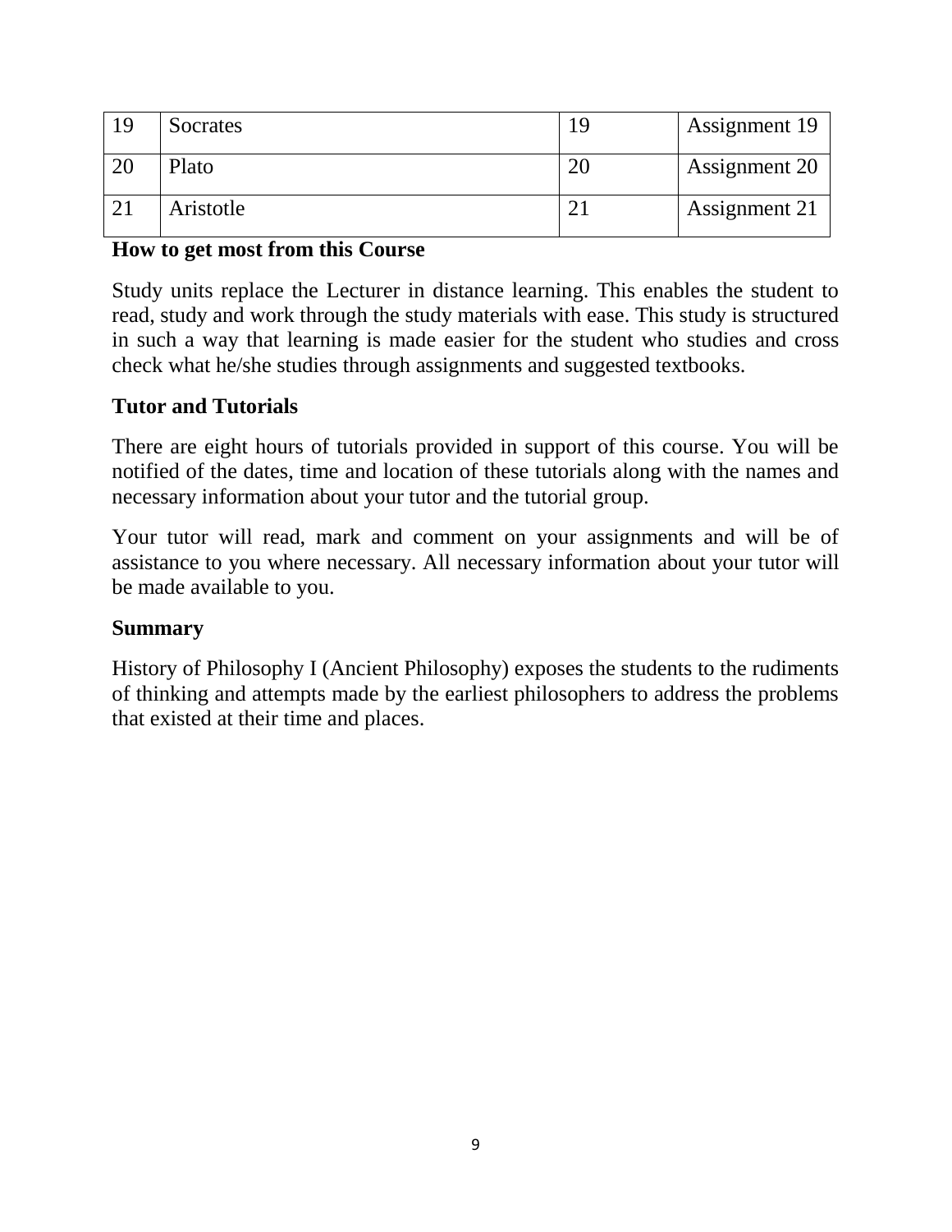| 19 | Socrates | 19 | Assignment 19 |
|---|---|---|---|
| 20 | Plato | 20 | Assignment 20 |
| 21 | Aristotle | 21 | Assignment 21 |

**How to get most from this Course**

Study units replace the Lecturer in distance learning. This enables the student to read, study and work through the study materials with ease. This study is structured in such a way that learning is made easier for the student who studies and cross check what he/she studies through assignments and suggested textbooks.

**Tutor and Tutorials**

There are eight hours of tutorials provided in support of this course. You will be notified of the dates, time and location of these tutorials along with the names and necessary information about your tutor and the tutorial group.

Your tutor will read, mark and comment on your assignments and will be of assistance to you where necessary. All necessary information about your tutor will be made available to you.

**Summary**

History of Philosophy I (Ancient Philosophy) exposes the students to the rudiments of thinking and attempts made by the earliest philosophers to address the problems that existed at their time and places.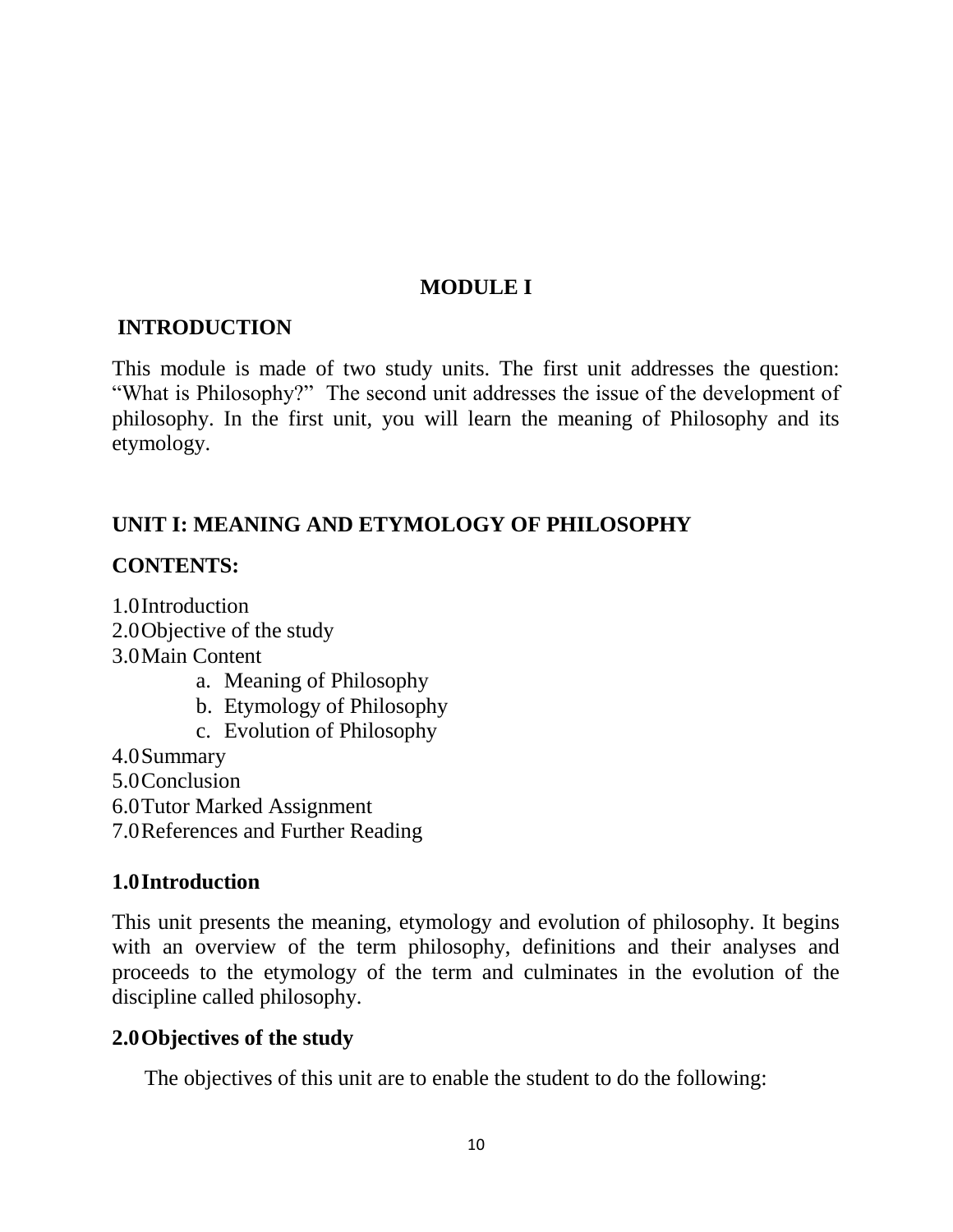## MODULE I

### INTRODUCTION

This module is made of two study units. The first unit addresses the question: "What is Philosophy?" The second unit addresses the issue of the development of philosophy. In the first unit, you will learn the meaning of Philosophy and its etymology.

### UNIT I: MEANING AND ETYMOLOGY OF PHILOSOPHY

**CONTENTS:**

1.0 Introduction
2.0 Objective of the study
3.0 Main Content
   a. Meaning of Philosophy
   b. Etymology of Philosophy
   c. Evolution of Philosophy
4.0 Summary
5.0 Conclusion
6.0 Tutor Marked Assignment
7.0 References and Further Reading

### 1.0 Introduction

This unit presents the meaning, etymology and evolution of philosophy. It begins with an overview of the term philosophy, definitions and their analyses and proceeds to the etymology of the term and culminates in the evolution of the discipline called philosophy.

### 2.0 Objectives of the study

The objectives of this unit are to enable the student to do the following: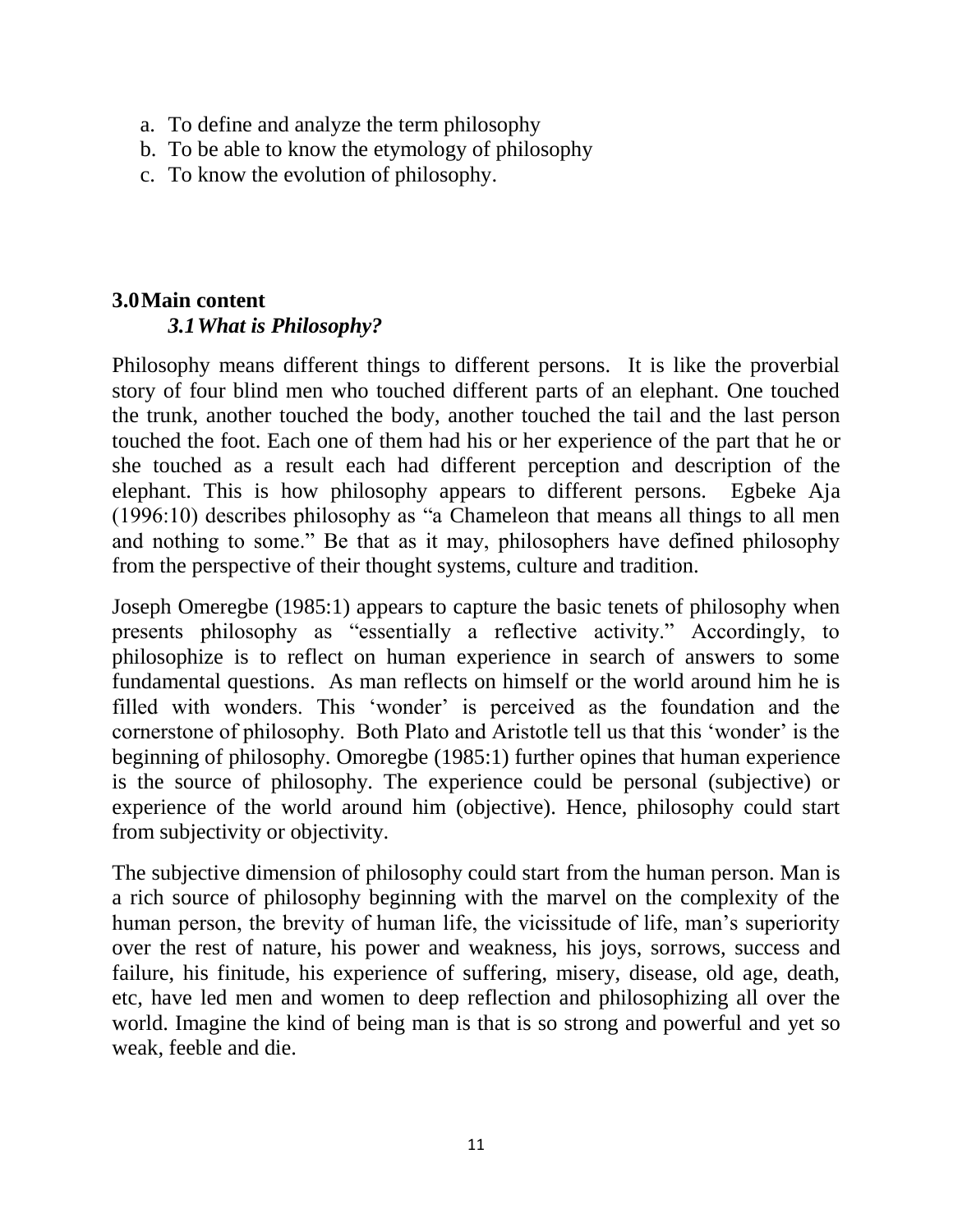a. To define and analyze the term philosophy
b. To be able to know the etymology of philosophy
c. To know the evolution of philosophy.

## 3.0 Main content

### *3.1 What is Philosophy?*

Philosophy means different things to different persons. It is like the proverbial story of four blind men who touched different parts of an elephant. One touched the trunk, another touched the body, another touched the tail and the last person touched the foot. Each one of them had his or her experience of the part that he or she touched as a result each had different perception and description of the elephant. This is how philosophy appears to different persons. Egbeke Aja (1996:10) describes philosophy as "a Chameleon that means all things to all men and nothing to some." Be that as it may, philosophers have defined philosophy from the perspective of their thought systems, culture and tradition.

Joseph Omeregbe (1985:1) appears to capture the basic tenets of philosophy when presents philosophy as "essentially a reflective activity." Accordingly, to philosophize is to reflect on human experience in search of answers to some fundamental questions. As man reflects on himself or the world around him he is filled with wonders. This 'wonder' is perceived as the foundation and the cornerstone of philosophy. Both Plato and Aristotle tell us that this 'wonder' is the beginning of philosophy. Omoregbe (1985:1) further opines that human experience is the source of philosophy. The experience could be personal (subjective) or experience of the world around him (objective). Hence, philosophy could start from subjectivity or objectivity.

The subjective dimension of philosophy could start from the human person. Man is a rich source of philosophy beginning with the marvel on the complexity of the human person, the brevity of human life, the vicissitude of life, man's superiority over the rest of nature, his power and weakness, his joys, sorrows, success and failure, his finitude, his experience of suffering, misery, disease, old age, death, etc, have led men and women to deep reflection and philosophizing all over the world. Imagine the kind of being man is that is so strong and powerful and yet so weak, feeble and die.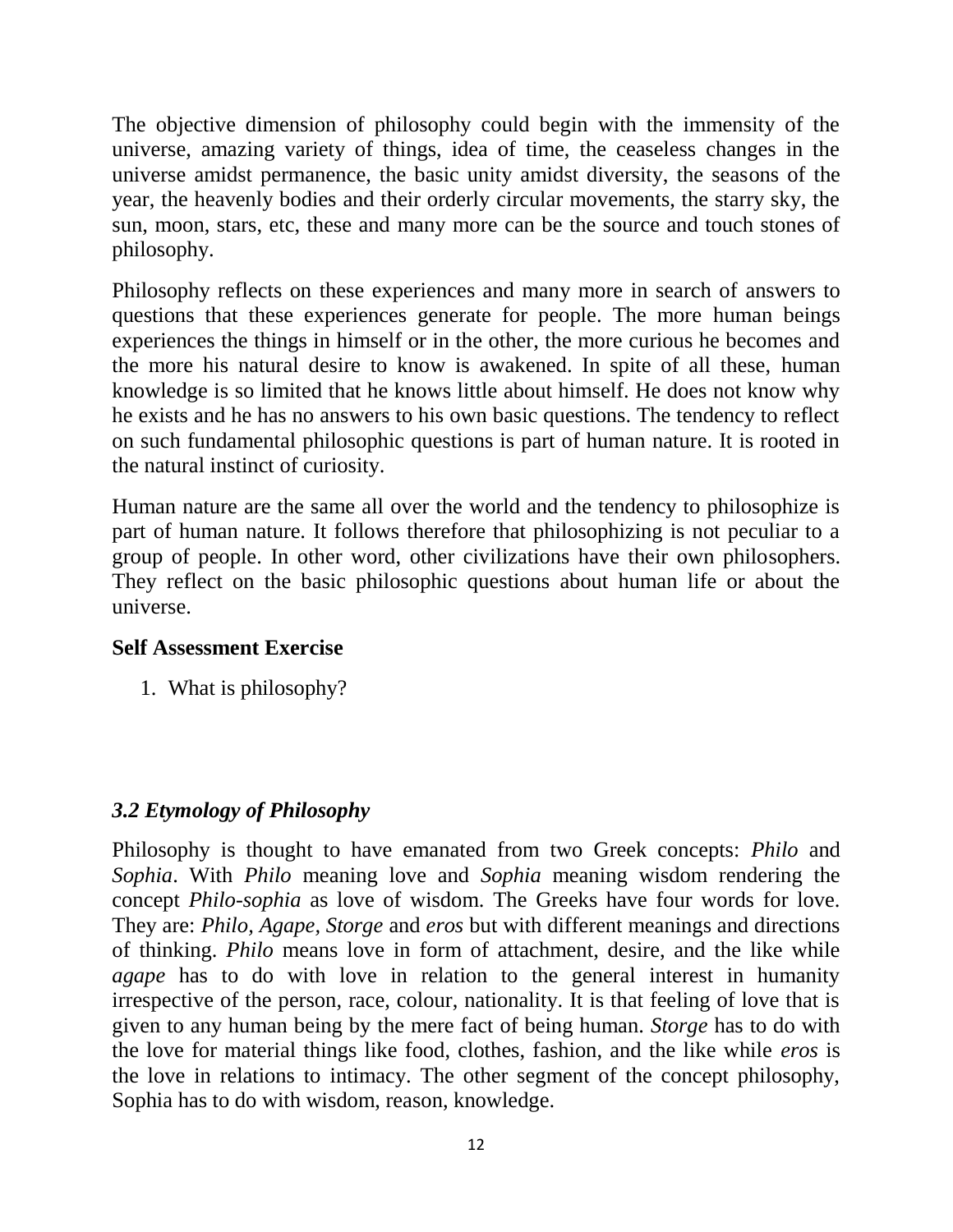The objective dimension of philosophy could begin with the immensity of the universe, amazing variety of things, idea of time, the ceaseless changes in the universe amidst permanence, the basic unity amidst diversity, the seasons of the year, the heavenly bodies and their orderly circular movements, the starry sky, the sun, moon, stars, etc, these and many more can be the source and touch stones of philosophy.

Philosophy reflects on these experiences and many more in search of answers to questions that these experiences generate for people. The more human beings experiences the things in himself or in the other, the more curious he becomes and the more his natural desire to know is awakened. In spite of all these, human knowledge is so limited that he knows little about himself. He does not know why he exists and he has no answers to his own basic questions. The tendency to reflect on such fundamental philosophic questions is part of human nature. It is rooted in the natural instinct of curiosity.

Human nature are the same all over the world and the tendency to philosophize is part of human nature. It follows therefore that philosophizing is not peculiar to a group of people. In other word, other civilizations have their own philosophers. They reflect on the basic philosophic questions about human life or about the universe.

**Self Assessment Exercise**

1. What is philosophy?

### *3.2 Etymology of Philosophy*

Philosophy is thought to have emanated from two Greek concepts: *Philo* and *Sophia*. With *Philo* meaning love and *Sophia* meaning wisdom rendering the concept *Philo-sophia* as love of wisdom. The Greeks have four words for love. They are: *Philo, Agape, Storge* and *eros* but with different meanings and directions of thinking. *Philo* means love in form of attachment, desire, and the like while *agape* has to do with love in relation to the general interest in humanity irrespective of the person, race, colour, nationality. It is that feeling of love that is given to any human being by the mere fact of being human. *Storge* has to do with the love for material things like food, clothes, fashion, and the like while *eros* is the love in relations to intimacy. The other segment of the concept philosophy, Sophia has to do with wisdom, reason, knowledge.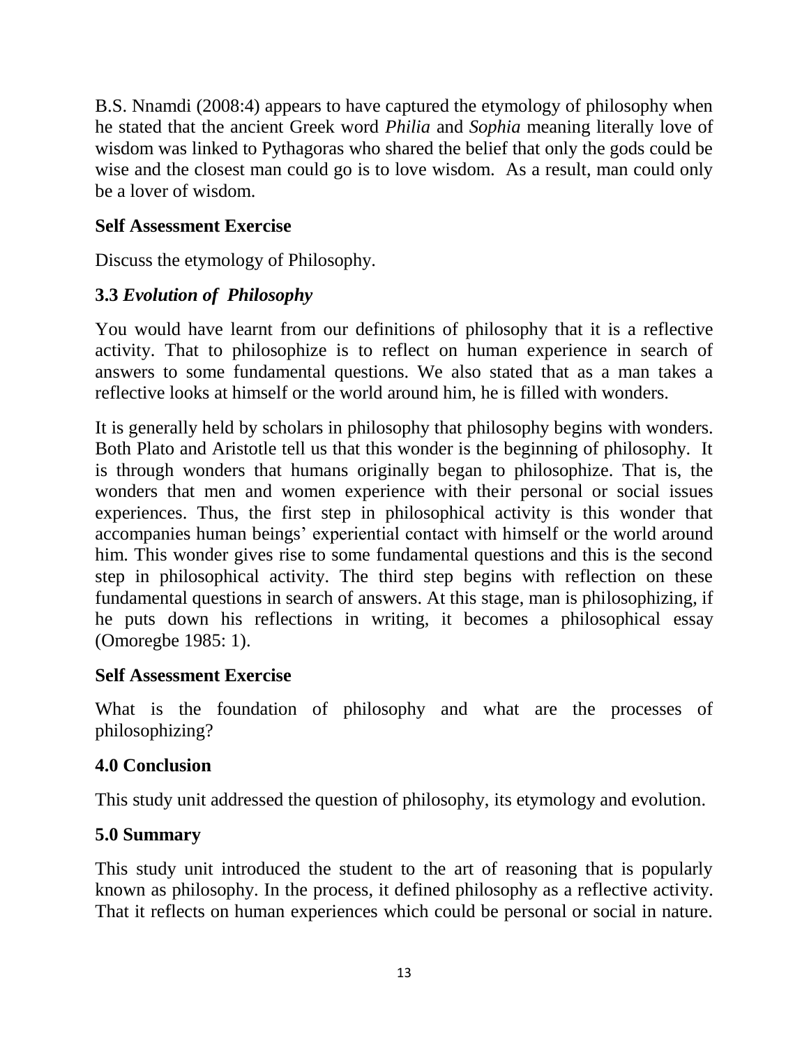B.S. Nnamdi (2008:4) appears to have captured the etymology of philosophy when he stated that the ancient Greek word *Philia* and *Sophia* meaning literally love of wisdom was linked to Pythagoras who shared the belief that only the gods could be wise and the closest man could go is to love wisdom. As a result, man could only be a lover of wisdom.

**Self Assessment Exercise**

Discuss the etymology of Philosophy.

### 3.3 *Evolution of Philosophy*

You would have learnt from our definitions of philosophy that it is a reflective activity. That to philosophize is to reflect on human experience in search of answers to some fundamental questions. We also stated that as a man takes a reflective looks at himself or the world around him, he is filled with wonders.

It is generally held by scholars in philosophy that philosophy begins with wonders. Both Plato and Aristotle tell us that this wonder is the beginning of philosophy. It is through wonders that humans originally began to philosophize. That is, the wonders that men and women experience with their personal or social issues experiences. Thus, the first step in philosophical activity is this wonder that accompanies human beings' experiential contact with himself or the world around him. This wonder gives rise to some fundamental questions and this is the second step in philosophical activity. The third step begins with reflection on these fundamental questions in search of answers. At this stage, man is philosophizing, if he puts down his reflections in writing, it becomes a philosophical essay (Omoregbe 1985: 1).

**Self Assessment Exercise**

What is the foundation of philosophy and what are the processes of philosophizing?

## 4.0 Conclusion

This study unit addressed the question of philosophy, its etymology and evolution.

## 5.0 Summary

This study unit introduced the student to the art of reasoning that is popularly known as philosophy. In the process, it defined philosophy as a reflective activity. That it reflects on human experiences which could be personal or social in nature.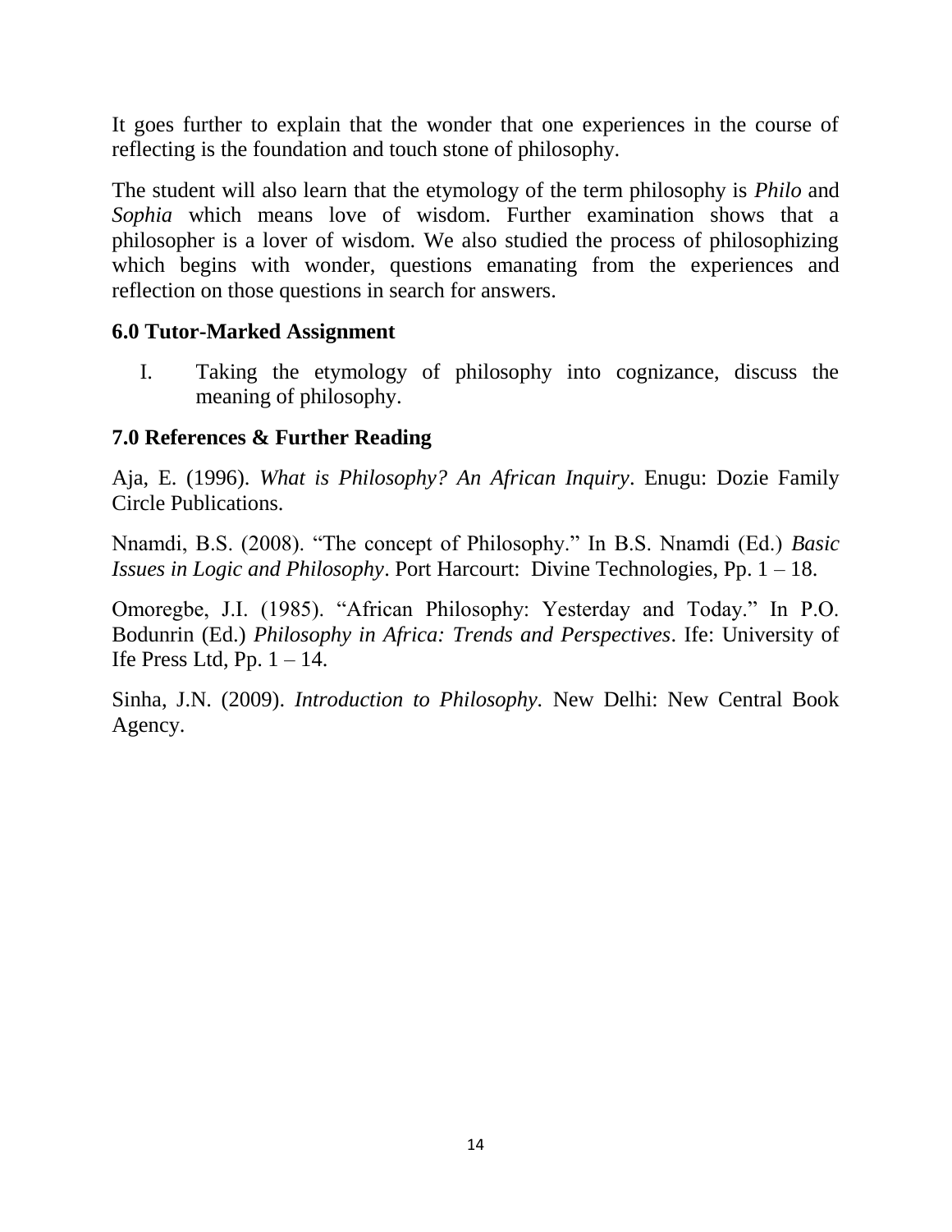It goes further to explain that the wonder that one experiences in the course of reflecting is the foundation and touch stone of philosophy.

The student will also learn that the etymology of the term philosophy is *Philo* and *Sophia* which means love of wisdom. Further examination shows that a philosopher is a lover of wisdom. We also studied the process of philosophizing which begins with wonder, questions emanating from the experiences and reflection on those questions in search for answers.

## 6.0 Tutor-Marked Assignment

I. Taking the etymology of philosophy into cognizance, discuss the meaning of philosophy.

## 7.0 References & Further Reading

Aja, E. (1996). *What is Philosophy? An African Inquiry*. Enugu: Dozie Family Circle Publications.

Nnamdi, B.S. (2008). "The concept of Philosophy." In B.S. Nnamdi (Ed.) *Basic Issues in Logic and Philosophy*. Port Harcourt: Divine Technologies, Pp. 1 – 18.

Omoregbe, J.I. (1985). "African Philosophy: Yesterday and Today." In P.O. Bodunrin (Ed.) *Philosophy in Africa: Trends and Perspectives*. Ife: University of Ife Press Ltd, Pp. 1 – 14.

Sinha, J.N. (2009). *Introduction to Philosophy.* New Delhi: New Central Book Agency.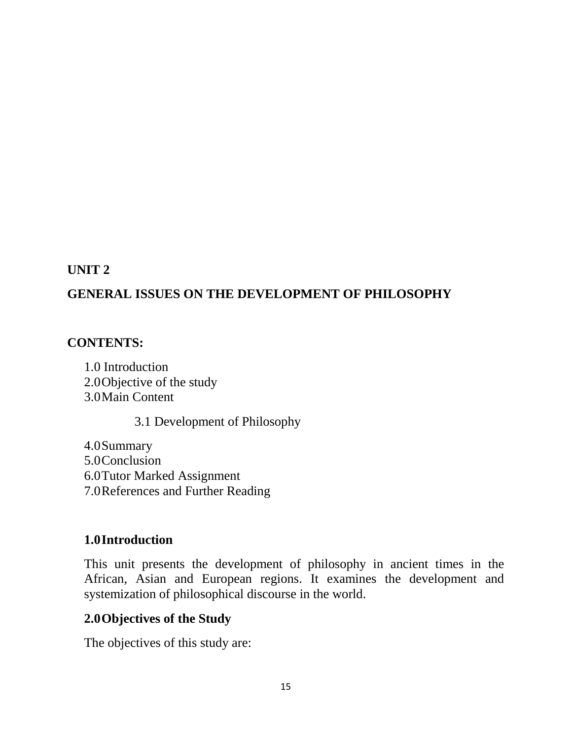# UNIT 2

## GENERAL ISSUES ON THE DEVELOPMENT OF PHILOSOPHY

**CONTENTS:**

1.0 Introduction
2.0 Objective of the study
3.0 Main Content
  3.1 Development of Philosophy
4.0 Summary
5.0 Conclusion
6.0 Tutor Marked Assignment
7.0 References and Further Reading

### 1.0 Introduction

This unit presents the development of philosophy in ancient times in the African, Asian and European regions. It examines the development and systemization of philosophical discourse in the world.

### 2.0 Objectives of the Study

The objectives of this study are: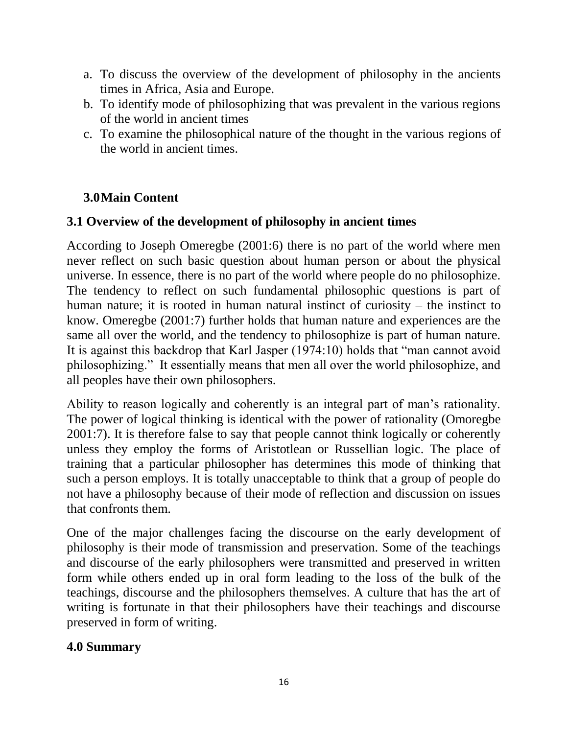a. To discuss the overview of the development of philosophy in the ancients times in Africa, Asia and Europe.
b. To identify mode of philosophizing that was prevalent in the various regions of the world in ancient times
c. To examine the philosophical nature of the thought in the various regions of the world in ancient times.

## 3.0 Main Content

### 3.1 Overview of the development of philosophy in ancient times

According to Joseph Omeregbe (2001:6) there is no part of the world where men never reflect on such basic question about human person or about the physical universe. In essence, there is no part of the world where people do no philosophize. The tendency to reflect on such fundamental philosophic questions is part of human nature; it is rooted in human natural instinct of curiosity – the instinct to know. Omeregbe (2001:7) further holds that human nature and experiences are the same all over the world, and the tendency to philosophize is part of human nature. It is against this backdrop that Karl Jasper (1974:10) holds that "man cannot avoid philosophizing." It essentially means that men all over the world philosophize, and all peoples have their own philosophers.

Ability to reason logically and coherently is an integral part of man's rationality. The power of logical thinking is identical with the power of rationality (Omoregbe 2001:7). It is therefore false to say that people cannot think logically or coherently unless they employ the forms of Aristotlean or Russellian logic. The place of training that a particular philosopher has determines this mode of thinking that such a person employs. It is totally unacceptable to think that a group of people do not have a philosophy because of their mode of reflection and discussion on issues that confronts them.

One of the major challenges facing the discourse on the early development of philosophy is their mode of transmission and preservation. Some of the teachings and discourse of the early philosophers were transmitted and preserved in written form while others ended up in oral form leading to the loss of the bulk of the teachings, discourse and the philosophers themselves. A culture that has the art of writing is fortunate in that their philosophers have their teachings and discourse preserved in form of writing.

## 4.0 Summary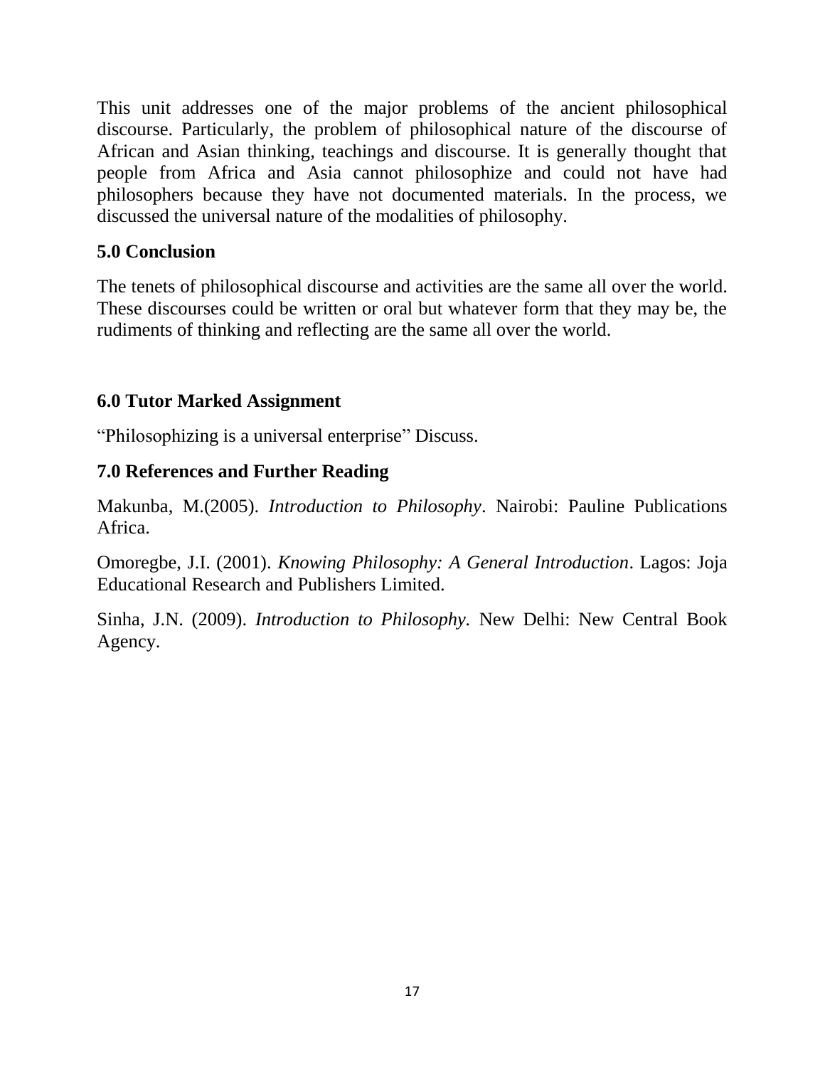This unit addresses one of the major problems of the ancient philosophical discourse. Particularly, the problem of philosophical nature of the discourse of African and Asian thinking, teachings and discourse. It is generally thought that people from Africa and Asia cannot philosophize and could not have had philosophers because they have not documented materials. In the process, we discussed the universal nature of the modalities of philosophy.

## 5.0 Conclusion

The tenets of philosophical discourse and activities are the same all over the world. These discourses could be written or oral but whatever form that they may be, the rudiments of thinking and reflecting are the same all over the world.

## 6.0 Tutor Marked Assignment

"Philosophizing is a universal enterprise" Discuss.

## 7.0 References and Further Reading

Makunba, M.(2005). *Introduction to Philosophy*. Nairobi: Pauline Publications Africa.

Omoregbe, J.I. (2001). *Knowing Philosophy: A General Introduction*. Lagos: Joja Educational Research and Publishers Limited.

Sinha, J.N. (2009). *Introduction to Philosophy*. New Delhi: New Central Book Agency.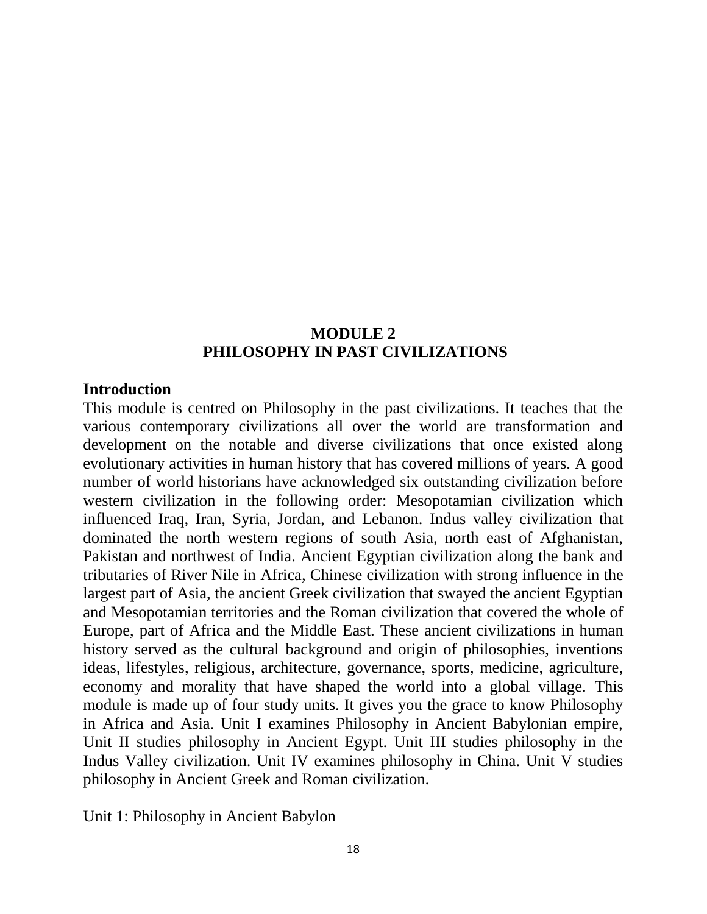# MODULE 2
# PHILOSOPHY IN PAST CIVILIZATIONS

## Introduction

This module is centred on Philosophy in the past civilizations. It teaches that the various contemporary civilizations all over the world are transformation and development on the notable and diverse civilizations that once existed along evolutionary activities in human history that has covered millions of years. A good number of world historians have acknowledged six outstanding civilization before western civilization in the following order: Mesopotamian civilization which influenced Iraq, Iran, Syria, Jordan, and Lebanon. Indus valley civilization that dominated the north western regions of south Asia, north east of Afghanistan, Pakistan and northwest of India. Ancient Egyptian civilization along the bank and tributaries of River Nile in Africa, Chinese civilization with strong influence in the largest part of Asia, the ancient Greek civilization that swayed the ancient Egyptian and Mesopotamian territories and the Roman civilization that covered the whole of Europe, part of Africa and the Middle East. These ancient civilizations in human history served as the cultural background and origin of philosophies, inventions ideas, lifestyles, religious, architecture, governance, sports, medicine, agriculture, economy and morality that have shaped the world into a global village. This module is made up of four study units. It gives you the grace to know Philosophy in Africa and Asia. Unit I examines Philosophy in Ancient Babylonian empire, Unit II studies philosophy in Ancient Egypt. Unit III studies philosophy in the Indus Valley civilization. Unit IV examines philosophy in China. Unit V studies philosophy in Ancient Greek and Roman civilization.

Unit 1: Philosophy in Ancient Babylon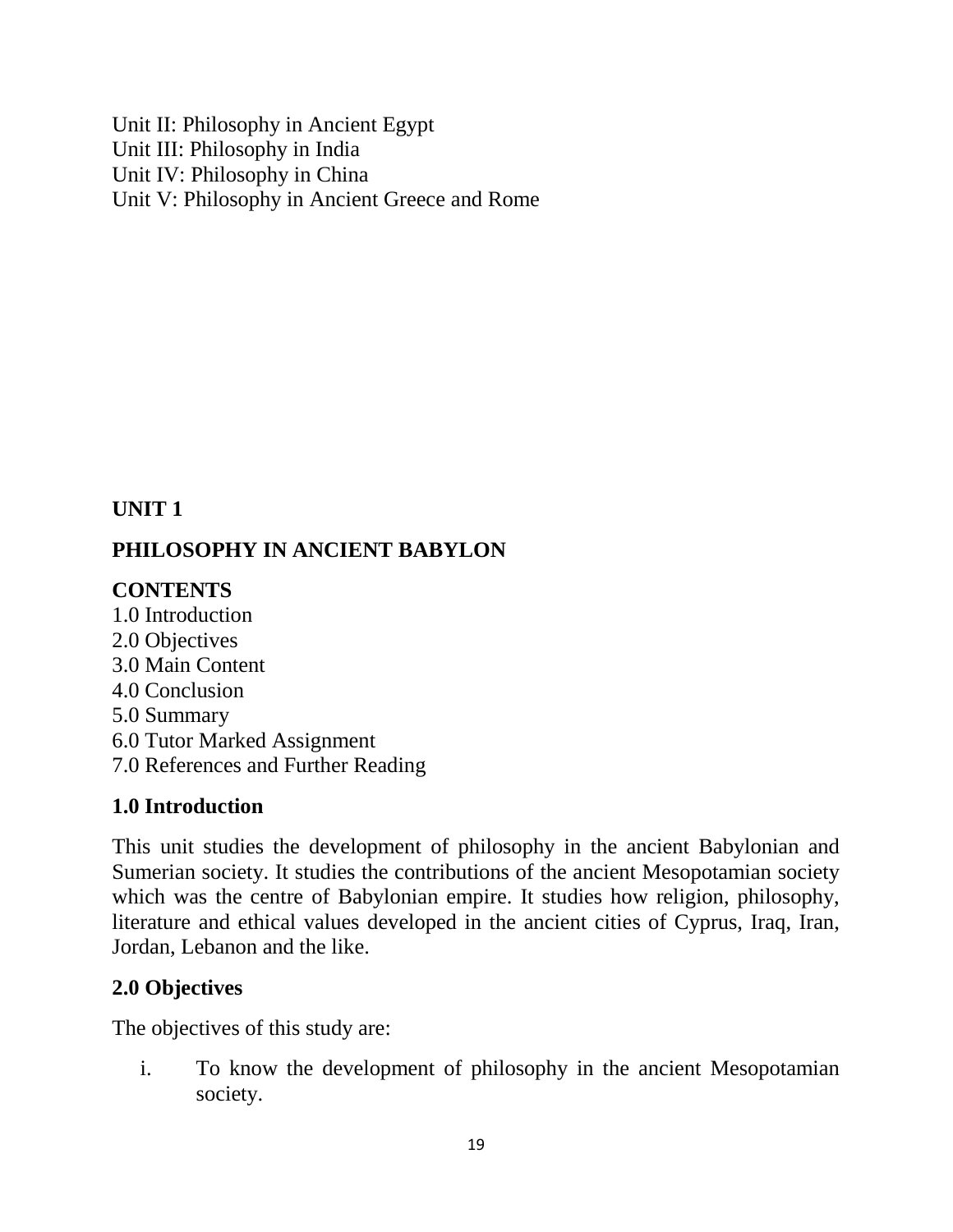Unit II: Philosophy in Ancient Egypt
Unit III: Philosophy in India
Unit IV: Philosophy in China
Unit V: Philosophy in Ancient Greece and Rome

## UNIT 1

## PHILOSOPHY IN ANCIENT BABYLON

**CONTENTS**

1.0 Introduction
2.0 Objectives
3.0 Main Content
4.0 Conclusion
5.0 Summary
6.0 Tutor Marked Assignment
7.0 References and Further Reading

### 1.0 Introduction

This unit studies the development of philosophy in the ancient Babylonian and Sumerian society. It studies the contributions of the ancient Mesopotamian society which was the centre of Babylonian empire. It studies how religion, philosophy, literature and ethical values developed in the ancient cities of Cyprus, Iraq, Iran, Jordan, Lebanon and the like.

### 2.0 Objectives

The objectives of this study are:

i. To know the development of philosophy in the ancient Mesopotamian society.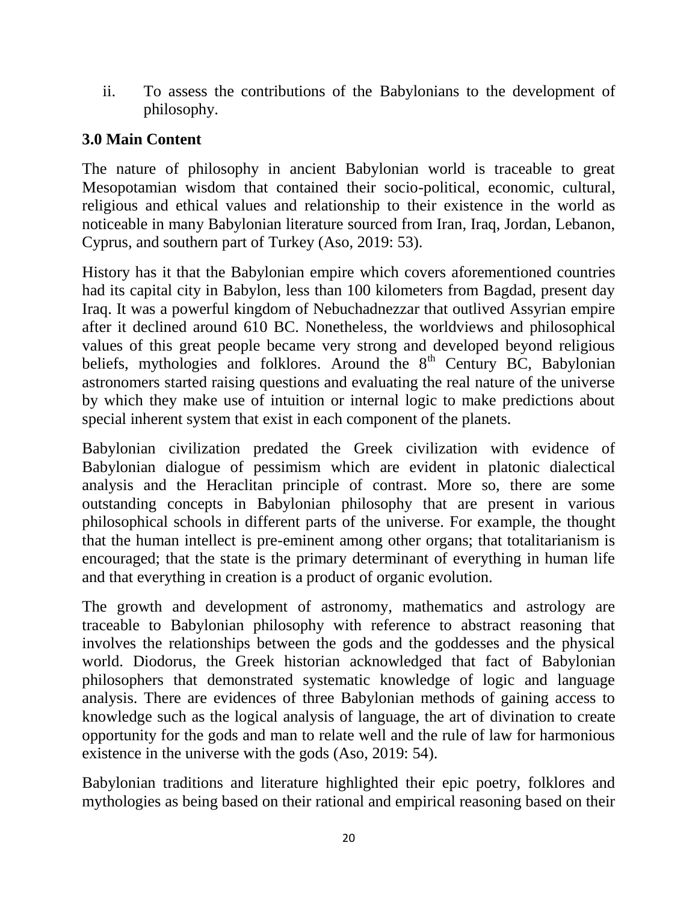ii. To assess the contributions of the Babylonians to the development of philosophy.

## 3.0 Main Content

The nature of philosophy in ancient Babylonian world is traceable to great Mesopotamian wisdom that contained their socio-political, economic, cultural, religious and ethical values and relationship to their existence in the world as noticeable in many Babylonian literature sourced from Iran, Iraq, Jordan, Lebanon, Cyprus, and southern part of Turkey (Aso, 2019: 53).

History has it that the Babylonian empire which covers aforementioned countries had its capital city in Babylon, less than 100 kilometers from Bagdad, present day Iraq. It was a powerful kingdom of Nebuchadnezzar that outlived Assyrian empire after it declined around 610 BC. Nonetheless, the worldviews and philosophical values of this great people became very strong and developed beyond religious beliefs, mythologies and folklores. Around the 8th Century BC, Babylonian astronomers started raising questions and evaluating the real nature of the universe by which they make use of intuition or internal logic to make predictions about special inherent system that exist in each component of the planets.

Babylonian civilization predated the Greek civilization with evidence of Babylonian dialogue of pessimism which are evident in platonic dialectical analysis and the Heraclitan principle of contrast. More so, there are some outstanding concepts in Babylonian philosophy that are present in various philosophical schools in different parts of the universe. For example, the thought that the human intellect is pre-eminent among other organs; that totalitarianism is encouraged; that the state is the primary determinant of everything in human life and that everything in creation is a product of organic evolution.

The growth and development of astronomy, mathematics and astrology are traceable to Babylonian philosophy with reference to abstract reasoning that involves the relationships between the gods and the goddesses and the physical world. Diodorus, the Greek historian acknowledged that fact of Babylonian philosophers that demonstrated systematic knowledge of logic and language analysis. There are evidences of three Babylonian methods of gaining access to knowledge such as the logical analysis of language, the art of divination to create opportunity for the gods and man to relate well and the rule of law for harmonious existence in the universe with the gods (Aso, 2019: 54).

Babylonian traditions and literature highlighted their epic poetry, folklores and mythologies as being based on their rational and empirical reasoning based on their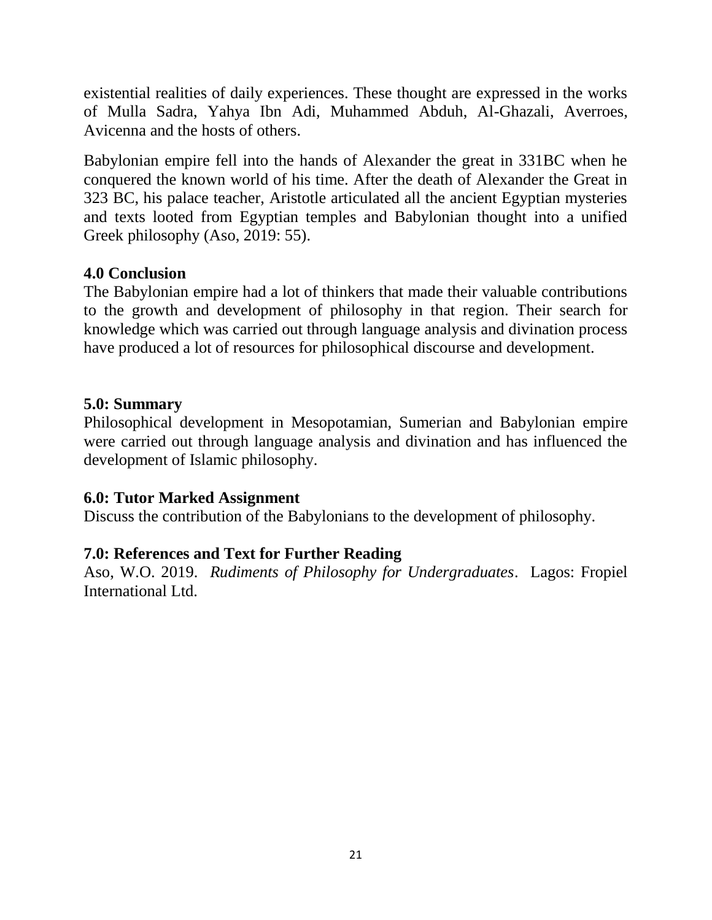existential realities of daily experiences. These thought are expressed in the works of Mulla Sadra, Yahya Ibn Adi, Muhammed Abduh, Al-Ghazali, Averroes, Avicenna and the hosts of others.

Babylonian empire fell into the hands of Alexander the great in 331BC when he conquered the known world of his time. After the death of Alexander the Great in 323 BC, his palace teacher, Aristotle articulated all the ancient Egyptian mysteries and texts looted from Egyptian temples and Babylonian thought into a unified Greek philosophy (Aso, 2019: 55).

## 4.0 Conclusion

The Babylonian empire had a lot of thinkers that made their valuable contributions to the growth and development of philosophy in that region. Their search for knowledge which was carried out through language analysis and divination process have produced a lot of resources for philosophical discourse and development.

## 5.0: Summary

Philosophical development in Mesopotamian, Sumerian and Babylonian empire were carried out through language analysis and divination and has influenced the development of Islamic philosophy.

## 6.0: Tutor Marked Assignment

Discuss the contribution of the Babylonians to the development of philosophy.

## 7.0: References and Text for Further Reading

Aso, W.O. 2019. *Rudiments of Philosophy for Undergraduates*. Lagos: Fropiel International Ltd.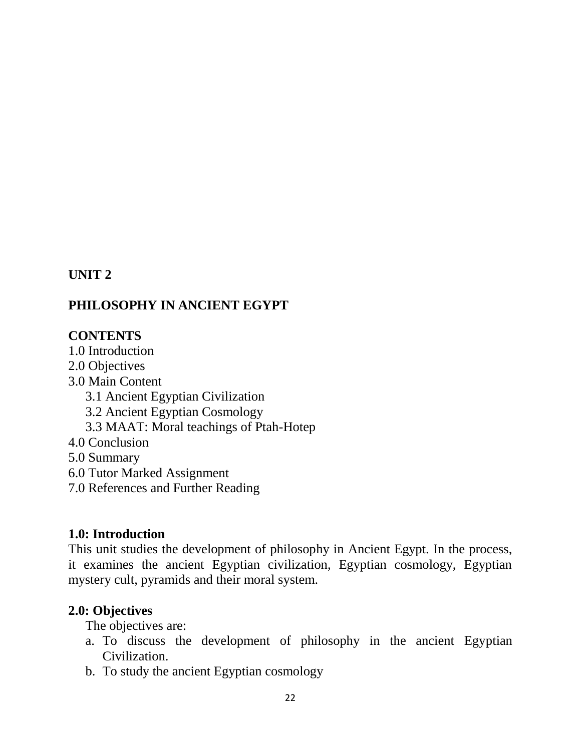## UNIT 2

## PHILOSOPHY IN ANCIENT EGYPT

**CONTENTS**

1.0 Introduction
2.0 Objectives
3.0 Main Content
  3.1 Ancient Egyptian Civilization
  3.2 Ancient Egyptian Cosmology
  3.3 MAAT: Moral teachings of Ptah-Hotep
4.0 Conclusion
5.0 Summary
6.0 Tutor Marked Assignment
7.0 References and Further Reading

### 1.0: Introduction

This unit studies the development of philosophy in Ancient Egypt. In the process, it examines the ancient Egyptian civilization, Egyptian cosmology, Egyptian mystery cult, pyramids and their moral system.

### 2.0: Objectives

The objectives are:

a. To discuss the development of philosophy in the ancient Egyptian Civilization.
b. To study the ancient Egyptian cosmology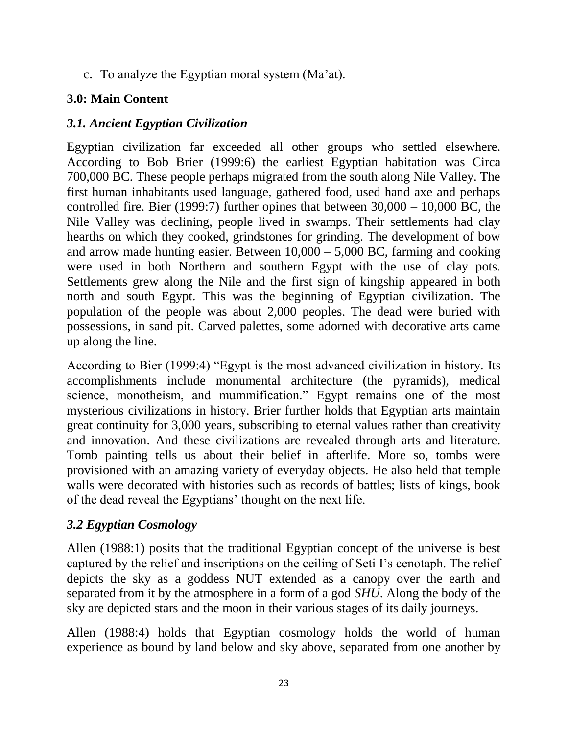c. To analyze the Egyptian moral system (Ma'at).

## 3.0: Main Content

### *3.1. Ancient Egyptian Civilization*

Egyptian civilization far exceeded all other groups who settled elsewhere. According to Bob Brier (1999:6) the earliest Egyptian habitation was Circa 700,000 BC. These people perhaps migrated from the south along Nile Valley. The first human inhabitants used language, gathered food, used hand axe and perhaps controlled fire. Bier (1999:7) further opines that between 30,000 – 10,000 BC, the Nile Valley was declining, people lived in swamps. Their settlements had clay hearths on which they cooked, grindstones for grinding. The development of bow and arrow made hunting easier. Between 10,000 – 5,000 BC, farming and cooking were used in both Northern and southern Egypt with the use of clay pots. Settlements grew along the Nile and the first sign of kingship appeared in both north and south Egypt. This was the beginning of Egyptian civilization. The population of the people was about 2,000 peoples. The dead were buried with possessions, in sand pit. Carved palettes, some adorned with decorative arts came up along the line.

According to Bier (1999:4) "Egypt is the most advanced civilization in history. Its accomplishments include monumental architecture (the pyramids), medical science, monotheism, and mummification." Egypt remains one of the most mysterious civilizations in history. Brier further holds that Egyptian arts maintain great continuity for 3,000 years, subscribing to eternal values rather than creativity and innovation. And these civilizations are revealed through arts and literature. Tomb painting tells us about their belief in afterlife. More so, tombs were provisioned with an amazing variety of everyday objects. He also held that temple walls were decorated with histories such as records of battles; lists of kings, book of the dead reveal the Egyptians' thought on the next life.

### *3.2 Egyptian Cosmology*

Allen (1988:1) posits that the traditional Egyptian concept of the universe is best captured by the relief and inscriptions on the ceiling of Seti I's cenotaph. The relief depicts the sky as a goddess NUT extended as a canopy over the earth and separated from it by the atmosphere in a form of a god *SHU*. Along the body of the sky are depicted stars and the moon in their various stages of its daily journeys.

Allen (1988:4) holds that Egyptian cosmology holds the world of human experience as bound by land below and sky above, separated from one another by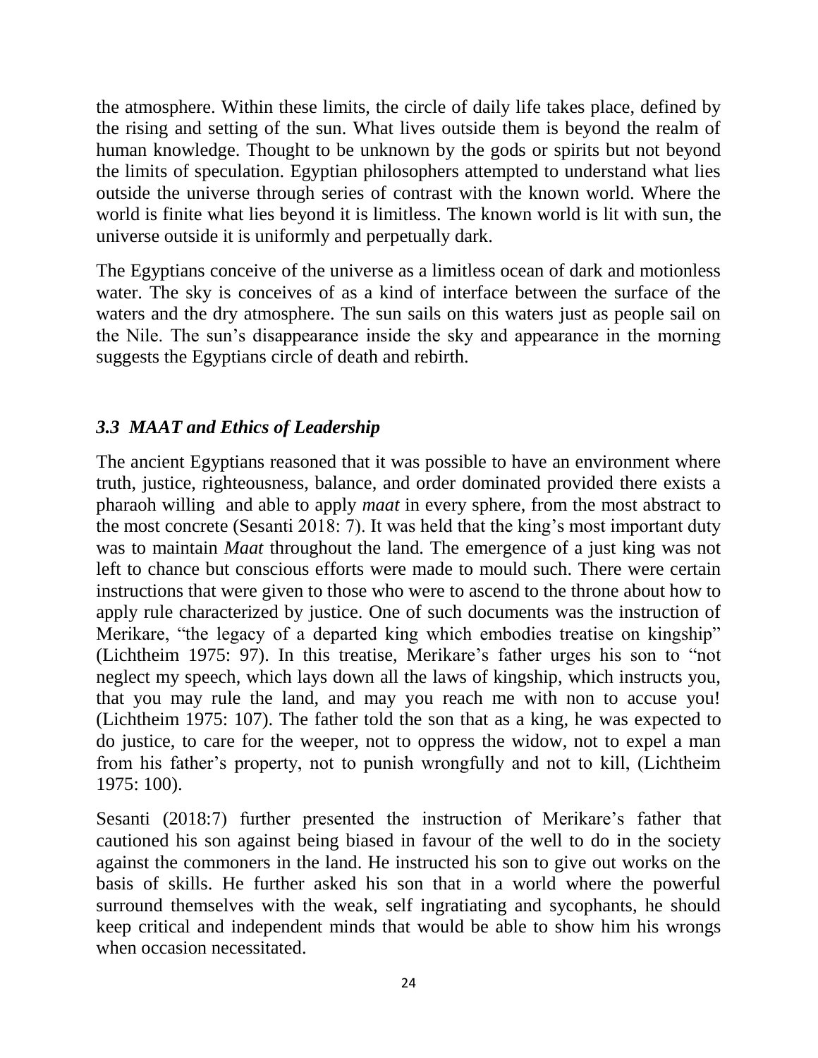the atmosphere. Within these limits, the circle of daily life takes place, defined by the rising and setting of the sun. What lives outside them is beyond the realm of human knowledge. Thought to be unknown by the gods or spirits but not beyond the limits of speculation. Egyptian philosophers attempted to understand what lies outside the universe through series of contrast with the known world. Where the world is finite what lies beyond it is limitless. The known world is lit with sun, the universe outside it is uniformly and perpetually dark.

The Egyptians conceive of the universe as a limitless ocean of dark and motionless water. The sky is conceives of as a kind of interface between the surface of the waters and the dry atmosphere. The sun sails on this waters just as people sail on the Nile. The sun's disappearance inside the sky and appearance in the morning suggests the Egyptians circle of death and rebirth.

### *3.3 MAAT and Ethics of Leadership*

The ancient Egyptians reasoned that it was possible to have an environment where truth, justice, righteousness, balance, and order dominated provided there exists a pharaoh willing and able to apply *maat* in every sphere, from the most abstract to the most concrete (Sesanti 2018: 7). It was held that the king's most important duty was to maintain *Maat* throughout the land. The emergence of a just king was not left to chance but conscious efforts were made to mould such. There were certain instructions that were given to those who were to ascend to the throne about how to apply rule characterized by justice. One of such documents was the instruction of Merikare, "the legacy of a departed king which embodies treatise on kingship" (Lichtheim 1975: 97). In this treatise, Merikare's father urges his son to "not neglect my speech, which lays down all the laws of kingship, which instructs you, that you may rule the land, and may you reach me with non to accuse you! (Lichtheim 1975: 107). The father told the son that as a king, he was expected to do justice, to care for the weeper, not to oppress the widow, not to expel a man from his father's property, not to punish wrongfully and not to kill, (Lichtheim 1975: 100).

Sesanti (2018:7) further presented the instruction of Merikare's father that cautioned his son against being biased in favour of the well to do in the society against the commoners in the land. He instructed his son to give out works on the basis of skills. He further asked his son that in a world where the powerful surround themselves with the weak, self ingratiating and sycophants, he should keep critical and independent minds that would be able to show him his wrongs when occasion necessitated.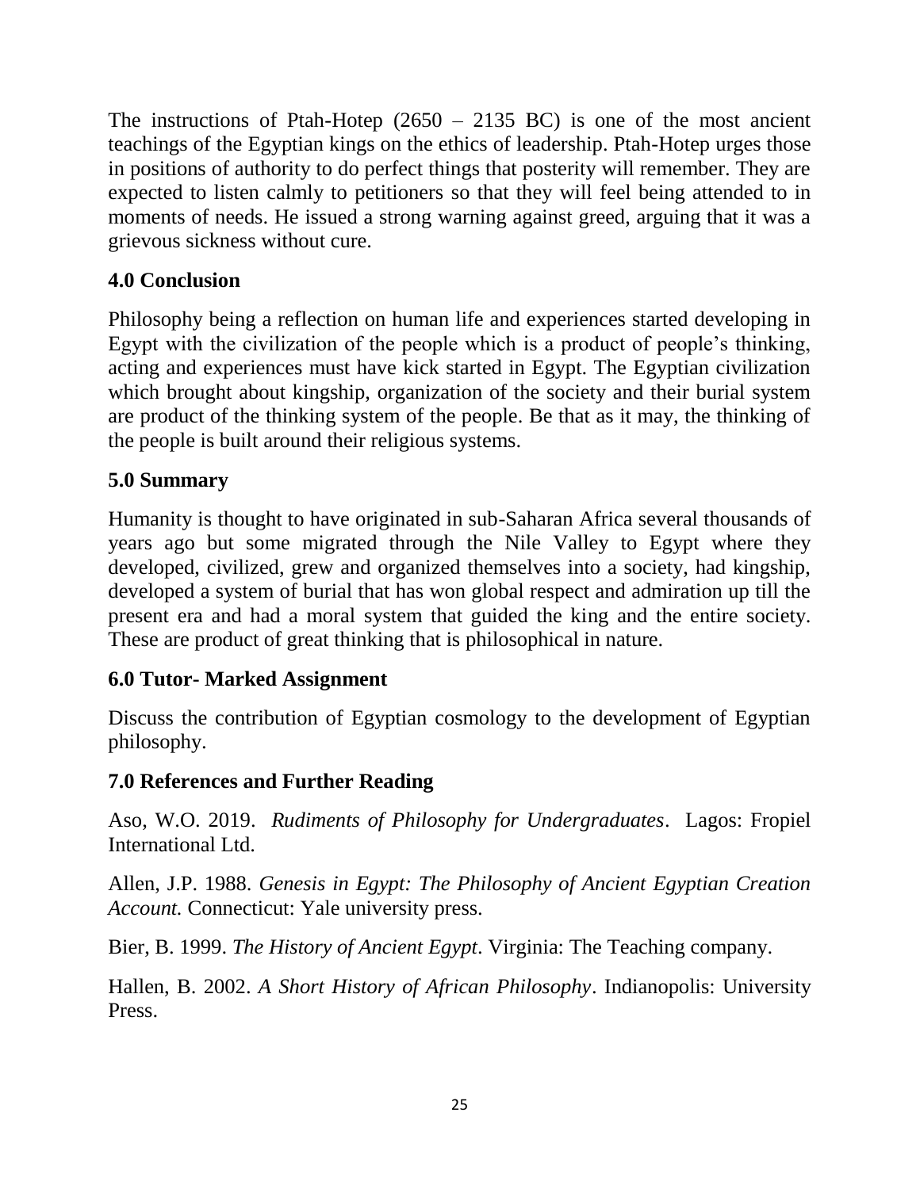The instructions of Ptah-Hotep (2650 – 2135 BC) is one of the most ancient teachings of the Egyptian kings on the ethics of leadership. Ptah-Hotep urges those in positions of authority to do perfect things that posterity will remember. They are expected to listen calmly to petitioners so that they will feel being attended to in moments of needs. He issued a strong warning against greed, arguing that it was a grievous sickness without cure.

## 4.0 Conclusion

Philosophy being a reflection on human life and experiences started developing in Egypt with the civilization of the people which is a product of people's thinking, acting and experiences must have kick started in Egypt. The Egyptian civilization which brought about kingship, organization of the society and their burial system are product of the thinking system of the people. Be that as it may, the thinking of the people is built around their religious systems.

## 5.0 Summary

Humanity is thought to have originated in sub-Saharan Africa several thousands of years ago but some migrated through the Nile Valley to Egypt where they developed, civilized, grew and organized themselves into a society, had kingship, developed a system of burial that has won global respect and admiration up till the present era and had a moral system that guided the king and the entire society. These are product of great thinking that is philosophical in nature.

## 6.0 Tutor- Marked Assignment

Discuss the contribution of Egyptian cosmology to the development of Egyptian philosophy.

## 7.0 References and Further Reading

Aso, W.O. 2019. *Rudiments of Philosophy for Undergraduates*. Lagos: Fropiel International Ltd.

Allen, J.P. 1988. *Genesis in Egypt: The Philosophy of Ancient Egyptian Creation Account.* Connecticut: Yale university press.

Bier, B. 1999. *The History of Ancient Egypt*. Virginia: The Teaching company.

Hallen, B. 2002. *A Short History of African Philosophy*. Indianopolis: University Press.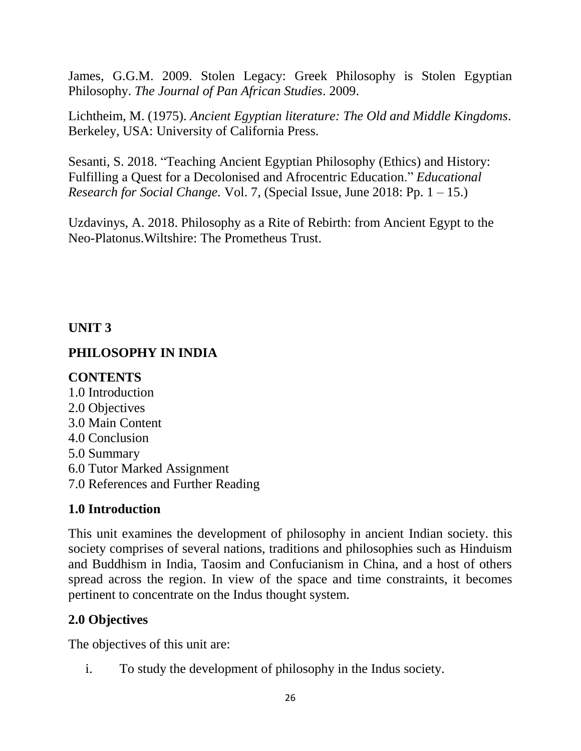James, G.G.M. 2009. Stolen Legacy: Greek Philosophy is Stolen Egyptian Philosophy. *The Journal of Pan African Studies*. 2009.

Lichtheim, M. (1975). *Ancient Egyptian literature: The Old and Middle Kingdoms*. Berkeley, USA: University of California Press.

Sesanti, S. 2018. "Teaching Ancient Egyptian Philosophy (Ethics) and History: Fulfilling a Quest for a Decolonised and Afrocentric Education." *Educational Research for Social Change.* Vol. 7, (Special Issue, June 2018: Pp. 1 – 15.)

Uzdavinys, A. 2018. Philosophy as a Rite of Rebirth: from Ancient Egypt to the Neo-Platonus.Wiltshire: The Prometheus Trust.

## UNIT 3

## PHILOSOPHY IN INDIA

### CONTENTS

1.0 Introduction
2.0 Objectives
3.0 Main Content
4.0 Conclusion
5.0 Summary
6.0 Tutor Marked Assignment
7.0 References and Further Reading

### 1.0 Introduction

This unit examines the development of philosophy in ancient Indian society. this society comprises of several nations, traditions and philosophies such as Hinduism and Buddhism in India, Taosim and Confucianism in China, and a host of others spread across the region. In view of the space and time constraints, it becomes pertinent to concentrate on the Indus thought system.

### 2.0 Objectives

The objectives of this unit are:

i. To study the development of philosophy in the Indus society.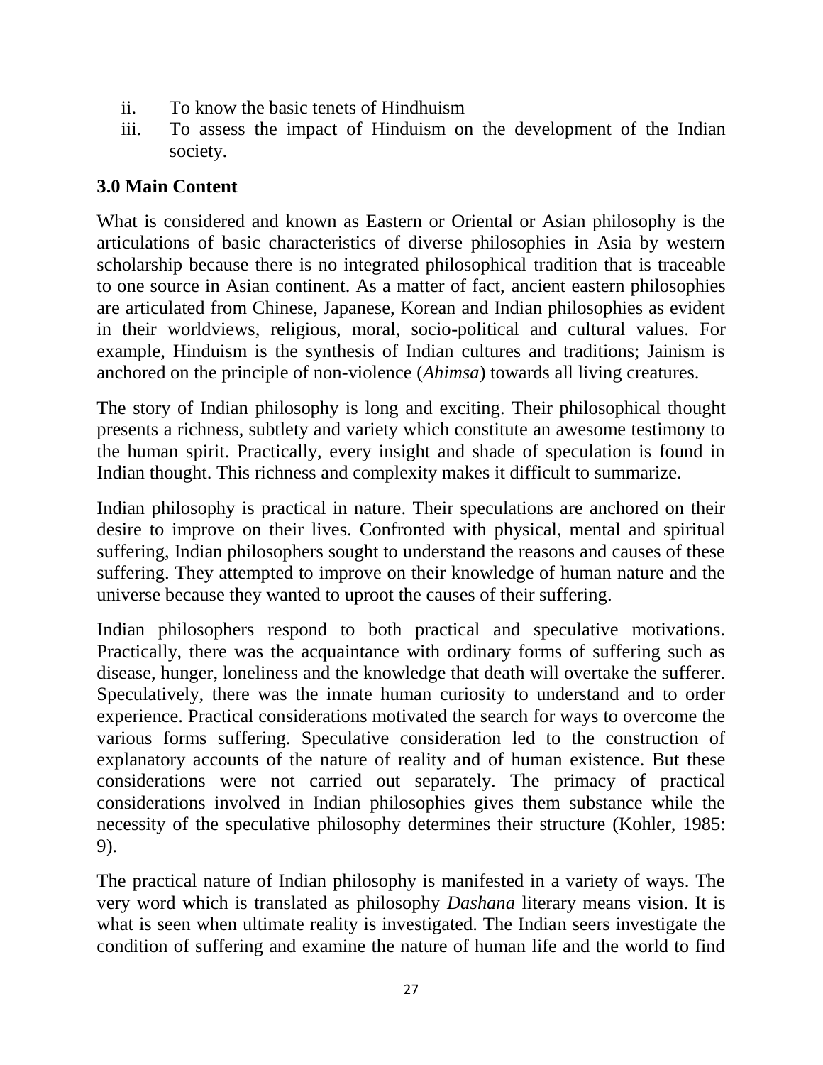ii. To know the basic tenets of Hindhuism
iii. To assess the impact of Hinduism on the development of the Indian society.

## 3.0 Main Content

What is considered and known as Eastern or Oriental or Asian philosophy is the articulations of basic characteristics of diverse philosophies in Asia by western scholarship because there is no integrated philosophical tradition that is traceable to one source in Asian continent. As a matter of fact, ancient eastern philosophies are articulated from Chinese, Japanese, Korean and Indian philosophies as evident in their worldviews, religious, moral, socio-political and cultural values. For example, Hinduism is the synthesis of Indian cultures and traditions; Jainism is anchored on the principle of non-violence (*Ahimsa*) towards all living creatures.

The story of Indian philosophy is long and exciting. Their philosophical thought presents a richness, subtlety and variety which constitute an awesome testimony to the human spirit. Practically, every insight and shade of speculation is found in Indian thought. This richness and complexity makes it difficult to summarize.

Indian philosophy is practical in nature. Their speculations are anchored on their desire to improve on their lives. Confronted with physical, mental and spiritual suffering, Indian philosophers sought to understand the reasons and causes of these suffering. They attempted to improve on their knowledge of human nature and the universe because they wanted to uproot the causes of their suffering.

Indian philosophers respond to both practical and speculative motivations. Practically, there was the acquaintance with ordinary forms of suffering such as disease, hunger, loneliness and the knowledge that death will overtake the sufferer. Speculatively, there was the innate human curiosity to understand and to order experience. Practical considerations motivated the search for ways to overcome the various forms suffering. Speculative consideration led to the construction of explanatory accounts of the nature of reality and of human existence. But these considerations were not carried out separately. The primacy of practical considerations involved in Indian philosophies gives them substance while the necessity of the speculative philosophy determines their structure (Kohler, 1985: 9).

The practical nature of Indian philosophy is manifested in a variety of ways. The very word which is translated as philosophy *Dashana* literary means vision. It is what is seen when ultimate reality is investigated. The Indian seers investigate the condition of suffering and examine the nature of human life and the world to find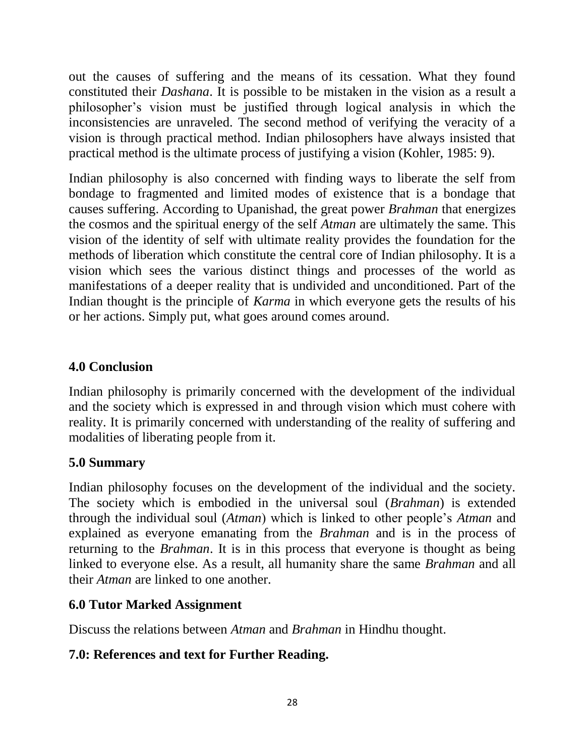out the causes of suffering and the means of its cessation. What they found constituted their *Dashana*. It is possible to be mistaken in the vision as a result a philosopher's vision must be justified through logical analysis in which the inconsistencies are unraveled. The second method of verifying the veracity of a vision is through practical method. Indian philosophers have always insisted that practical method is the ultimate process of justifying a vision (Kohler, 1985: 9).

Indian philosophy is also concerned with finding ways to liberate the self from bondage to fragmented and limited modes of existence that is a bondage that causes suffering. According to Upanishad, the great power *Brahman* that energizes the cosmos and the spiritual energy of the self *Atman* are ultimately the same. This vision of the identity of self with ultimate reality provides the foundation for the methods of liberation which constitute the central core of Indian philosophy. It is a vision which sees the various distinct things and processes of the world as manifestations of a deeper reality that is undivided and unconditioned. Part of the Indian thought is the principle of *Karma* in which everyone gets the results of his or her actions. Simply put, what goes around comes around.

## 4.0 Conclusion

Indian philosophy is primarily concerned with the development of the individual and the society which is expressed in and through vision which must cohere with reality. It is primarily concerned with understanding of the reality of suffering and modalities of liberating people from it.

## 5.0 Summary

Indian philosophy focuses on the development of the individual and the society. The society which is embodied in the universal soul (*Brahman*) is extended through the individual soul (*Atman*) which is linked to other people's *Atman* and explained as everyone emanating from the *Brahman* and is in the process of returning to the *Brahman*. It is in this process that everyone is thought as being linked to everyone else. As a result, all humanity share the same *Brahman* and all their *Atman* are linked to one another.

## 6.0 Tutor Marked Assignment

Discuss the relations between *Atman* and *Brahman* in Hindhu thought.

## 7.0: References and text for Further Reading.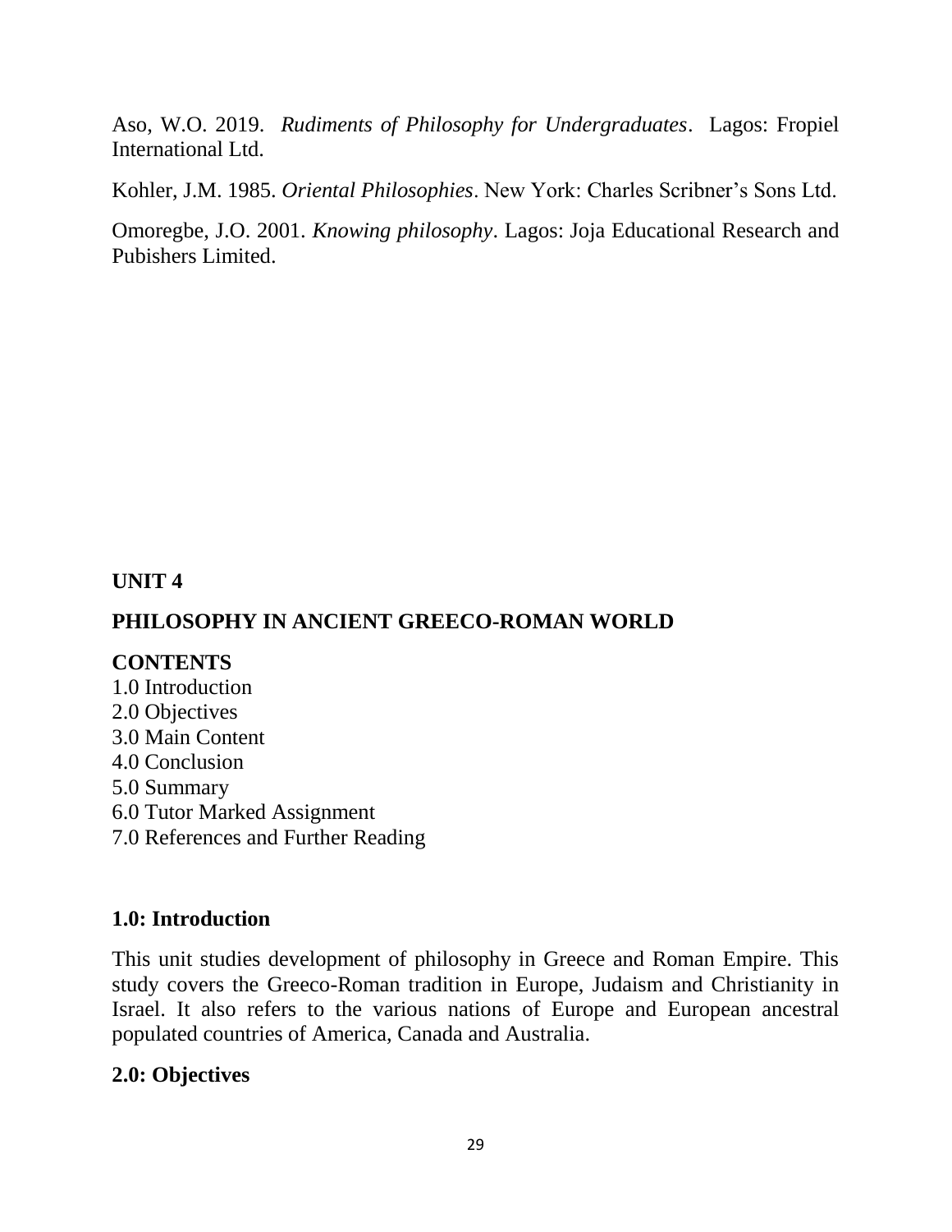Aso, W.O. 2019. *Rudiments of Philosophy for Undergraduates*. Lagos: Fropiel International Ltd.

Kohler, J.M. 1985. *Oriental Philosophies*. New York: Charles Scribner's Sons Ltd.

Omoregbe, J.O. 2001. *Knowing philosophy*. Lagos: Joja Educational Research and Pubishers Limited.

## UNIT 4

## PHILOSOPHY IN ANCIENT GREECO-ROMAN WORLD

**CONTENTS**

1.0 Introduction
2.0 Objectives
3.0 Main Content
4.0 Conclusion
5.0 Summary
6.0 Tutor Marked Assignment
7.0 References and Further Reading

### 1.0: Introduction

This unit studies development of philosophy in Greece and Roman Empire. This study covers the Greeco-Roman tradition in Europe, Judaism and Christianity in Israel. It also refers to the various nations of Europe and European ancestral populated countries of America, Canada and Australia.

### 2.0: Objectives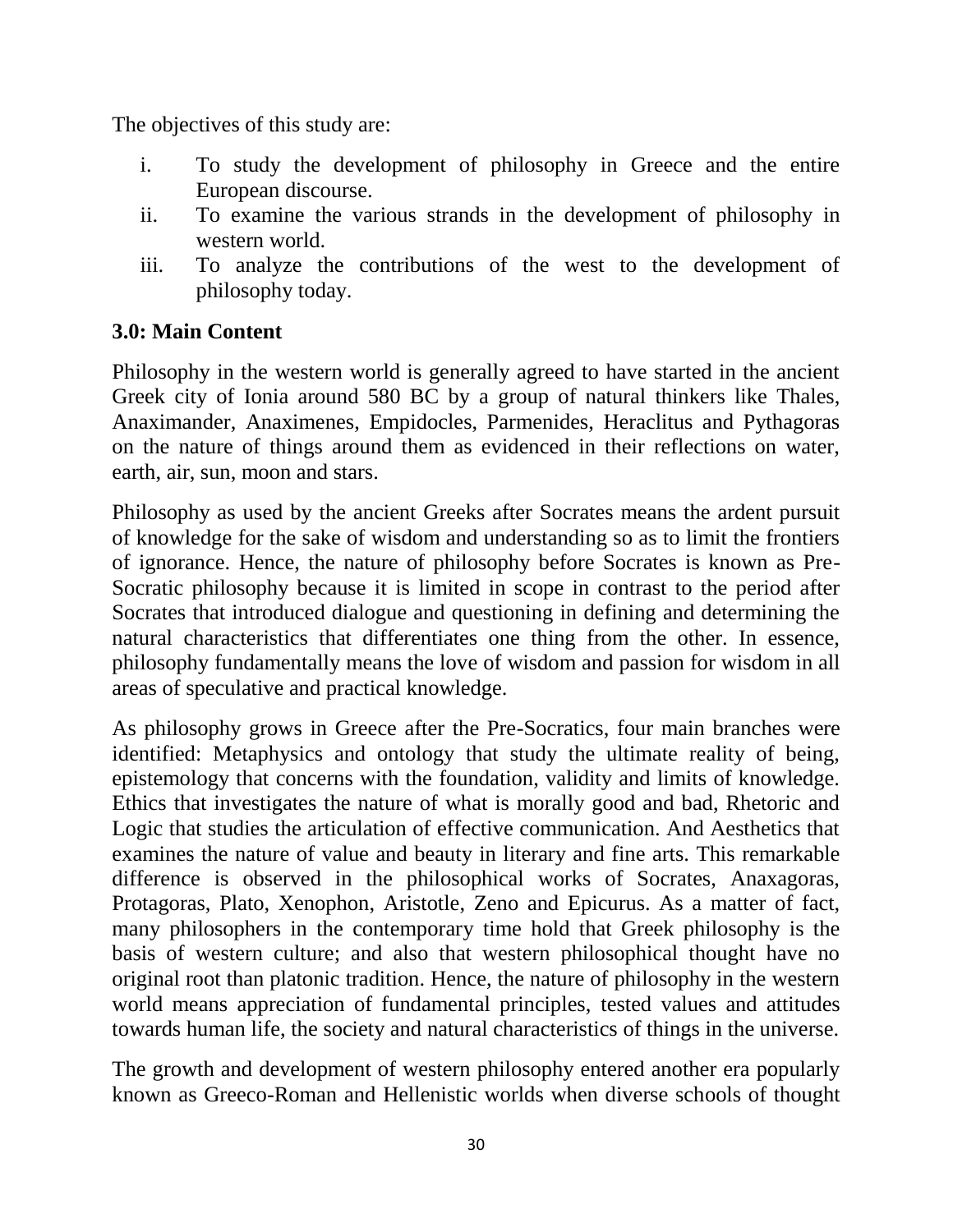The objectives of this study are:

i. To study the development of philosophy in Greece and the entire European discourse.
ii. To examine the various strands in the development of philosophy in western world.
iii. To analyze the contributions of the west to the development of philosophy today.

### 3.0: Main Content

Philosophy in the western world is generally agreed to have started in the ancient Greek city of Ionia around 580 BC by a group of natural thinkers like Thales, Anaximander, Anaximenes, Empidocles, Parmenides, Heraclitus and Pythagoras on the nature of things around them as evidenced in their reflections on water, earth, air, sun, moon and stars.

Philosophy as used by the ancient Greeks after Socrates means the ardent pursuit of knowledge for the sake of wisdom and understanding so as to limit the frontiers of ignorance. Hence, the nature of philosophy before Socrates is known as Pre-Socratic philosophy because it is limited in scope in contrast to the period after Socrates that introduced dialogue and questioning in defining and determining the natural characteristics that differentiates one thing from the other. In essence, philosophy fundamentally means the love of wisdom and passion for wisdom in all areas of speculative and practical knowledge.

As philosophy grows in Greece after the Pre-Socratics, four main branches were identified: Metaphysics and ontology that study the ultimate reality of being, epistemology that concerns with the foundation, validity and limits of knowledge. Ethics that investigates the nature of what is morally good and bad, Rhetoric and Logic that studies the articulation of effective communication. And Aesthetics that examines the nature of value and beauty in literary and fine arts. This remarkable difference is observed in the philosophical works of Socrates, Anaxagoras, Protagoras, Plato, Xenophon, Aristotle, Zeno and Epicurus. As a matter of fact, many philosophers in the contemporary time hold that Greek philosophy is the basis of western culture; and also that western philosophical thought have no original root than platonic tradition. Hence, the nature of philosophy in the western world means appreciation of fundamental principles, tested values and attitudes towards human life, the society and natural characteristics of things in the universe.

The growth and development of western philosophy entered another era popularly known as Greeco-Roman and Hellenistic worlds when diverse schools of thought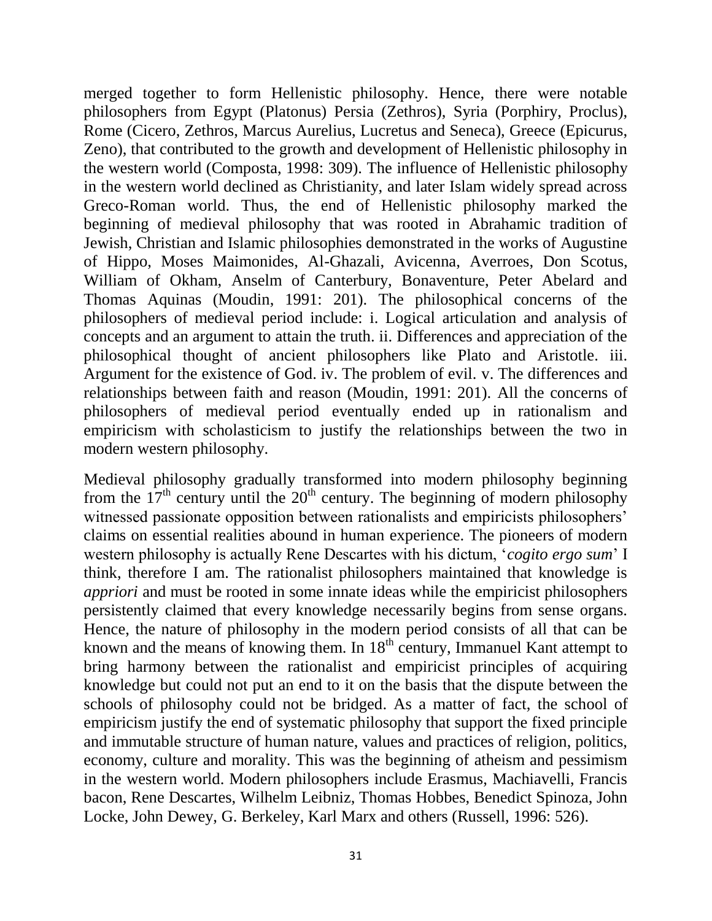merged together to form Hellenistic philosophy. Hence, there were notable philosophers from Egypt (Platonus) Persia (Zethros), Syria (Porphiry, Proclus), Rome (Cicero, Zethros, Marcus Aurelius, Lucretus and Seneca), Greece (Epicurus, Zeno), that contributed to the growth and development of Hellenistic philosophy in the western world (Composta, 1998: 309). The influence of Hellenistic philosophy in the western world declined as Christianity, and later Islam widely spread across Greco-Roman world. Thus, the end of Hellenistic philosophy marked the beginning of medieval philosophy that was rooted in Abrahamic tradition of Jewish, Christian and Islamic philosophies demonstrated in the works of Augustine of Hippo, Moses Maimonides, Al-Ghazali, Avicenna, Averroes, Don Scotus, William of Okham, Anselm of Canterbury, Bonaventure, Peter Abelard and Thomas Aquinas (Moudin, 1991: 201). The philosophical concerns of the philosophers of medieval period include: i. Logical articulation and analysis of concepts and an argument to attain the truth. ii. Differences and appreciation of the philosophical thought of ancient philosophers like Plato and Aristotle. iii. Argument for the existence of God. iv. The problem of evil. v. The differences and relationships between faith and reason (Moudin, 1991: 201). All the concerns of philosophers of medieval period eventually ended up in rationalism and empiricism with scholasticism to justify the relationships between the two in modern western philosophy.

Medieval philosophy gradually transformed into modern philosophy beginning from the 17th century until the 20th century. The beginning of modern philosophy witnessed passionate opposition between rationalists and empiricists philosophers' claims on essential realities abound in human experience. The pioneers of modern western philosophy is actually Rene Descartes with his dictum, '*cogito ergo sum*' I think, therefore I am. The rationalist philosophers maintained that knowledge is *appriori* and must be rooted in some innate ideas while the empiricist philosophers persistently claimed that every knowledge necessarily begins from sense organs. Hence, the nature of philosophy in the modern period consists of all that can be known and the means of knowing them. In 18th century, Immanuel Kant attempt to bring harmony between the rationalist and empiricist principles of acquiring knowledge but could not put an end to it on the basis that the dispute between the schools of philosophy could not be bridged. As a matter of fact, the school of empiricism justify the end of systematic philosophy that support the fixed principle and immutable structure of human nature, values and practices of religion, politics, economy, culture and morality. This was the beginning of atheism and pessimism in the western world. Modern philosophers include Erasmus, Machiavelli, Francis bacon, Rene Descartes, Wilhelm Leibniz, Thomas Hobbes, Benedict Spinoza, John Locke, John Dewey, G. Berkeley, Karl Marx and others (Russell, 1996: 526).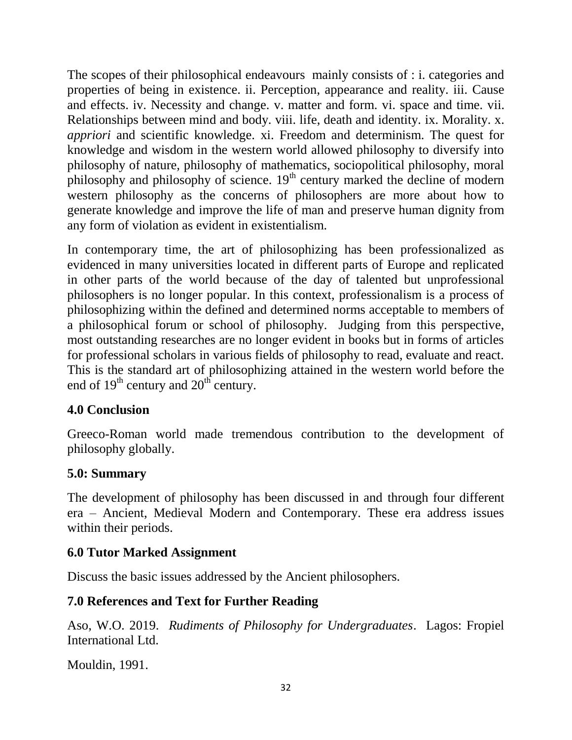The scopes of their philosophical endeavours mainly consists of : i. categories and properties of being in existence. ii. Perception, appearance and reality. iii. Cause and effects. iv. Necessity and change. v. matter and form. vi. space and time. vii. Relationships between mind and body. viii. life, death and identity. ix. Morality. x. *appriori* and scientific knowledge. xi. Freedom and determinism. The quest for knowledge and wisdom in the western world allowed philosophy to diversify into philosophy of nature, philosophy of mathematics, sociopolitical philosophy, moral philosophy and philosophy of science. 19th century marked the decline of modern western philosophy as the concerns of philosophers are more about how to generate knowledge and improve the life of man and preserve human dignity from any form of violation as evident in existentialism.

In contemporary time, the art of philosophizing has been professionalized as evidenced in many universities located in different parts of Europe and replicated in other parts of the world because of the day of talented but unprofessional philosophers is no longer popular. In this context, professionalism is a process of philosophizing within the defined and determined norms acceptable to members of a philosophical forum or school of philosophy. Judging from this perspective, most outstanding researches are no longer evident in books but in forms of articles for professional scholars in various fields of philosophy to read, evaluate and react. This is the standard art of philosophizing attained in the western world before the end of 19th century and 20th century.

## 4.0 Conclusion

Greeco-Roman world made tremendous contribution to the development of philosophy globally.

## 5.0: Summary

The development of philosophy has been discussed in and through four different era – Ancient, Medieval Modern and Contemporary. These era address issues within their periods.

## 6.0 Tutor Marked Assignment

Discuss the basic issues addressed by the Ancient philosophers.

## 7.0 References and Text for Further Reading

Aso, W.O. 2019. *Rudiments of Philosophy for Undergraduates*. Lagos: Fropiel International Ltd.

Mouldin, 1991.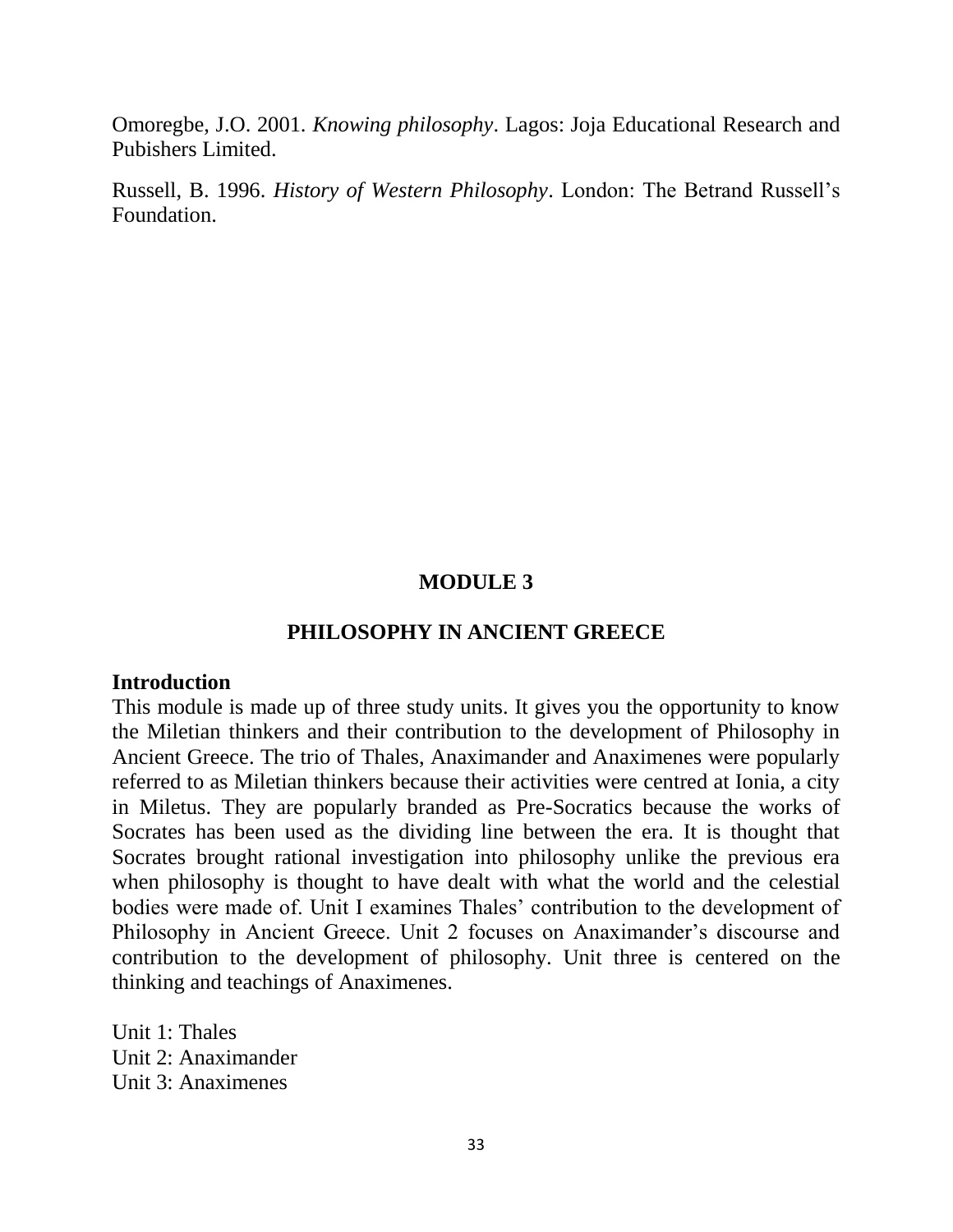Omoregbe, J.O. 2001. *Knowing philosophy*. Lagos: Joja Educational Research and Pubishers Limited.

Russell, B. 1996. *History of Western Philosophy*. London: The Betrand Russell's Foundation.

# MODULE 3

## PHILOSOPHY IN ANCIENT GREECE

### Introduction

This module is made up of three study units. It gives you the opportunity to know the Miletian thinkers and their contribution to the development of Philosophy in Ancient Greece. The trio of Thales, Anaximander and Anaximenes were popularly referred to as Miletian thinkers because their activities were centred at Ionia, a city in Miletus. They are popularly branded as Pre-Socratics because the works of Socrates has been used as the dividing line between the era. It is thought that Socrates brought rational investigation into philosophy unlike the previous era when philosophy is thought to have dealt with what the world and the celestial bodies were made of. Unit I examines Thales' contribution to the development of Philosophy in Ancient Greece. Unit 2 focuses on Anaximander's discourse and contribution to the development of philosophy. Unit three is centered on the thinking and teachings of Anaximenes.

Unit 1: Thales
Unit 2: Anaximander
Unit 3: Anaximenes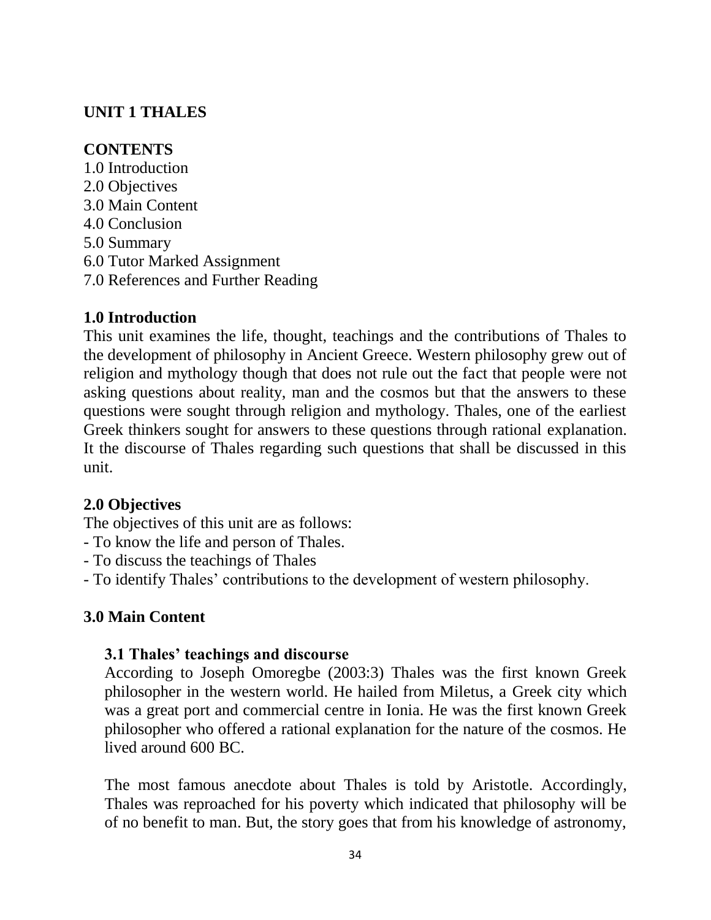## UNIT 1 THALES

### CONTENTS

1.0 Introduction
2.0 Objectives
3.0 Main Content
4.0 Conclusion
5.0 Summary
6.0 Tutor Marked Assignment
7.0 References and Further Reading

### 1.0 Introduction

This unit examines the life, thought, teachings and the contributions of Thales to the development of philosophy in Ancient Greece. Western philosophy grew out of religion and mythology though that does not rule out the fact that people were not asking questions about reality, man and the cosmos but that the answers to these questions were sought through religion and mythology. Thales, one of the earliest Greek thinkers sought for answers to these questions through rational explanation. It the discourse of Thales regarding such questions that shall be discussed in this unit.

### 2.0 Objectives

The objectives of this unit are as follows:

- To know the life and person of Thales.
- To discuss the teachings of Thales
- To identify Thales' contributions to the development of western philosophy.

### 3.0 Main Content

#### 3.1 Thales' teachings and discourse

According to Joseph Omoregbe (2003:3) Thales was the first known Greek philosopher in the western world. He hailed from Miletus, a Greek city which was a great port and commercial centre in Ionia. He was the first known Greek philosopher who offered a rational explanation for the nature of the cosmos. He lived around 600 BC.

The most famous anecdote about Thales is told by Aristotle. Accordingly, Thales was reproached for his poverty which indicated that philosophy will be of no benefit to man. But, the story goes that from his knowledge of astronomy,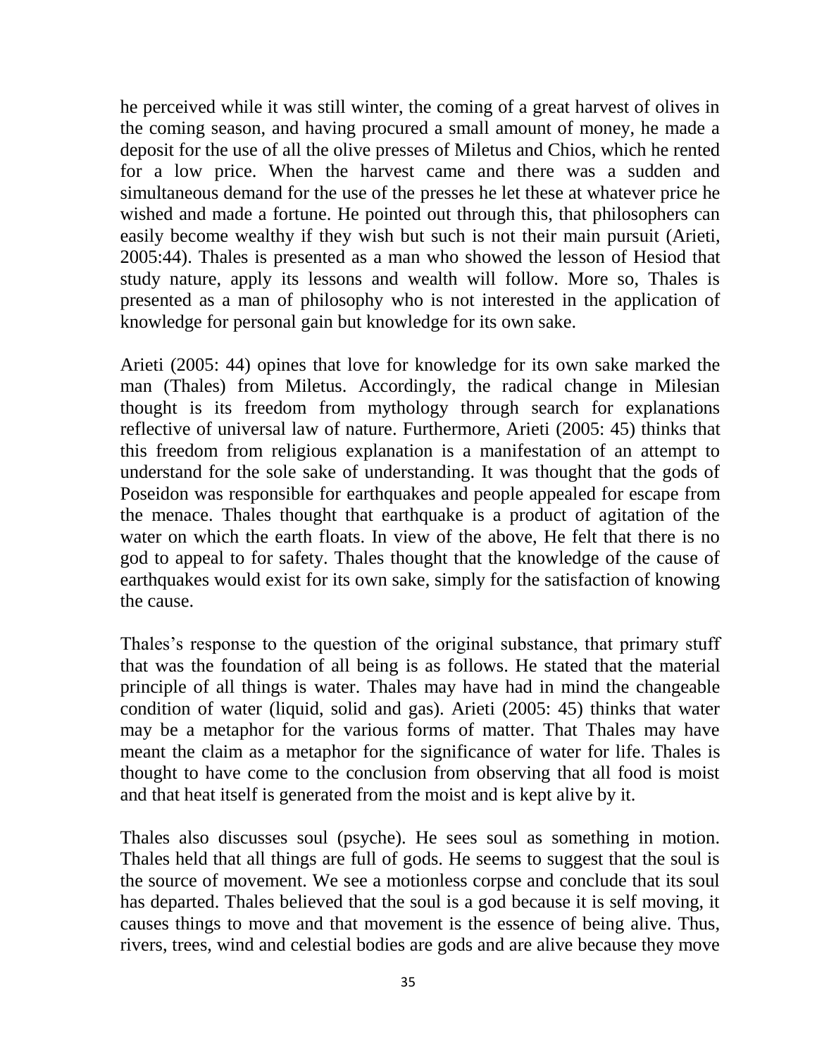he perceived while it was still winter, the coming of a great harvest of olives in the coming season, and having procured a small amount of money, he made a deposit for the use of all the olive presses of Miletus and Chios, which he rented for a low price. When the harvest came and there was a sudden and simultaneous demand for the use of the presses he let these at whatever price he wished and made a fortune. He pointed out through this, that philosophers can easily become wealthy if they wish but such is not their main pursuit (Arieti, 2005:44). Thales is presented as a man who showed the lesson of Hesiod that study nature, apply its lessons and wealth will follow. More so, Thales is presented as a man of philosophy who is not interested in the application of knowledge for personal gain but knowledge for its own sake.

Arieti (2005: 44) opines that love for knowledge for its own sake marked the man (Thales) from Miletus. Accordingly, the radical change in Milesian thought is its freedom from mythology through search for explanations reflective of universal law of nature. Furthermore, Arieti (2005: 45) thinks that this freedom from religious explanation is a manifestation of an attempt to understand for the sole sake of understanding. It was thought that the gods of Poseidon was responsible for earthquakes and people appealed for escape from the menace. Thales thought that earthquake is a product of agitation of the water on which the earth floats. In view of the above, He felt that there is no god to appeal to for safety. Thales thought that the knowledge of the cause of earthquakes would exist for its own sake, simply for the satisfaction of knowing the cause.

Thales's response to the question of the original substance, that primary stuff that was the foundation of all being is as follows. He stated that the material principle of all things is water. Thales may have had in mind the changeable condition of water (liquid, solid and gas). Arieti (2005: 45) thinks that water may be a metaphor for the various forms of matter. That Thales may have meant the claim as a metaphor for the significance of water for life. Thales is thought to have come to the conclusion from observing that all food is moist and that heat itself is generated from the moist and is kept alive by it.

Thales also discusses soul (psyche). He sees soul as something in motion. Thales held that all things are full of gods. He seems to suggest that the soul is the source of movement. We see a motionless corpse and conclude that its soul has departed. Thales believed that the soul is a god because it is self moving, it causes things to move and that movement is the essence of being alive. Thus, rivers, trees, wind and celestial bodies are gods and are alive because they move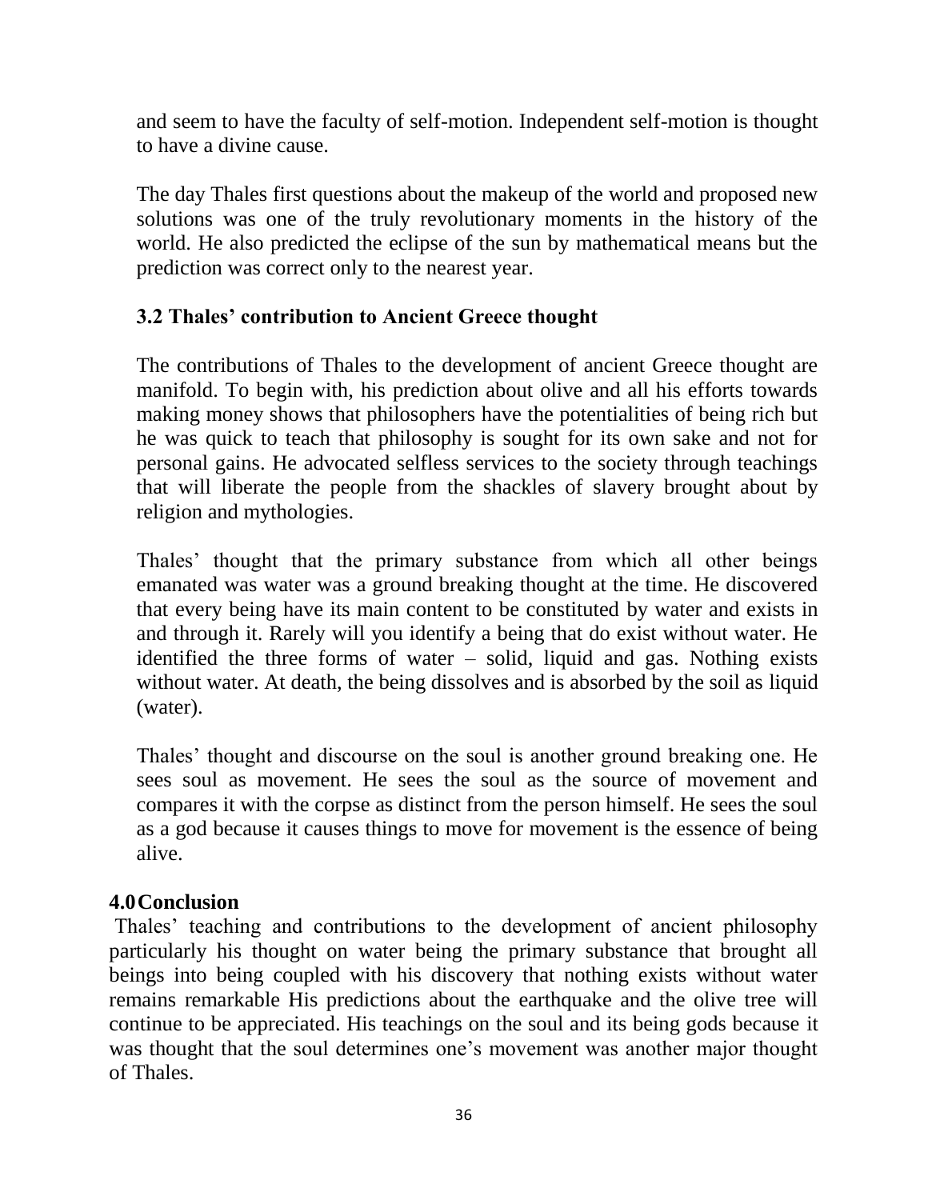and seem to have the faculty of self-motion. Independent self-motion is thought to have a divine cause.

The day Thales first questions about the makeup of the world and proposed new solutions was one of the truly revolutionary moments in the history of the world. He also predicted the eclipse of the sun by mathematical means but the prediction was correct only to the nearest year.

### 3.2 Thales' contribution to Ancient Greece thought

The contributions of Thales to the development of ancient Greece thought are manifold. To begin with, his prediction about olive and all his efforts towards making money shows that philosophers have the potentialities of being rich but he was quick to teach that philosophy is sought for its own sake and not for personal gains. He advocated selfless services to the society through teachings that will liberate the people from the shackles of slavery brought about by religion and mythologies.

Thales' thought that the primary substance from which all other beings emanated was water was a ground breaking thought at the time. He discovered that every being have its main content to be constituted by water and exists in and through it. Rarely will you identify a being that do exist without water. He identified the three forms of water – solid, liquid and gas. Nothing exists without water. At death, the being dissolves and is absorbed by the soil as liquid (water).

Thales' thought and discourse on the soul is another ground breaking one. He sees soul as movement. He sees the soul as the source of movement and compares it with the corpse as distinct from the person himself. He sees the soul as a god because it causes things to move for movement is the essence of being alive.

## 4.0 Conclusion

Thales' teaching and contributions to the development of ancient philosophy particularly his thought on water being the primary substance that brought all beings into being coupled with his discovery that nothing exists without water remains remarkable His predictions about the earthquake and the olive tree will continue to be appreciated. His teachings on the soul and its being gods because it was thought that the soul determines one's movement was another major thought of Thales.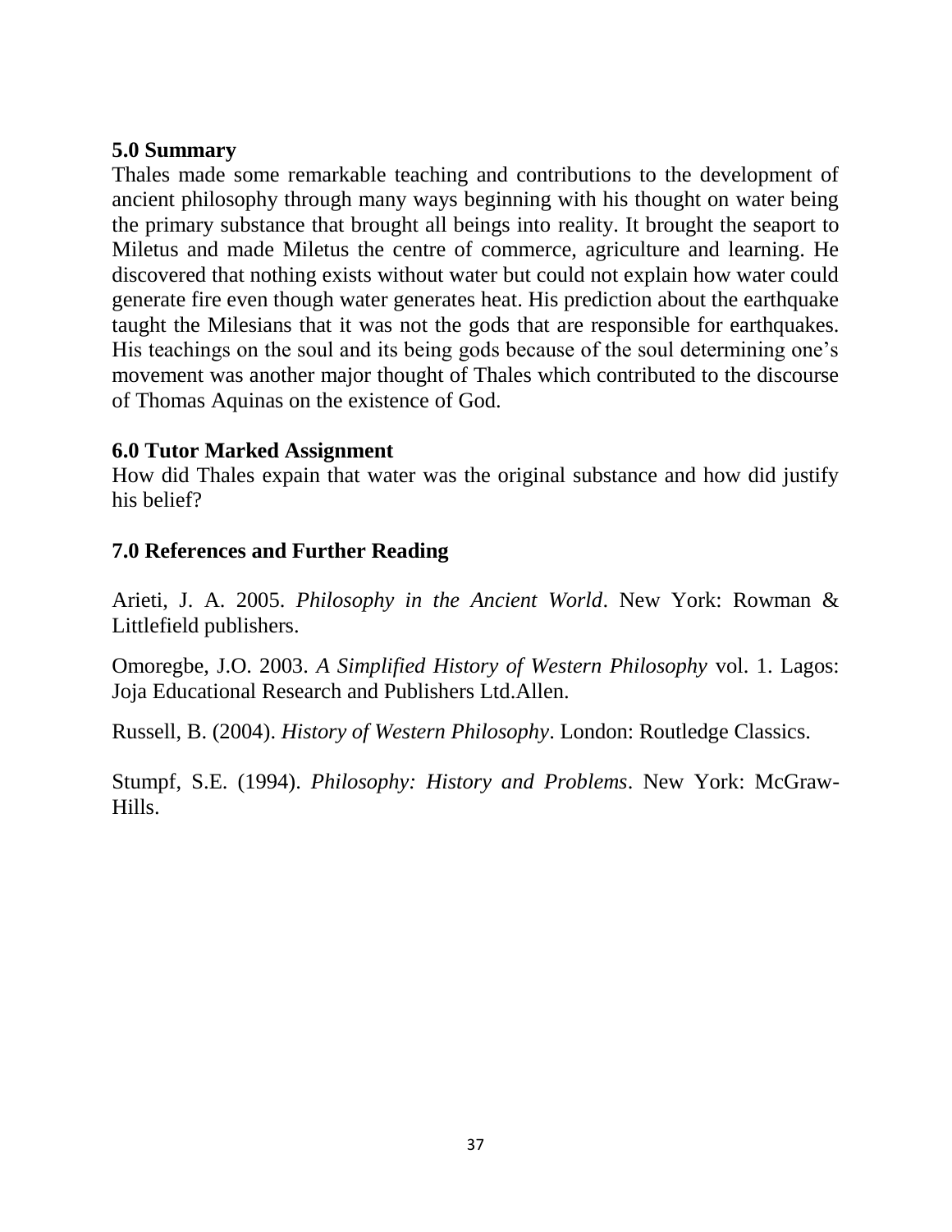## 5.0 Summary

Thales made some remarkable teaching and contributions to the development of ancient philosophy through many ways beginning with his thought on water being the primary substance that brought all beings into reality. It brought the seaport to Miletus and made Miletus the centre of commerce, agriculture and learning. He discovered that nothing exists without water but could not explain how water could generate fire even though water generates heat. His prediction about the earthquake taught the Milesians that it was not the gods that are responsible for earthquakes. His teachings on the soul and its being gods because of the soul determining one's movement was another major thought of Thales which contributed to the discourse of Thomas Aquinas on the existence of God.

## 6.0 Tutor Marked Assignment

How did Thales expain that water was the original substance and how did justify his belief?

## 7.0 References and Further Reading

Arieti, J. A. 2005. *Philosophy in the Ancient World*. New York: Rowman & Littlefield publishers.

Omoregbe, J.O. 2003. *A Simplified History of Western Philosophy* vol. 1. Lagos: Joja Educational Research and Publishers Ltd.Allen.

Russell, B. (2004). *History of Western Philosophy*. London: Routledge Classics.

Stumpf, S.E. (1994). *Philosophy: History and Problems*. New York: McGraw-Hills.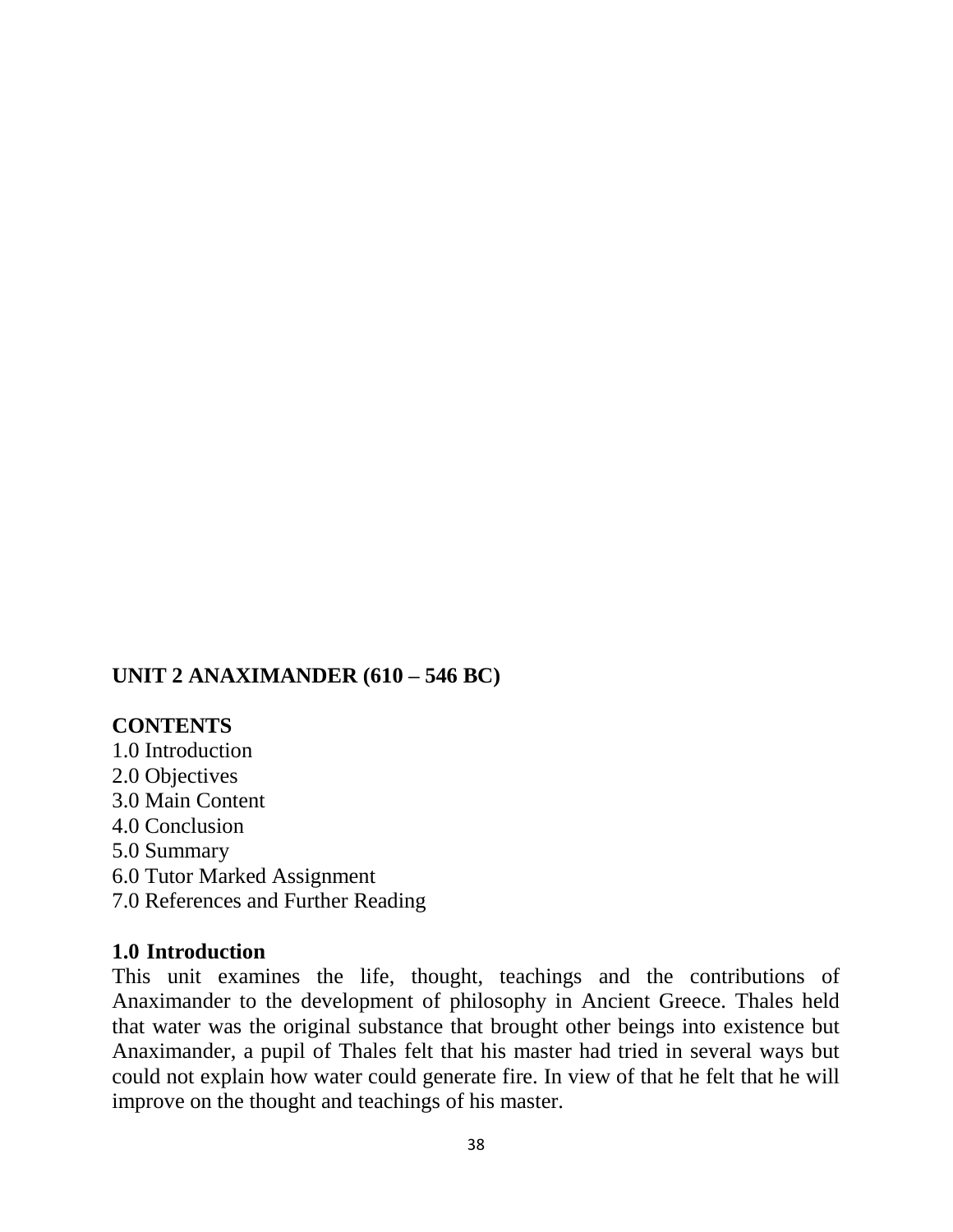## UNIT 2 ANAXIMANDER (610 – 546 BC)

**CONTENTS**

1.0 Introduction
2.0 Objectives
3.0 Main Content
4.0 Conclusion
5.0 Summary
6.0 Tutor Marked Assignment
7.0 References and Further Reading

### 1.0 Introduction

This unit examines the life, thought, teachings and the contributions of Anaximander to the development of philosophy in Ancient Greece. Thales held that water was the original substance that brought other beings into existence but Anaximander, a pupil of Thales felt that his master had tried in several ways but could not explain how water could generate fire. In view of that he felt that he will improve on the thought and teachings of his master.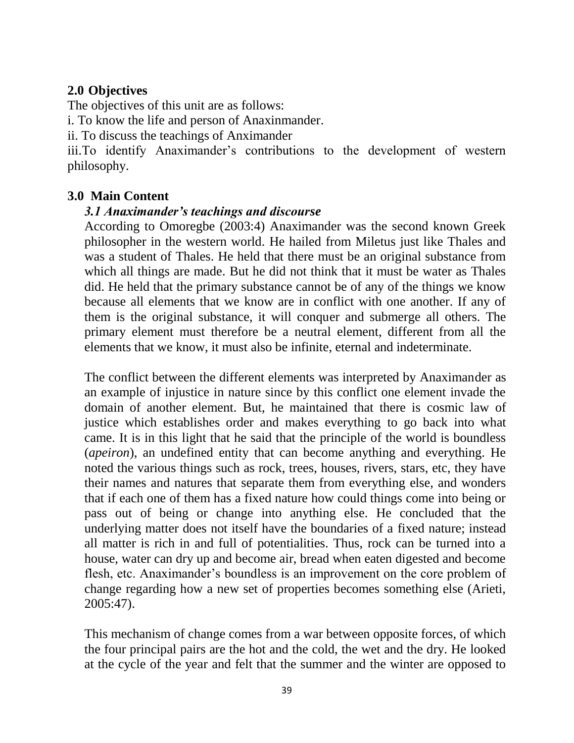## 2.0 Objectives

The objectives of this unit are as follows:

i. To know the life and person of Anaxinmander.

ii. To discuss the teachings of Anximander

iii.To identify Anaximander's contributions to the development of western philosophy.

## 3.0 Main Content

### *3.1 Anaximander's teachings and discourse*

According to Omoregbe (2003:4) Anaximander was the second known Greek philosopher in the western world. He hailed from Miletus just like Thales and was a student of Thales. He held that there must be an original substance from which all things are made. But he did not think that it must be water as Thales did. He held that the primary substance cannot be of any of the things we know because all elements that we know are in conflict with one another. If any of them is the original substance, it will conquer and submerge all others. The primary element must therefore be a neutral element, different from all the elements that we know, it must also be infinite, eternal and indeterminate.

The conflict between the different elements was interpreted by Anaximander as an example of injustice in nature since by this conflict one element invade the domain of another element. But, he maintained that there is cosmic law of justice which establishes order and makes everything to go back into what came. It is in this light that he said that the principle of the world is boundless (*apeiron*), an undefined entity that can become anything and everything. He noted the various things such as rock, trees, houses, rivers, stars, etc, they have their names and natures that separate them from everything else, and wonders that if each one of them has a fixed nature how could things come into being or pass out of being or change into anything else. He concluded that the underlying matter does not itself have the boundaries of a fixed nature; instead all matter is rich in and full of potentialities. Thus, rock can be turned into a house, water can dry up and become air, bread when eaten digested and become flesh, etc. Anaximander's boundless is an improvement on the core problem of change regarding how a new set of properties becomes something else (Arieti, 2005:47).

This mechanism of change comes from a war between opposite forces, of which the four principal pairs are the hot and the cold, the wet and the dry. He looked at the cycle of the year and felt that the summer and the winter are opposed to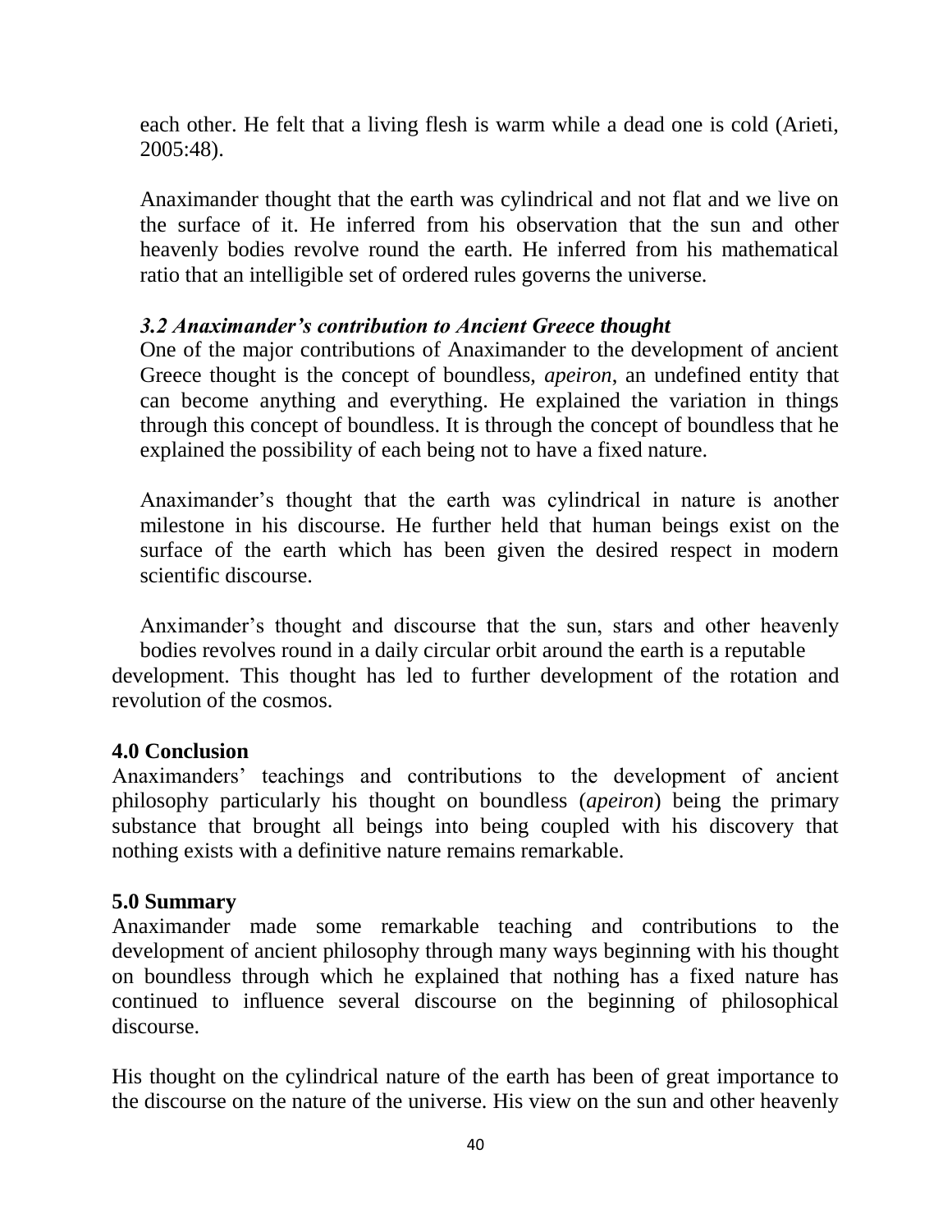each other. He felt that a living flesh is warm while a dead one is cold (Arieti, 2005:48).

Anaximander thought that the earth was cylindrical and not flat and we live on the surface of it. He inferred from his observation that the sun and other heavenly bodies revolve round the earth. He inferred from his mathematical ratio that an intelligible set of ordered rules governs the universe.

### *3.2 Anaximander's contribution to Ancient Greece thought*

One of the major contributions of Anaximander to the development of ancient Greece thought is the concept of boundless, *apeiron,* an undefined entity that can become anything and everything. He explained the variation in things through this concept of boundless. It is through the concept of boundless that he explained the possibility of each being not to have a fixed nature.

Anaximander's thought that the earth was cylindrical in nature is another milestone in his discourse. He further held that human beings exist on the surface of the earth which has been given the desired respect in modern scientific discourse.

Anximander's thought and discourse that the sun, stars and other heavenly bodies revolves round in a daily circular orbit around the earth is a reputable development. This thought has led to further development of the rotation and revolution of the cosmos.

## 4.0 Conclusion

Anaximanders' teachings and contributions to the development of ancient philosophy particularly his thought on boundless (*apeiron*) being the primary substance that brought all beings into being coupled with his discovery that nothing exists with a definitive nature remains remarkable.

## 5.0 Summary

Anaximander made some remarkable teaching and contributions to the development of ancient philosophy through many ways beginning with his thought on boundless through which he explained that nothing has a fixed nature has continued to influence several discourse on the beginning of philosophical discourse.

His thought on the cylindrical nature of the earth has been of great importance to the discourse on the nature of the universe. His view on the sun and other heavenly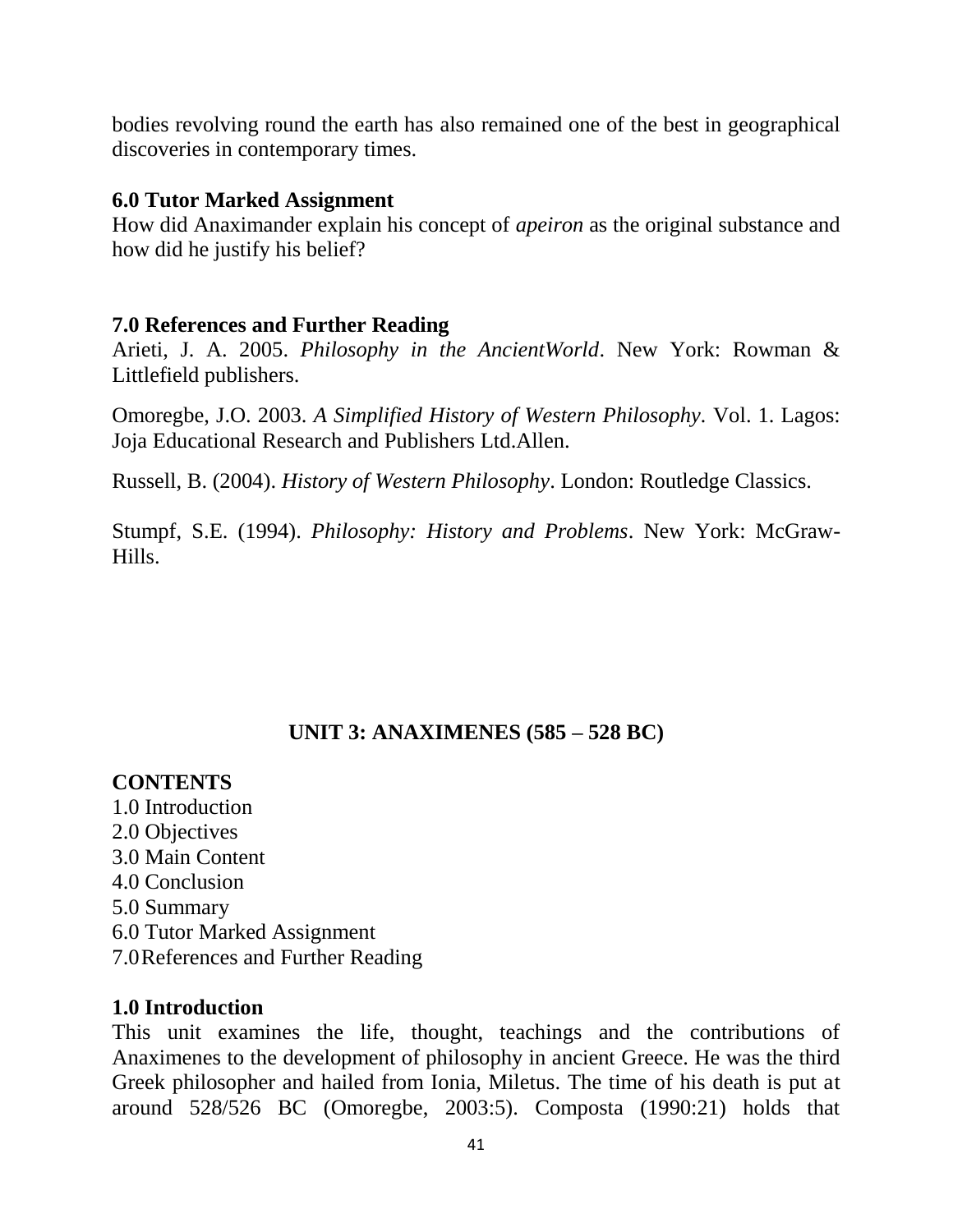bodies revolving round the earth has also remained one of the best in geographical discoveries in contemporary times.

### 6.0 Tutor Marked Assignment

How did Anaximander explain his concept of *apeiron* as the original substance and how did he justify his belief?

### 7.0 References and Further Reading

Arieti, J. A. 2005. *Philosophy in the AncientWorld*. New York: Rowman & Littlefield publishers.

Omoregbe, J.O. 2003. *A Simplified History of Western Philosophy*. Vol. 1. Lagos: Joja Educational Research and Publishers Ltd.Allen.

Russell, B. (2004). *History of Western Philosophy*. London: Routledge Classics.

Stumpf, S.E. (1994). *Philosophy: History and Problems*. New York: McGraw-Hills.

## UNIT 3: ANAXIMENES (585 – 528 BC)

### CONTENTS

1.0 Introduction
2.0 Objectives
3.0 Main Content
4.0 Conclusion
5.0 Summary
6.0 Tutor Marked Assignment
7.0 References and Further Reading

### 1.0 Introduction

This unit examines the life, thought, teachings and the contributions of Anaximenes to the development of philosophy in ancient Greece. He was the third Greek philosopher and hailed from Ionia, Miletus. The time of his death is put at around 528/526 BC (Omoregbe, 2003:5). Composta (1990:21) holds that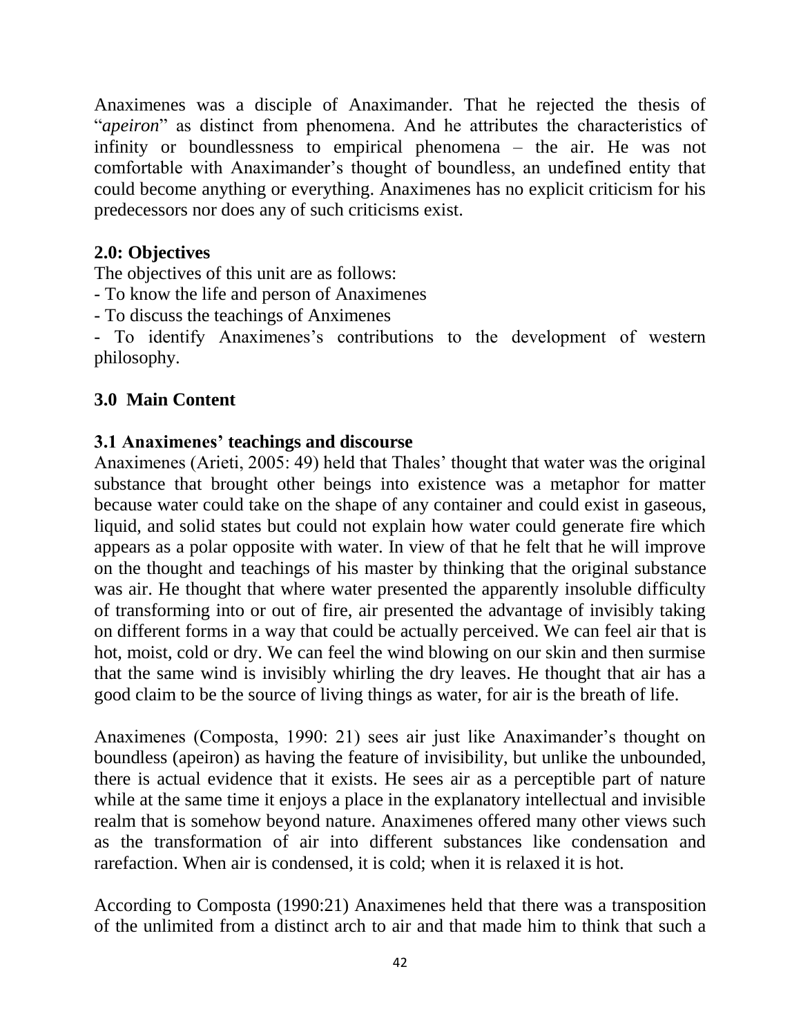Anaximenes was a disciple of Anaximander. That he rejected the thesis of "*apeiron*" as distinct from phenomena. And he attributes the characteristics of infinity or boundlessness to empirical phenomena – the air. He was not comfortable with Anaximander's thought of boundless, an undefined entity that could become anything or everything. Anaximenes has no explicit criticism for his predecessors nor does any of such criticisms exist.

**2.0: Objectives**

The objectives of this unit are as follows:

- To know the life and person of Anaximenes
- To discuss the teachings of Anximenes
- To identify Anaximenes's contributions to the development of western philosophy.

## 3.0 Main Content

### 3.1 Anaximenes' teachings and discourse

Anaximenes (Arieti, 2005: 49) held that Thales' thought that water was the original substance that brought other beings into existence was a metaphor for matter because water could take on the shape of any container and could exist in gaseous, liquid, and solid states but could not explain how water could generate fire which appears as a polar opposite with water. In view of that he felt that he will improve on the thought and teachings of his master by thinking that the original substance was air. He thought that where water presented the apparently insoluble difficulty of transforming into or out of fire, air presented the advantage of invisibly taking on different forms in a way that could be actually perceived. We can feel air that is hot, moist, cold or dry. We can feel the wind blowing on our skin and then surmise that the same wind is invisibly whirling the dry leaves. He thought that air has a good claim to be the source of living things as water, for air is the breath of life.

Anaximenes (Composta, 1990: 21) sees air just like Anaximander's thought on boundless (apeiron) as having the feature of invisibility, but unlike the unbounded, there is actual evidence that it exists. He sees air as a perceptible part of nature while at the same time it enjoys a place in the explanatory intellectual and invisible realm that is somehow beyond nature. Anaximenes offered many other views such as the transformation of air into different substances like condensation and rarefaction. When air is condensed, it is cold; when it is relaxed it is hot.

According to Composta (1990:21) Anaximenes held that there was a transposition of the unlimited from a distinct arch to air and that made him to think that such a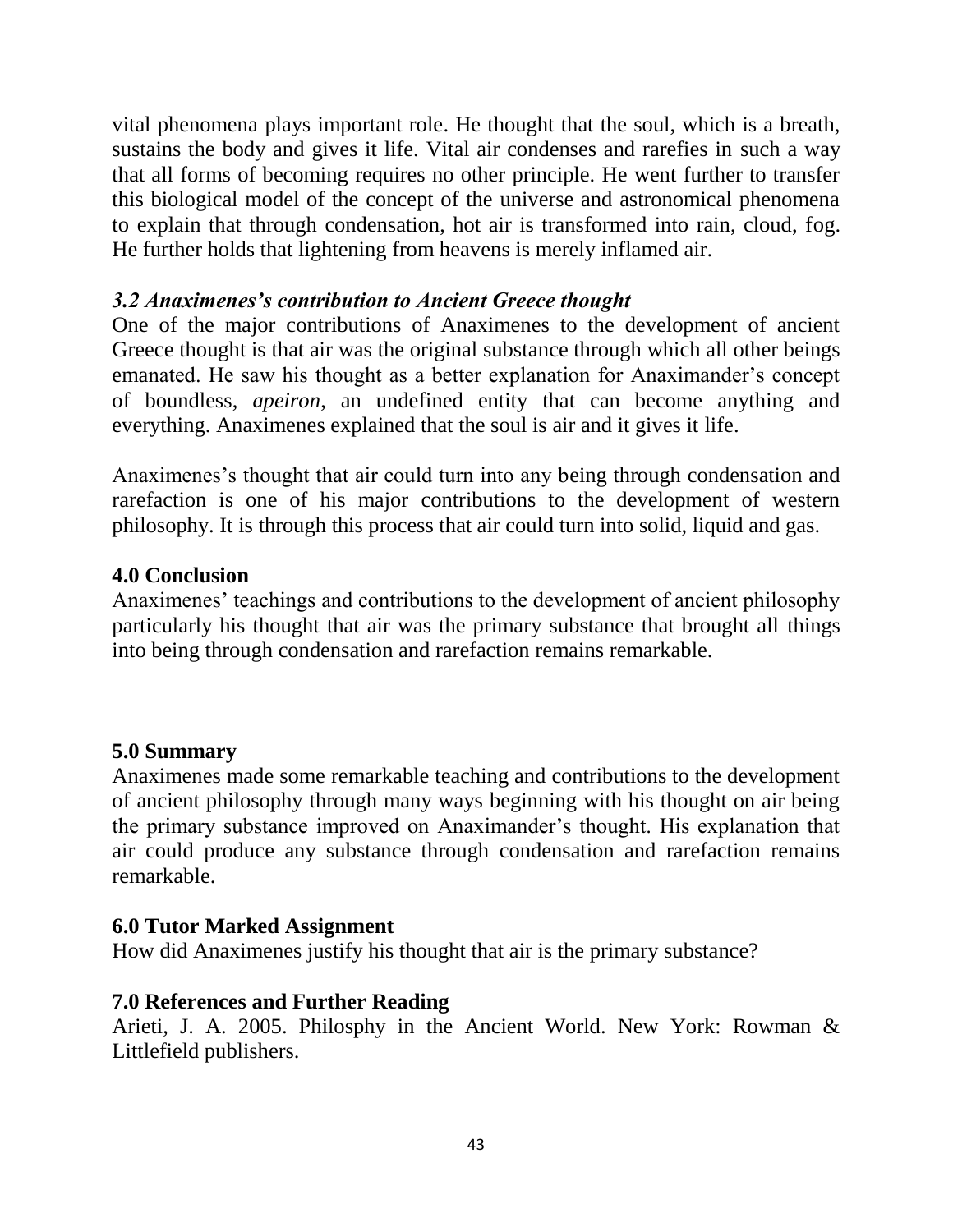vital phenomena plays important role. He thought that the soul, which is a breath, sustains the body and gives it life. Vital air condenses and rarefies in such a way that all forms of becoming requires no other principle. He went further to transfer this biological model of the concept of the universe and astronomical phenomena to explain that through condensation, hot air is transformed into rain, cloud, fog. He further holds that lightening from heavens is merely inflamed air.

### *3.2 Anaximenes's contribution to Ancient Greece thought*

One of the major contributions of Anaximenes to the development of ancient Greece thought is that air was the original substance through which all other beings emanated. He saw his thought as a better explanation for Anaximander's concept of boundless, *apeiron*, an undefined entity that can become anything and everything. Anaximenes explained that the soul is air and it gives it life.

Anaximenes's thought that air could turn into any being through condensation and rarefaction is one of his major contributions to the development of western philosophy. It is through this process that air could turn into solid, liquid and gas.

## 4.0 Conclusion

Anaximenes' teachings and contributions to the development of ancient philosophy particularly his thought that air was the primary substance that brought all things into being through condensation and rarefaction remains remarkable.

## 5.0 Summary

Anaximenes made some remarkable teaching and contributions to the development of ancient philosophy through many ways beginning with his thought on air being the primary substance improved on Anaximander's thought. His explanation that air could produce any substance through condensation and rarefaction remains remarkable.

## 6.0 Tutor Marked Assignment

How did Anaximenes justify his thought that air is the primary substance?

## 7.0 References and Further Reading

Arieti, J. A. 2005. Philosphy in the Ancient World. New York: Rowman & Littlefield publishers.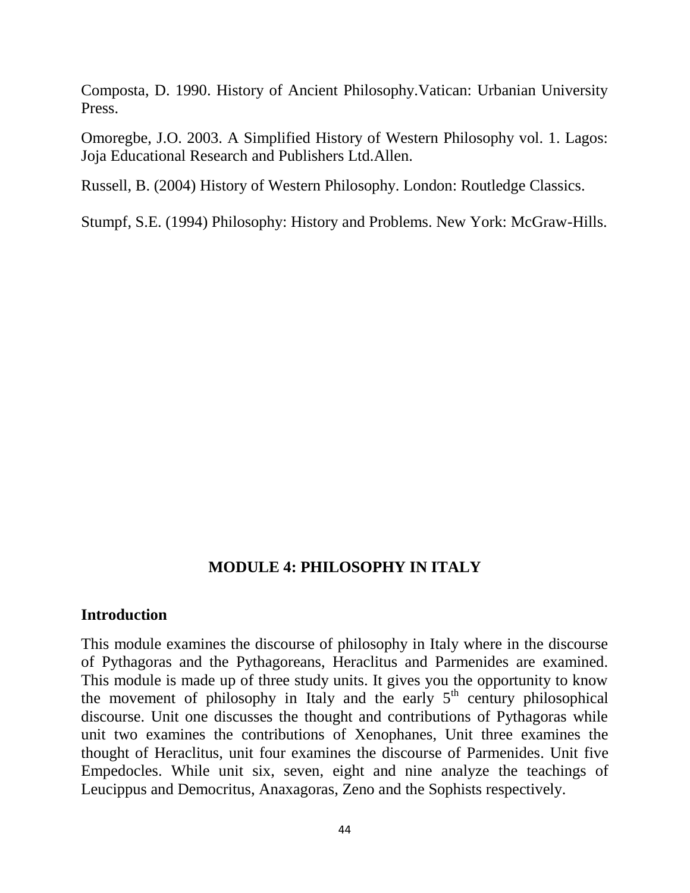Composta, D. 1990. History of Ancient Philosophy.Vatican: Urbanian University Press.

Omoregbe, J.O. 2003. A Simplified History of Western Philosophy vol. 1. Lagos: Joja Educational Research and Publishers Ltd.Allen.

Russell, B. (2004) History of Western Philosophy. London: Routledge Classics.

Stumpf, S.E. (1994) Philosophy: History and Problems. New York: McGraw-Hills.

## MODULE 4: PHILOSOPHY IN ITALY

### Introduction

This module examines the discourse of philosophy in Italy where in the discourse of Pythagoras and the Pythagoreans, Heraclitus and Parmenides are examined. This module is made up of three study units. It gives you the opportunity to know the movement of philosophy in Italy and the early 5th century philosophical discourse. Unit one discusses the thought and contributions of Pythagoras while unit two examines the contributions of Xenophanes, Unit three examines the thought of Heraclitus, unit four examines the discourse of Parmenides. Unit five Empedocles. While unit six, seven, eight and nine analyze the teachings of Leucippus and Democritus, Anaxagoras, Zeno and the Sophists respectively.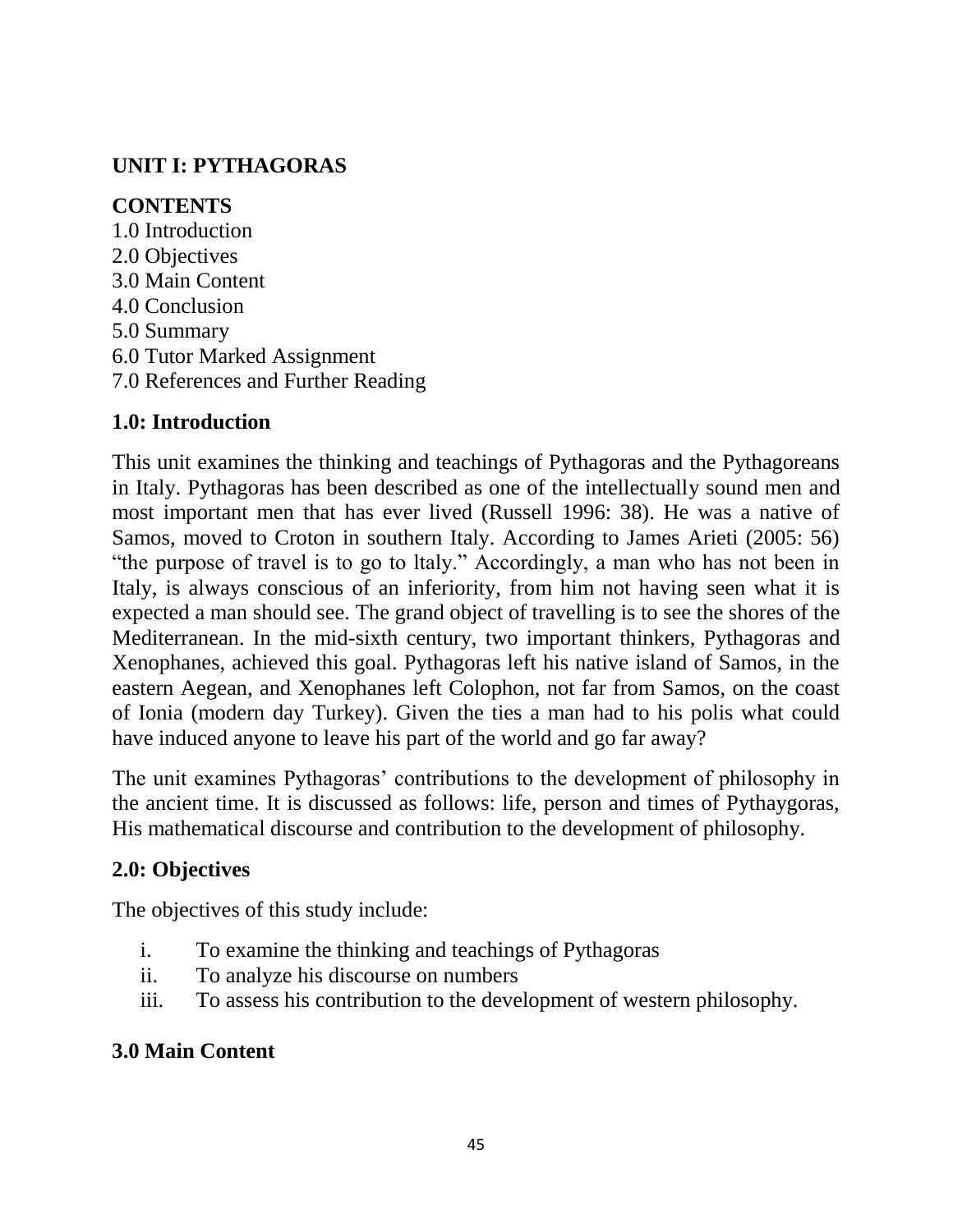## UNIT I: PYTHAGORAS

### CONTENTS

1.0 Introduction
2.0 Objectives
3.0 Main Content
4.0 Conclusion
5.0 Summary
6.0 Tutor Marked Assignment
7.0 References and Further Reading

### 1.0: Introduction

This unit examines the thinking and teachings of Pythagoras and the Pythagoreans in Italy. Pythagoras has been described as one of the intellectually sound men and most important men that has ever lived (Russell 1996: 38). He was a native of Samos, moved to Croton in southern Italy. According to James Arieti (2005: 56) "the purpose of travel is to go to ltaly." Accordingly, a man who has not been in Italy, is always conscious of an inferiority, from him not having seen what it is expected a man should see. The grand object of travelling is to see the shores of the Mediterranean. In the mid-sixth century, two important thinkers, Pythagoras and Xenophanes, achieved this goal. Pythagoras left his native island of Samos, in the eastern Aegean, and Xenophanes left Colophon, not far from Samos, on the coast of Ionia (modern day Turkey). Given the ties a man had to his polis what could have induced anyone to leave his part of the world and go far away?

The unit examines Pythagoras' contributions to the development of philosophy in the ancient time. It is discussed as follows: life, person and times of Pythaygoras, His mathematical discourse and contribution to the development of philosophy.

### 2.0: Objectives

The objectives of this study include:

i. To examine the thinking and teachings of Pythagoras
ii. To analyze his discourse on numbers
iii. To assess his contribution to the development of western philosophy.

### 3.0 Main Content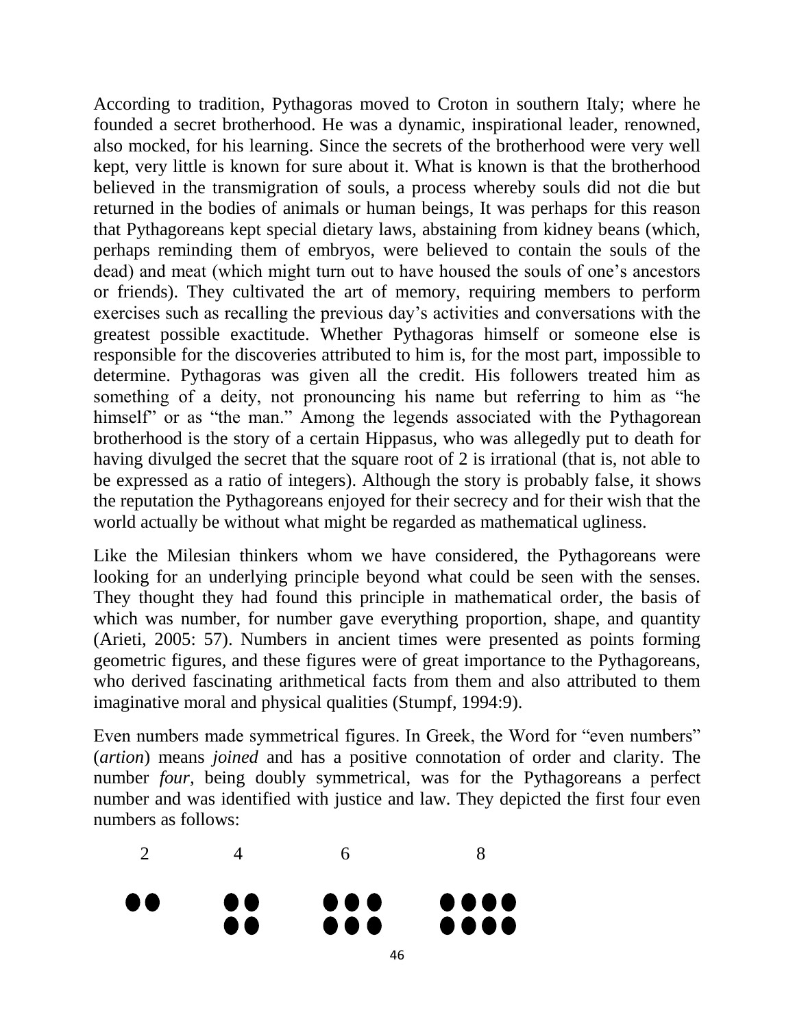According to tradition, Pythagoras moved to Croton in southern Italy; where he founded a secret brotherhood. He was a dynamic, inspirational leader, renowned, also mocked, for his learning. Since the secrets of the brotherhood were very well kept, very little is known for sure about it. What is known is that the brotherhood believed in the transmigration of souls, a process whereby souls did not die but returned in the bodies of animals or human beings, It was perhaps for this reason that Pythagoreans kept special dietary laws, abstaining from kidney beans (which, perhaps reminding them of embryos, were believed to contain the souls of the dead) and meat (which might turn out to have housed the souls of one's ancestors or friends). They cultivated the art of memory, requiring members to perform exercises such as recalling the previous day's activities and conversations with the greatest possible exactitude. Whether Pythagoras himself or someone else is responsible for the discoveries attributed to him is, for the most part, impossible to determine. Pythagoras was given all the credit. His followers treated him as something of a deity, not pronouncing his name but referring to him as "he himself" or as "the man." Among the legends associated with the Pythagorean brotherhood is the story of a certain Hippasus, who was allegedly put to death for having divulged the secret that the square root of 2 is irrational (that is, not able to be expressed as a ratio of integers). Although the story is probably false, it shows the reputation the Pythagoreans enjoyed for their secrecy and for their wish that the world actually be without what might be regarded as mathematical ugliness.

Like the Milesian thinkers whom we have considered, the Pythagoreans were looking for an underlying principle beyond what could be seen with the senses. They thought they had found this principle in mathematical order, the basis of which was number, for number gave everything proportion, shape, and quantity (Arieti, 2005: 57). Numbers in ancient times were presented as points forming geometric figures, and these figures were of great importance to the Pythagoreans, who derived fascinating arithmetical facts from them and also attributed to them imaginative moral and physical qualities (Stumpf, 1994:9).

Even numbers made symmetrical figures. In Greek, the Word for "even numbers" (*artion*) means *joined* and has a positive connotation of order and clarity. The number *four*, being doubly symmetrical, was for the Pythagoreans a perfect number and was identified with justice and law. They depicted the first four even numbers as follows:

```
 2      4       6        8

●●     ●●     ●●●     ●●●●
       ●●     ●●●     ●●●●
```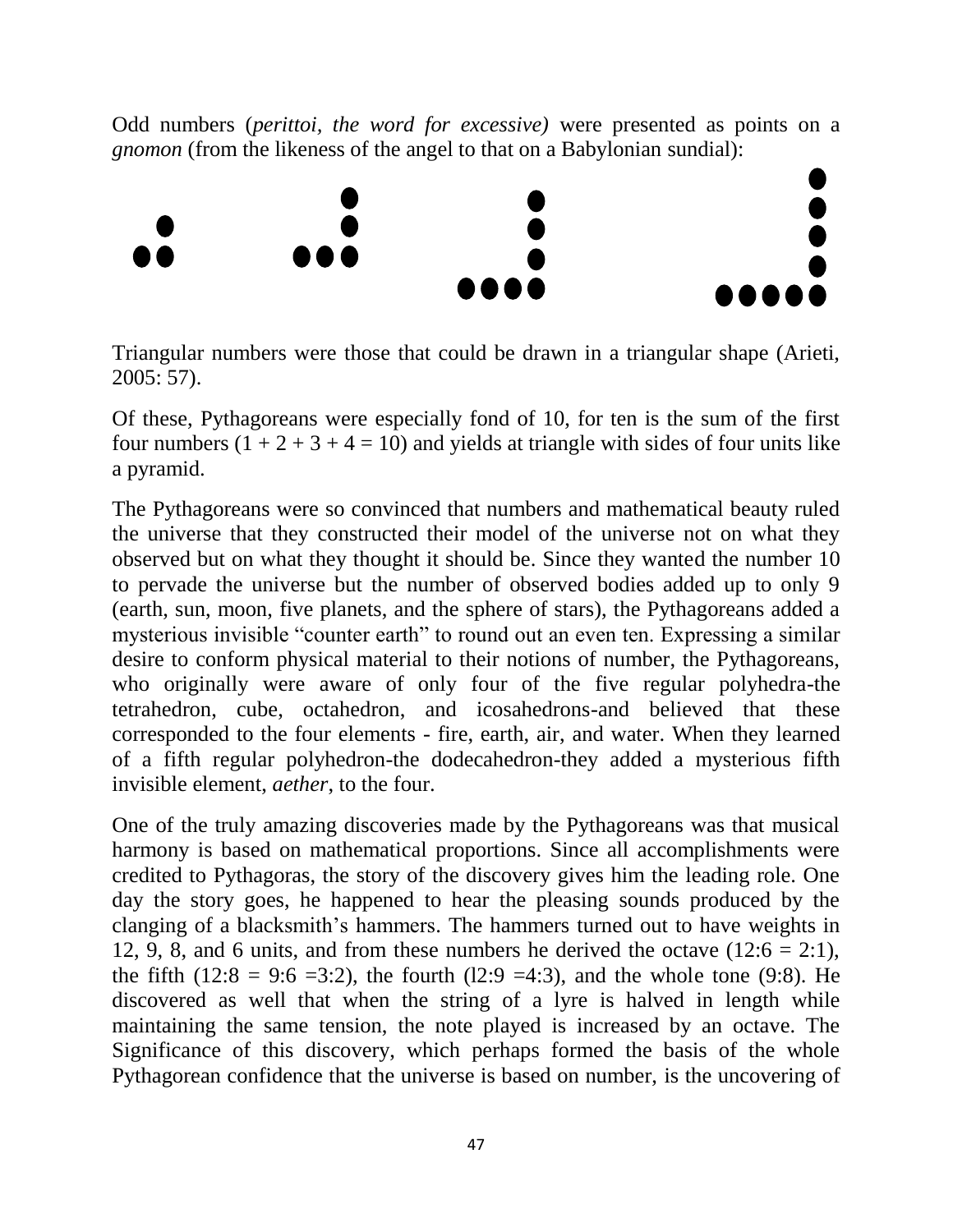Odd numbers (*perittoi, the word for excessive)* were presented as points on a *gnomon* (from the likeness of the angel to that on a Babylonian sundial):

Triangular numbers were those that could be drawn in a triangular shape (Arieti, 2005: 57).

Of these, Pythagoreans were especially fond of 10, for ten is the sum of the first four numbers ($1 + 2 + 3 + 4 = 10$) and yields at triangle with sides of four units like a pyramid.

The Pythagoreans were so convinced that numbers and mathematical beauty ruled the universe that they constructed their model of the universe not on what they observed but on what they thought it should be. Since they wanted the number 10 to pervade the universe but the number of observed bodies added up to only 9 (earth, sun, moon, five planets, and the sphere of stars), the Pythagoreans added a mysterious invisible "counter earth" to round out an even ten. Expressing a similar desire to conform physical material to their notions of number, the Pythagoreans, who originally were aware of only four of the five regular polyhedra-the tetrahedron, cube, octahedron, and icosahedrons-and believed that these corresponded to the four elements - fire, earth, air, and water. When they learned of a fifth regular polyhedron-the dodecahedron-they added a mysterious fifth invisible element, *aether*, to the four.

One of the truly amazing discoveries made by the Pythagoreans was that musical harmony is based on mathematical proportions. Since all accomplishments were credited to Pythagoras, the story of the discovery gives him the leading role. One day the story goes, he happened to hear the pleasing sounds produced by the clanging of a blacksmith's hammers. The hammers turned out to have weights in 12, 9, 8, and 6 units, and from these numbers he derived the octave ($12:6 = 2:1$), the fifth ($12:8 = 9:6 = 3:2$), the fourth (l2:9 =4:3), and the whole tone (9:8). He discovered as well that when the string of a lyre is halved in length while maintaining the same tension, the note played is increased by an octave. The Significance of this discovery, which perhaps formed the basis of the whole Pythagorean confidence that the universe is based on number, is the uncovering of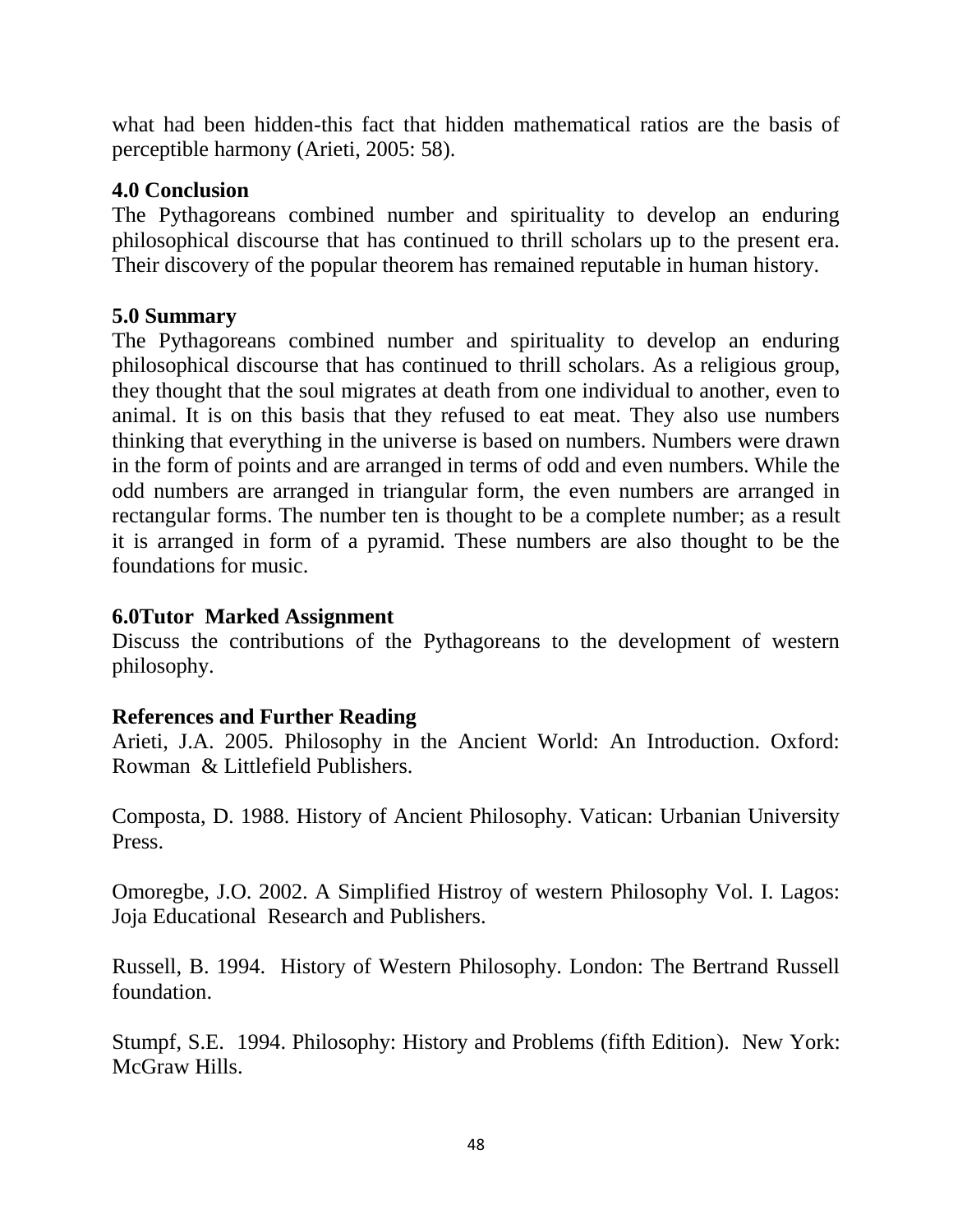what had been hidden-this fact that hidden mathematical ratios are the basis of perceptible harmony (Arieti, 2005: 58).

## 4.0 Conclusion

The Pythagoreans combined number and spirituality to develop an enduring philosophical discourse that has continued to thrill scholars up to the present era. Their discovery of the popular theorem has remained reputable in human history.

## 5.0 Summary

The Pythagoreans combined number and spirituality to develop an enduring philosophical discourse that has continued to thrill scholars. As a religious group, they thought that the soul migrates at death from one individual to another, even to animal. It is on this basis that they refused to eat meat. They also use numbers thinking that everything in the universe is based on numbers. Numbers were drawn in the form of points and are arranged in terms of odd and even numbers. While the odd numbers are arranged in triangular form, the even numbers are arranged in rectangular forms. The number ten is thought to be a complete number; as a result it is arranged in form of a pyramid. These numbers are also thought to be the foundations for music.

## 6.0Tutor Marked Assignment

Discuss the contributions of the Pythagoreans to the development of western philosophy.

## References and Further Reading

Arieti, J.A. 2005. Philosophy in the Ancient World: An Introduction. Oxford: Rowman & Littlefield Publishers.

Composta, D. 1988. History of Ancient Philosophy. Vatican: Urbanian University Press.

Omoregbe, J.O. 2002. A Simplified Histroy of western Philosophy Vol. I. Lagos: Joja Educational Research and Publishers.

Russell, B. 1994. History of Western Philosophy. London: The Bertrand Russell foundation.

Stumpf, S.E. 1994. Philosophy: History and Problems (fifth Edition). New York: McGraw Hills.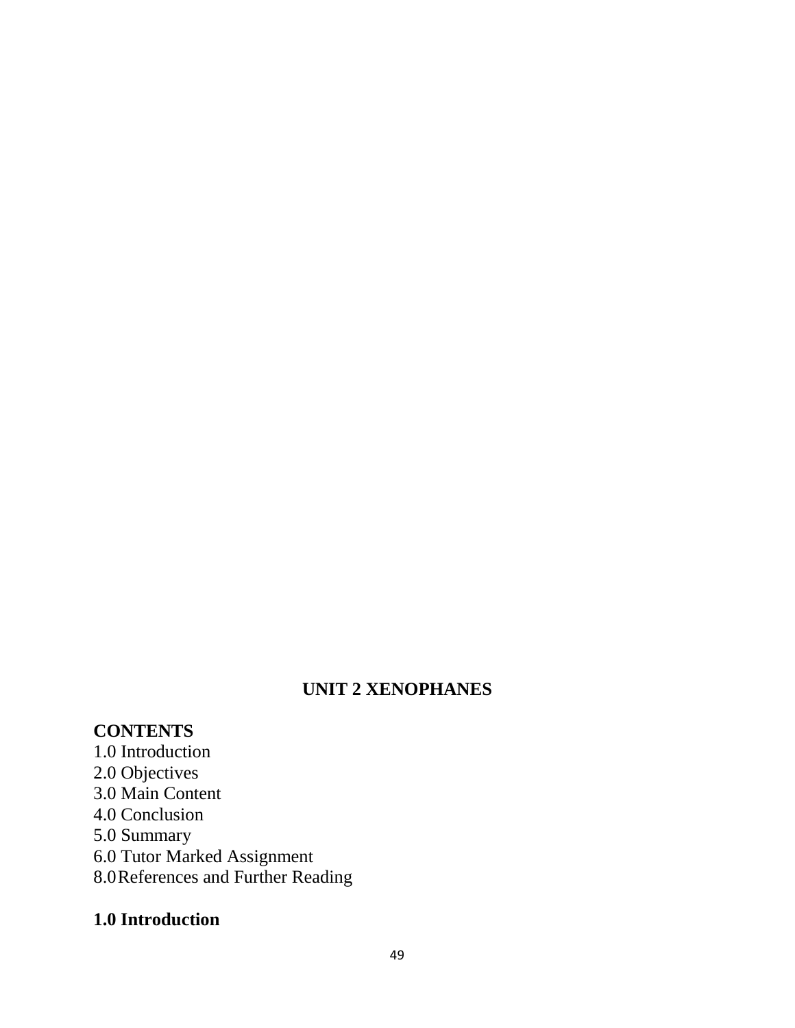## UNIT 2 XENOPHANES

**CONTENTS**

1.0 Introduction
2.0 Objectives
3.0 Main Content
4.0 Conclusion
5.0 Summary
6.0 Tutor Marked Assignment
8.0 References and Further Reading

### 1.0 Introduction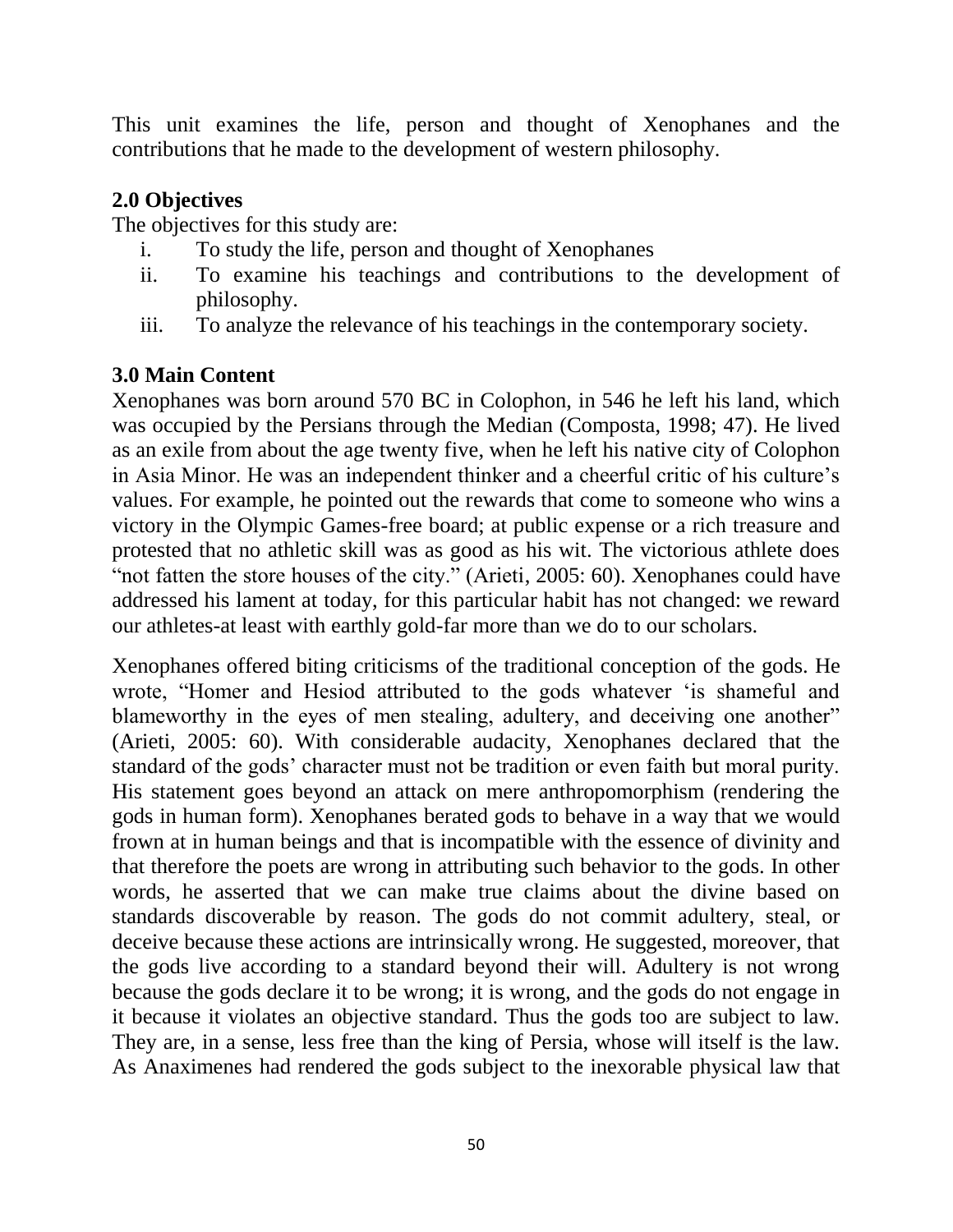This unit examines the life, person and thought of Xenophanes and the contributions that he made to the development of western philosophy.

## 2.0 Objectives

The objectives for this study are:

i. To study the life, person and thought of Xenophanes
ii. To examine his teachings and contributions to the development of philosophy.
iii. To analyze the relevance of his teachings in the contemporary society.

## 3.0 Main Content

Xenophanes was born around 570 BC in Colophon, in 546 he left his land, which was occupied by the Persians through the Median (Composta, 1998; 47). He lived as an exile from about the age twenty five, when he left his native city of Colophon in Asia Minor. He was an independent thinker and a cheerful critic of his culture's values. For example, he pointed out the rewards that come to someone who wins a victory in the Olympic Games-free board; at public expense or a rich treasure and protested that no athletic skill was as good as his wit. The victorious athlete does "not fatten the store houses of the city." (Arieti, 2005: 60). Xenophanes could have addressed his lament at today, for this particular habit has not changed: we reward our athletes-at least with earthly gold-far more than we do to our scholars.

Xenophanes offered biting criticisms of the traditional conception of the gods. He wrote, "Homer and Hesiod attributed to the gods whatever 'is shameful and blameworthy in the eyes of men stealing, adultery, and deceiving one another" (Arieti, 2005: 60). With considerable audacity, Xenophanes declared that the standard of the gods' character must not be tradition or even faith but moral purity. His statement goes beyond an attack on mere anthropomorphism (rendering the gods in human form). Xenophanes berated gods to behave in a way that we would frown at in human beings and that is incompatible with the essence of divinity and that therefore the poets are wrong in attributing such behavior to the gods. In other words, he asserted that we can make true claims about the divine based on standards discoverable by reason. The gods do not commit adultery, steal, or deceive because these actions are intrinsically wrong. He suggested, moreover, that the gods live according to a standard beyond their will. Adultery is not wrong because the gods declare it to be wrong; it is wrong, and the gods do not engage in it because it violates an objective standard. Thus the gods too are subject to law. They are, in a sense, less free than the king of Persia, whose will itself is the law. As Anaximenes had rendered the gods subject to the inexorable physical law that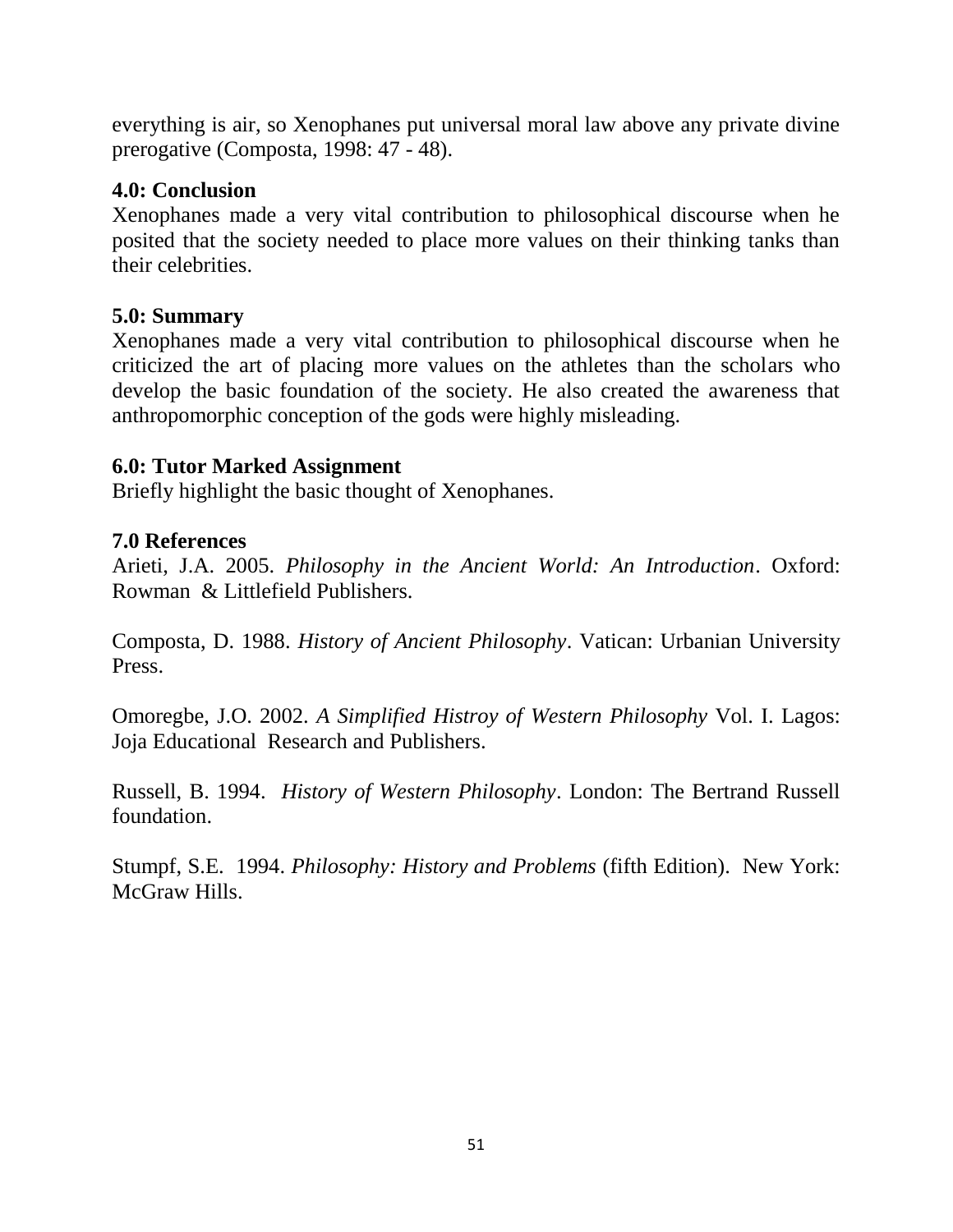everything is air, so Xenophanes put universal moral law above any private divine prerogative (Composta, 1998: 47 - 48).

### 4.0: Conclusion

Xenophanes made a very vital contribution to philosophical discourse when he posited that the society needed to place more values on their thinking tanks than their celebrities.

### 5.0: Summary

Xenophanes made a very vital contribution to philosophical discourse when he criticized the art of placing more values on the athletes than the scholars who develop the basic foundation of the society. He also created the awareness that anthropomorphic conception of the gods were highly misleading.

### 6.0: Tutor Marked Assignment

Briefly highlight the basic thought of Xenophanes.

### 7.0 References

Arieti, J.A. 2005. *Philosophy in the Ancient World: An Introduction*. Oxford: Rowman & Littlefield Publishers.

Composta, D. 1988. *History of Ancient Philosophy*. Vatican: Urbanian University Press.

Omoregbe, J.O. 2002. *A Simplified Histroy of Western Philosophy* Vol. I. Lagos: Joja Educational Research and Publishers.

Russell, B. 1994. *History of Western Philosophy*. London: The Bertrand Russell foundation.

Stumpf, S.E. 1994. *Philosophy: History and Problems* (fifth Edition). New York: McGraw Hills.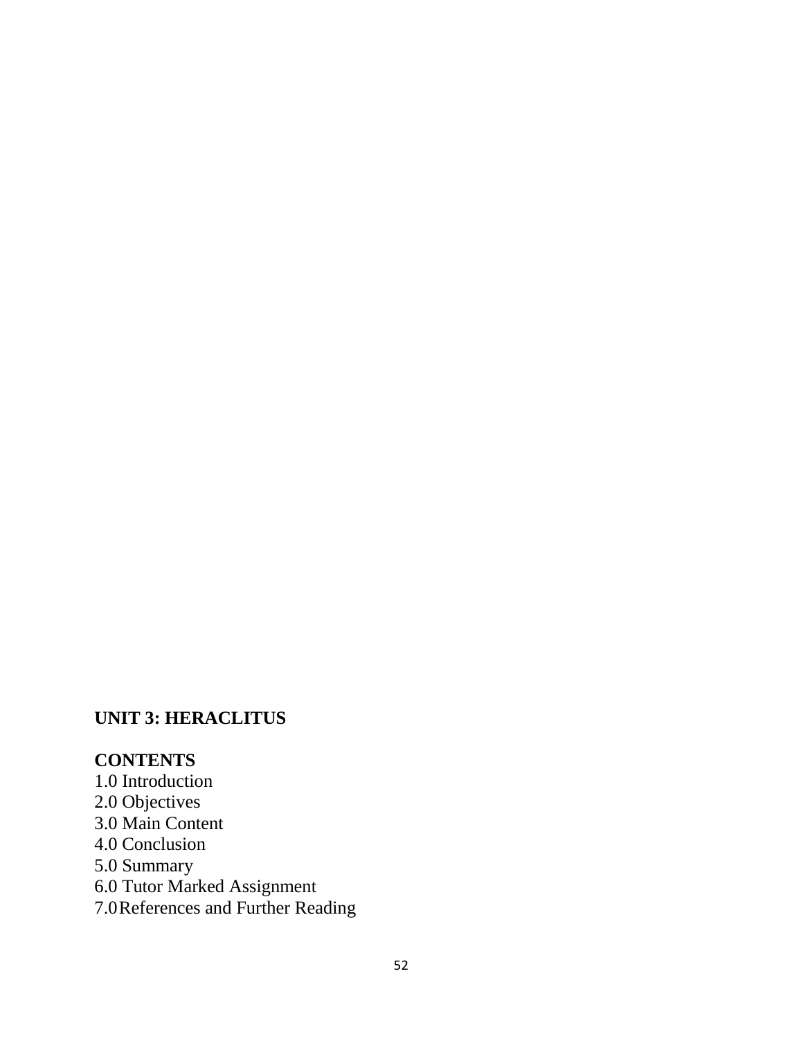## UNIT 3: HERACLITUS

**CONTENTS**

1.0 Introduction
2.0 Objectives
3.0 Main Content
4.0 Conclusion
5.0 Summary
6.0 Tutor Marked Assignment
7.0 References and Further Reading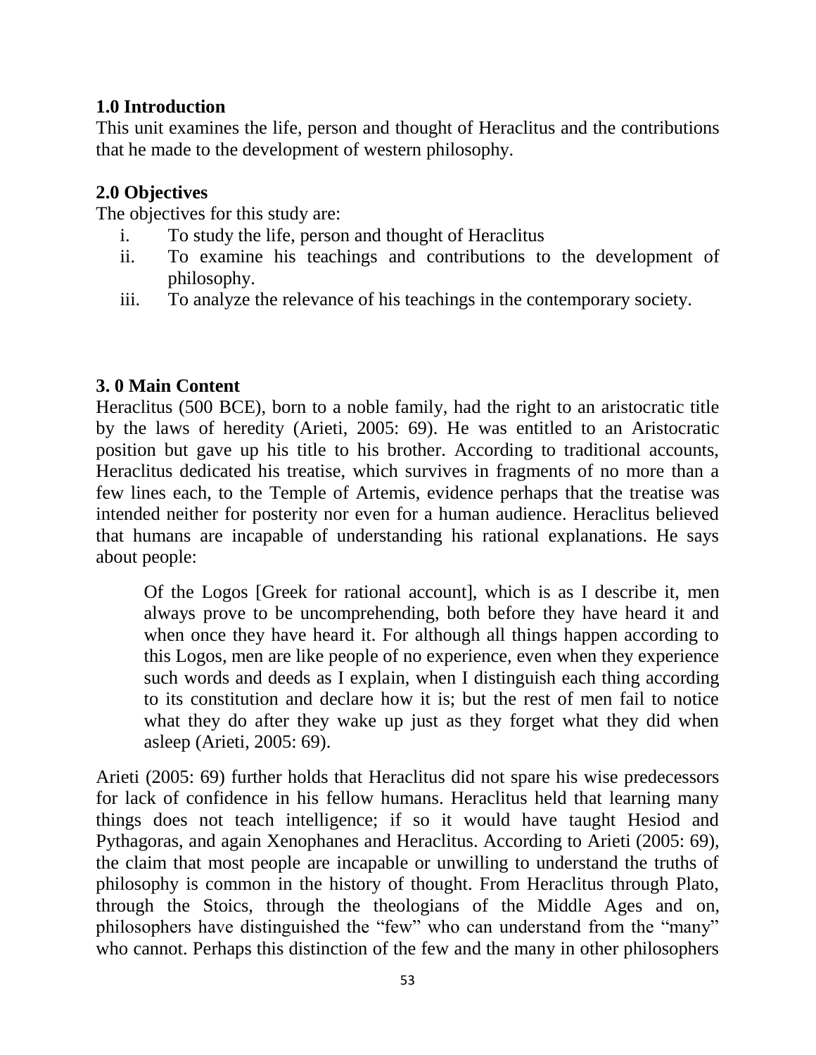## 1.0 Introduction

This unit examines the life, person and thought of Heraclitus and the contributions that he made to the development of western philosophy.

## 2.0 Objectives

The objectives for this study are:

i. To study the life, person and thought of Heraclitus
ii. To examine his teachings and contributions to the development of philosophy.
iii. To analyze the relevance of his teachings in the contemporary society.

## 3. 0 Main Content

Heraclitus (500 BCE), born to a noble family, had the right to an aristocratic title by the laws of heredity (Arieti, 2005: 69). He was entitled to an Aristocratic position but gave up his title to his brother. According to traditional accounts, Heraclitus dedicated his treatise, which survives in fragments of no more than a few lines each, to the Temple of Artemis, evidence perhaps that the treatise was intended neither for posterity nor even for a human audience. Heraclitus believed that humans are incapable of understanding his rational explanations. He says about people:

> Of the Logos [Greek for rational account], which is as I describe it, men always prove to be uncomprehending, both before they have heard it and when once they have heard it. For although all things happen according to this Logos, men are like people of no experience, even when they experience such words and deeds as I explain, when I distinguish each thing according to its constitution and declare how it is; but the rest of men fail to notice what they do after they wake up just as they forget what they did when asleep (Arieti, 2005: 69).

Arieti (2005: 69) further holds that Heraclitus did not spare his wise predecessors for lack of confidence in his fellow humans. Heraclitus held that learning many things does not teach intelligence; if so it would have taught Hesiod and Pythagoras, and again Xenophanes and Heraclitus. According to Arieti (2005: 69), the claim that most people are incapable or unwilling to understand the truths of philosophy is common in the history of thought. From Heraclitus through Plato, through the Stoics, through the theologians of the Middle Ages and on, philosophers have distinguished the "few" who can understand from the "many" who cannot. Perhaps this distinction of the few and the many in other philosophers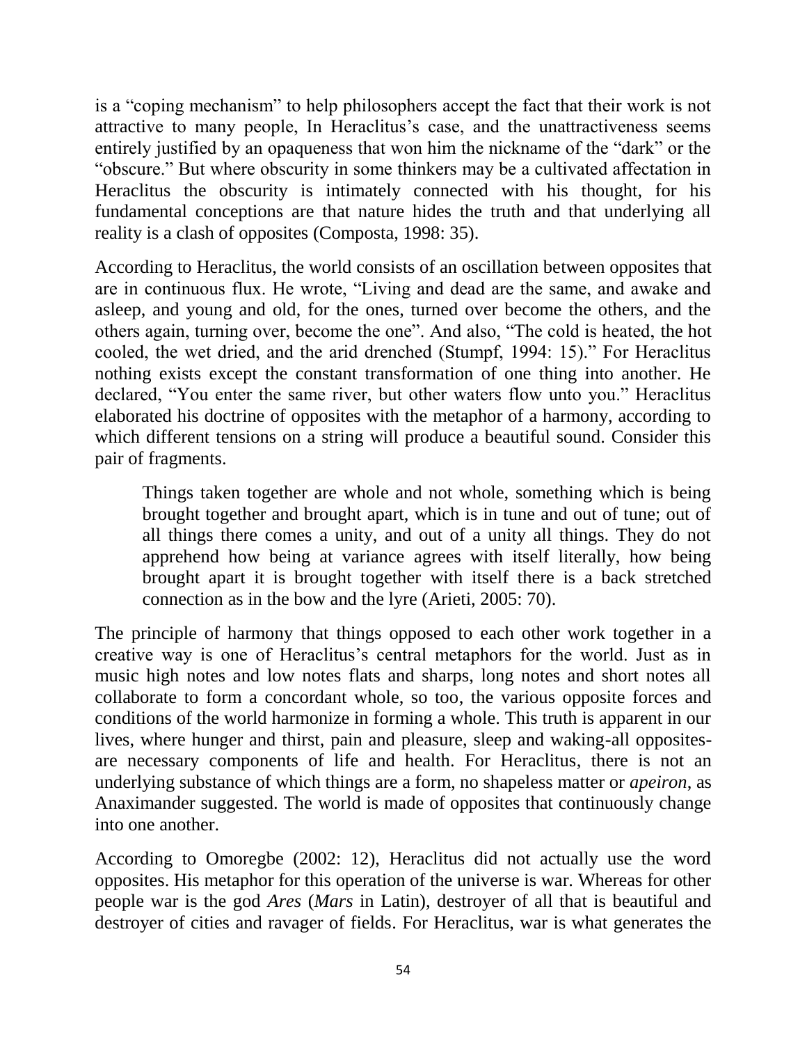is a "coping mechanism" to help philosophers accept the fact that their work is not attractive to many people, In Heraclitus's case, and the unattractiveness seems entirely justified by an opaqueness that won him the nickname of the "dark" or the "obscure." But where obscurity in some thinkers may be a cultivated affectation in Heraclitus the obscurity is intimately connected with his thought, for his fundamental conceptions are that nature hides the truth and that underlying all reality is a clash of opposites (Composta, 1998: 35).

According to Heraclitus, the world consists of an oscillation between opposites that are in continuous flux. He wrote, "Living and dead are the same, and awake and asleep, and young and old, for the ones, turned over become the others, and the others again, turning over, become the one". And also, "The cold is heated, the hot cooled, the wet dried, and the arid drenched (Stumpf, 1994: 15)." For Heraclitus nothing exists except the constant transformation of one thing into another. He declared, "You enter the same river, but other waters flow unto you." Heraclitus elaborated his doctrine of opposites with the metaphor of a harmony, according to which different tensions on a string will produce a beautiful sound. Consider this pair of fragments.

> Things taken together are whole and not whole, something which is being brought together and brought apart, which is in tune and out of tune; out of all things there comes a unity, and out of a unity all things. They do not apprehend how being at variance agrees with itself literally, how being brought apart it is brought together with itself there is a back stretched connection as in the bow and the lyre (Arieti, 2005: 70).

The principle of harmony that things opposed to each other work together in a creative way is one of Heraclitus's central metaphors for the world. Just as in music high notes and low notes flats and sharps, long notes and short notes all collaborate to form a concordant whole, so too, the various opposite forces and conditions of the world harmonize in forming a whole. This truth is apparent in our lives, where hunger and thirst, pain and pleasure, sleep and waking-all opposites-are necessary components of life and health. For Heraclitus, there is not an underlying substance of which things are a form, no shapeless matter or *apeiron*, as Anaximander suggested. The world is made of opposites that continuously change into one another.

According to Omoregbe (2002: 12), Heraclitus did not actually use the word opposites. His metaphor for this operation of the universe is war. Whereas for other people war is the god *Ares* (*Mars* in Latin), destroyer of all that is beautiful and destroyer of cities and ravager of fields. For Heraclitus, war is what generates the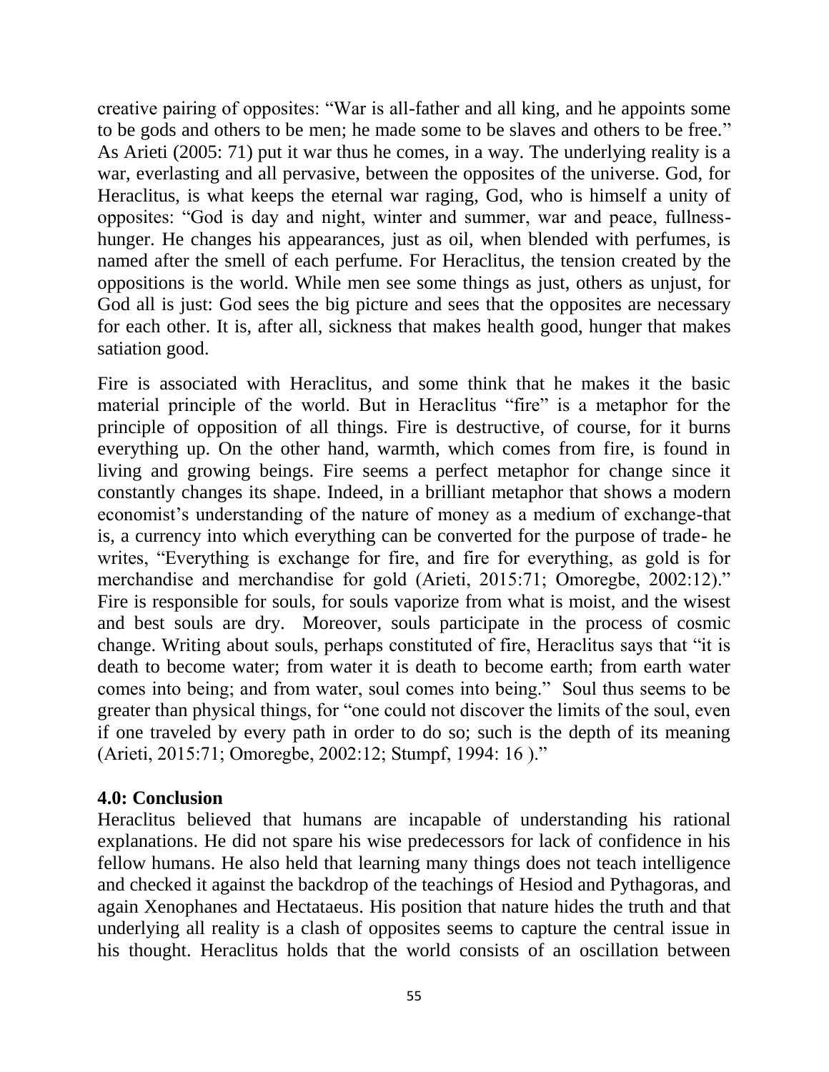creative pairing of opposites: "War is all-father and all king, and he appoints some to be gods and others to be men; he made some to be slaves and others to be free." As Arieti (2005: 71) put it war thus he comes, in a way. The underlying reality is a war, everlasting and all pervasive, between the opposites of the universe. God, for Heraclitus, is what keeps the eternal war raging, God, who is himself a unity of opposites: "God is day and night, winter and summer, war and peace, fullness-hunger. He changes his appearances, just as oil, when blended with perfumes, is named after the smell of each perfume. For Heraclitus, the tension created by the oppositions is the world. While men see some things as just, others as unjust, for God all is just: God sees the big picture and sees that the opposites are necessary for each other. It is, after all, sickness that makes health good, hunger that makes satiation good.

Fire is associated with Heraclitus, and some think that he makes it the basic material principle of the world. But in Heraclitus "fire" is a metaphor for the principle of opposition of all things. Fire is destructive, of course, for it burns everything up. On the other hand, warmth, which comes from fire, is found in living and growing beings. Fire seems a perfect metaphor for change since it constantly changes its shape. Indeed, in a brilliant metaphor that shows a modern economist's understanding of the nature of money as a medium of exchange-that is, a currency into which everything can be converted for the purpose of trade- he writes, "Everything is exchange for fire, and fire for everything, as gold is for merchandise and merchandise for gold (Arieti, 2015:71; Omoregbe, 2002:12)." Fire is responsible for souls, for souls vaporize from what is moist, and the wisest and best souls are dry. Moreover, souls participate in the process of cosmic change. Writing about souls, perhaps constituted of fire, Heraclitus says that "it is death to become water; from water it is death to become earth; from earth water comes into being; and from water, soul comes into being." Soul thus seems to be greater than physical things, for "one could not discover the limits of the soul, even if one traveled by every path in order to do so; such is the depth of its meaning (Arieti, 2015:71; Omoregbe, 2002:12; Stumpf, 1994: 16 )."

**4.0: Conclusion**

Heraclitus believed that humans are incapable of understanding his rational explanations. He did not spare his wise predecessors for lack of confidence in his fellow humans. He also held that learning many things does not teach intelligence and checked it against the backdrop of the teachings of Hesiod and Pythagoras, and again Xenophanes and Hectataeus. His position that nature hides the truth and that underlying all reality is a clash of opposites seems to capture the central issue in his thought. Heraclitus holds that the world consists of an oscillation between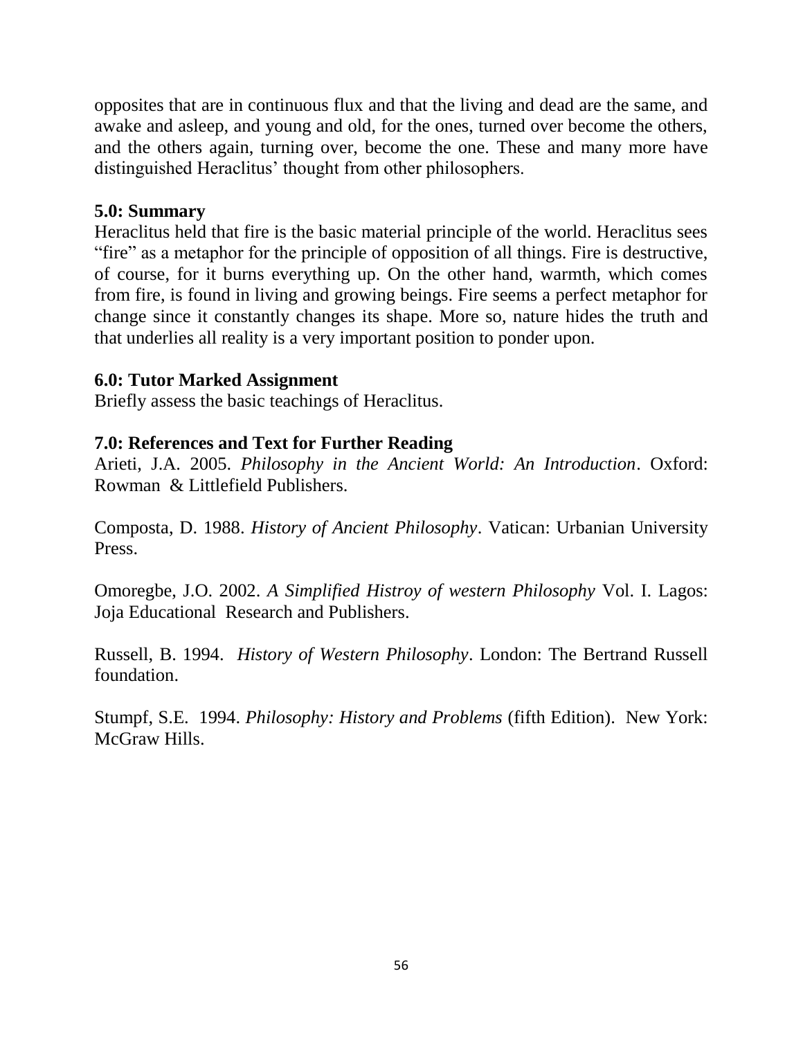opposites that are in continuous flux and that the living and dead are the same, and awake and asleep, and young and old, for the ones, turned over become the others, and the others again, turning over, become the one. These and many more have distinguished Heraclitus' thought from other philosophers.

### 5.0: Summary

Heraclitus held that fire is the basic material principle of the world. Heraclitus sees "fire" as a metaphor for the principle of opposition of all things. Fire is destructive, of course, for it burns everything up. On the other hand, warmth, which comes from fire, is found in living and growing beings. Fire seems a perfect metaphor for change since it constantly changes its shape. More so, nature hides the truth and that underlies all reality is a very important position to ponder upon.

### 6.0: Tutor Marked Assignment

Briefly assess the basic teachings of Heraclitus.

### 7.0: References and Text for Further Reading

Arieti, J.A. 2005. *Philosophy in the Ancient World: An Introduction*. Oxford: Rowman & Littlefield Publishers.

Composta, D. 1988. *History of Ancient Philosophy*. Vatican: Urbanian University Press.

Omoregbe, J.O. 2002. *A Simplified Histroy of western Philosophy* Vol. I. Lagos: Joja Educational Research and Publishers.

Russell, B. 1994. *History of Western Philosophy*. London: The Bertrand Russell foundation.

Stumpf, S.E. 1994. *Philosophy: History and Problems* (fifth Edition). New York: McGraw Hills.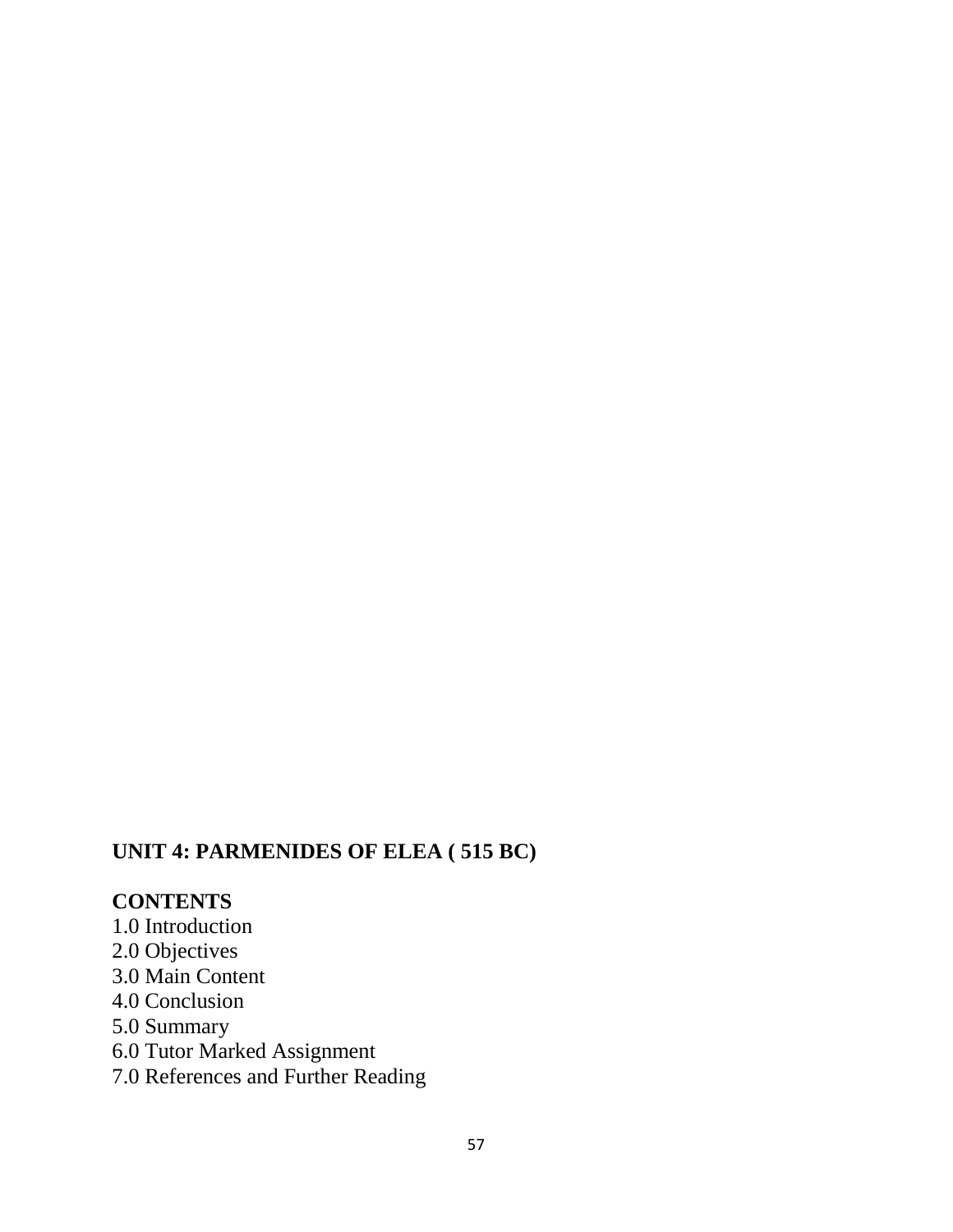## UNIT 4: PARMENIDES OF ELEA ( 515 BC)

**CONTENTS**

1.0 Introduction
2.0 Objectives
3.0 Main Content
4.0 Conclusion
5.0 Summary
6.0 Tutor Marked Assignment
7.0 References and Further Reading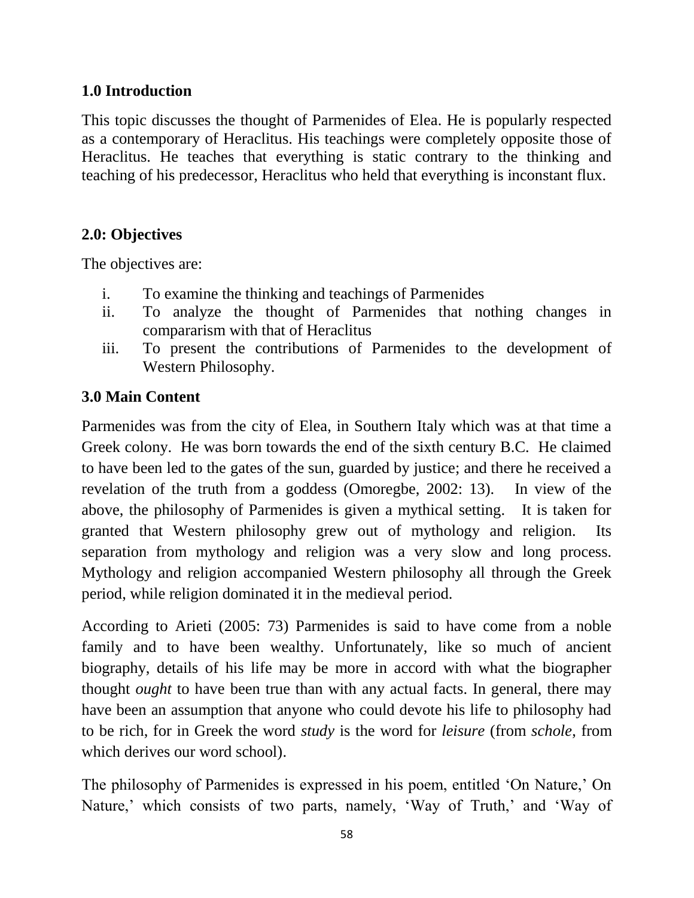## 1.0 Introduction

This topic discusses the thought of Parmenides of Elea. He is popularly respected as a contemporary of Heraclitus. His teachings were completely opposite those of Heraclitus. He teaches that everything is static contrary to the thinking and teaching of his predecessor, Heraclitus who held that everything is inconstant flux.

## 2.0: Objectives

The objectives are:

i. To examine the thinking and teachings of Parmenides
ii. To analyze the thought of Parmenides that nothing changes in compararism with that of Heraclitus
iii. To present the contributions of Parmenides to the development of Western Philosophy.

## 3.0 Main Content

Parmenides was from the city of Elea, in Southern Italy which was at that time a Greek colony. He was born towards the end of the sixth century B.C. He claimed to have been led to the gates of the sun, guarded by justice; and there he received a revelation of the truth from a goddess (Omoregbe, 2002: 13). In view of the above, the philosophy of Parmenides is given a mythical setting. It is taken for granted that Western philosophy grew out of mythology and religion. Its separation from mythology and religion was a very slow and long process. Mythology and religion accompanied Western philosophy all through the Greek period, while religion dominated it in the medieval period.

According to Arieti (2005: 73) Parmenides is said to have come from a noble family and to have been wealthy. Unfortunately, like so much of ancient biography, details of his life may be more in accord with what the biographer thought *ought* to have been true than with any actual facts. In general, there may have been an assumption that anyone who could devote his life to philosophy had to be rich, for in Greek the word *study* is the word for *leisure* (from *schole*, from which derives our word school).

The philosophy of Parmenides is expressed in his poem, entitled 'On Nature,' On Nature,' which consists of two parts, namely, 'Way of Truth,' and 'Way of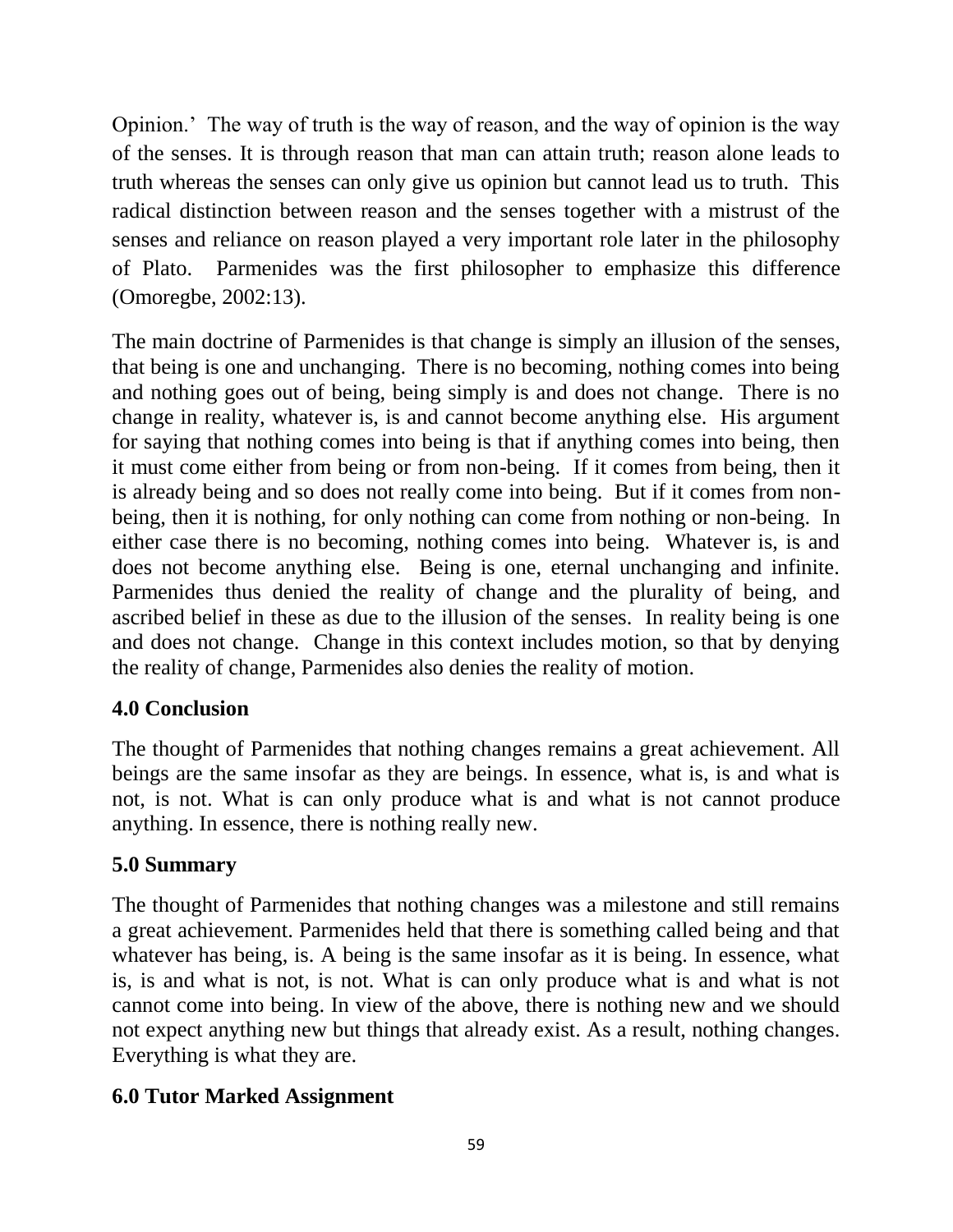Opinion.' The way of truth is the way of reason, and the way of opinion is the way of the senses. It is through reason that man can attain truth; reason alone leads to truth whereas the senses can only give us opinion but cannot lead us to truth. This radical distinction between reason and the senses together with a mistrust of the senses and reliance on reason played a very important role later in the philosophy of Plato. Parmenides was the first philosopher to emphasize this difference (Omoregbe, 2002:13).

The main doctrine of Parmenides is that change is simply an illusion of the senses, that being is one and unchanging. There is no becoming, nothing comes into being and nothing goes out of being, being simply is and does not change. There is no change in reality, whatever is, is and cannot become anything else. His argument for saying that nothing comes into being is that if anything comes into being, then it must come either from being or from non-being. If it comes from being, then it is already being and so does not really come into being. But if it comes from non-being, then it is nothing, for only nothing can come from nothing or non-being. In either case there is no becoming, nothing comes into being. Whatever is, is and does not become anything else. Being is one, eternal unchanging and infinite. Parmenides thus denied the reality of change and the plurality of being, and ascribed belief in these as due to the illusion of the senses. In reality being is one and does not change. Change in this context includes motion, so that by denying the reality of change, Parmenides also denies the reality of motion.

## 4.0 Conclusion

The thought of Parmenides that nothing changes remains a great achievement. All beings are the same insofar as they are beings. In essence, what is, is and what is not, is not. What is can only produce what is and what is not cannot produce anything. In essence, there is nothing really new.

## 5.0 Summary

The thought of Parmenides that nothing changes was a milestone and still remains a great achievement. Parmenides held that there is something called being and that whatever has being, is. A being is the same insofar as it is being. In essence, what is, is and what is not, is not. What is can only produce what is and what is not cannot come into being. In view of the above, there is nothing new and we should not expect anything new but things that already exist. As a result, nothing changes. Everything is what they are.

## 6.0 Tutor Marked Assignment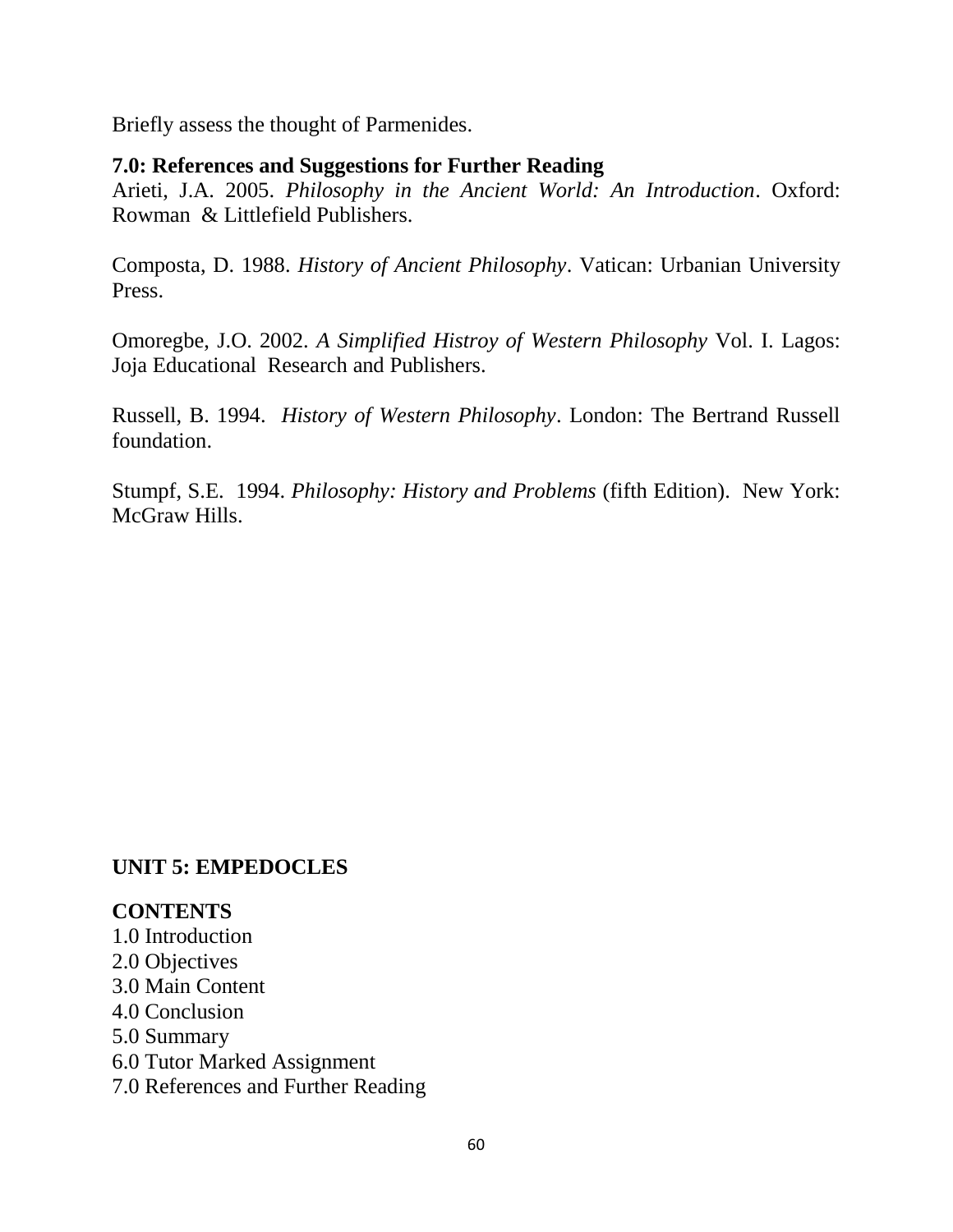Briefly assess the thought of Parmenides.

## 7.0: References and Suggestions for Further Reading

Arieti, J.A. 2005. *Philosophy in the Ancient World: An Introduction*. Oxford: Rowman & Littlefield Publishers.

Composta, D. 1988. *History of Ancient Philosophy*. Vatican: Urbanian University Press.

Omoregbe, J.O. 2002. *A Simplified Histroy of Western Philosophy* Vol. I. Lagos: Joja Educational Research and Publishers.

Russell, B. 1994. *History of Western Philosophy*. London: The Bertrand Russell foundation.

Stumpf, S.E. 1994. *Philosophy: History and Problems* (fifth Edition). New York: McGraw Hills.

# UNIT 5: EMPEDOCLES

## CONTENTS

1.0 Introduction
2.0 Objectives
3.0 Main Content
4.0 Conclusion
5.0 Summary
6.0 Tutor Marked Assignment
7.0 References and Further Reading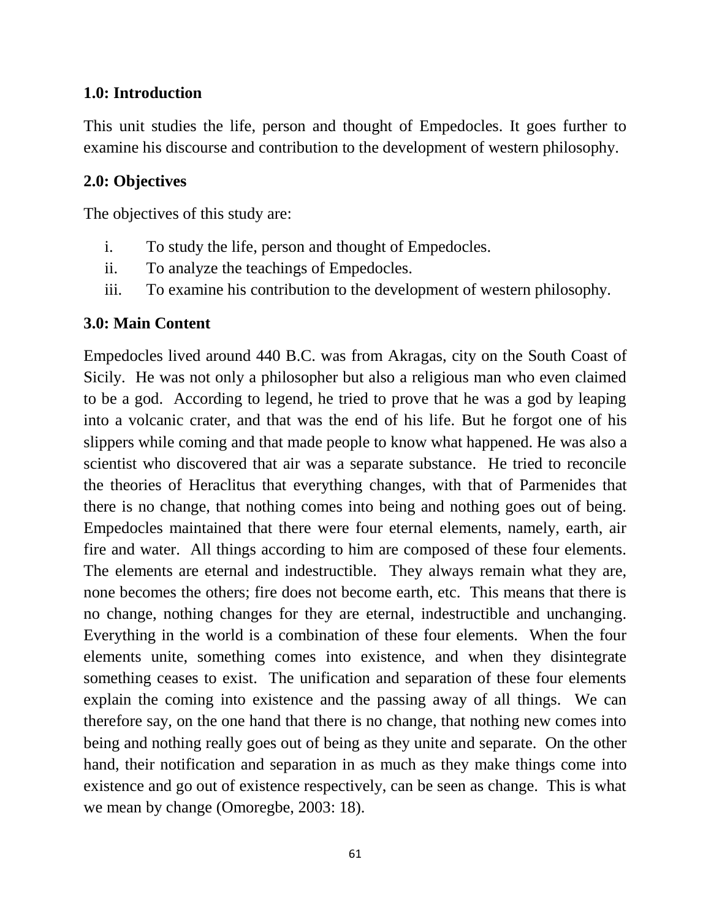### 1.0: Introduction

This unit studies the life, person and thought of Empedocles. It goes further to examine his discourse and contribution to the development of western philosophy.

### 2.0: Objectives

The objectives of this study are:

i. To study the life, person and thought of Empedocles.
ii. To analyze the teachings of Empedocles.
iii. To examine his contribution to the development of western philosophy.

### 3.0: Main Content

Empedocles lived around 440 B.C. was from Akragas, city on the South Coast of Sicily. He was not only a philosopher but also a religious man who even claimed to be a god. According to legend, he tried to prove that he was a god by leaping into a volcanic crater, and that was the end of his life. But he forgot one of his slippers while coming and that made people to know what happened. He was also a scientist who discovered that air was a separate substance. He tried to reconcile the theories of Heraclitus that everything changes, with that of Parmenides that there is no change, that nothing comes into being and nothing goes out of being. Empedocles maintained that there were four eternal elements, namely, earth, air fire and water. All things according to him are composed of these four elements. The elements are eternal and indestructible. They always remain what they are, none becomes the others; fire does not become earth, etc. This means that there is no change, nothing changes for they are eternal, indestructible and unchanging. Everything in the world is a combination of these four elements. When the four elements unite, something comes into existence, and when they disintegrate something ceases to exist. The unification and separation of these four elements explain the coming into existence and the passing away of all things. We can therefore say, on the one hand that there is no change, that nothing new comes into being and nothing really goes out of being as they unite and separate. On the other hand, their notification and separation in as much as they make things come into existence and go out of existence respectively, can be seen as change. This is what we mean by change (Omoregbe, 2003: 18).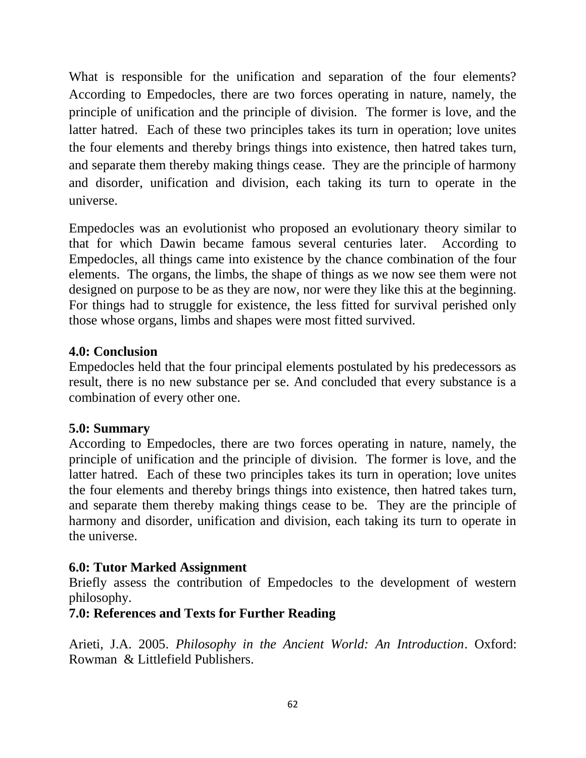What is responsible for the unification and separation of the four elements? According to Empedocles, there are two forces operating in nature, namely, the principle of unification and the principle of division. The former is love, and the latter hatred. Each of these two principles takes its turn in operation; love unites the four elements and thereby brings things into existence, then hatred takes turn, and separate them thereby making things cease. They are the principle of harmony and disorder, unification and division, each taking its turn to operate in the universe.

Empedocles was an evolutionist who proposed an evolutionary theory similar to that for which Dawin became famous several centuries later. According to Empedocles, all things came into existence by the chance combination of the four elements. The organs, the limbs, the shape of things as we now see them were not designed on purpose to be as they are now, nor were they like this at the beginning. For things had to struggle for existence, the less fitted for survival perished only those whose organs, limbs and shapes were most fitted survived.

**4.0: Conclusion**

Empedocles held that the four principal elements postulated by his predecessors as result, there is no new substance per se. And concluded that every substance is a combination of every other one.

**5.0: Summary**

According to Empedocles, there are two forces operating in nature, namely, the principle of unification and the principle of division. The former is love, and the latter hatred. Each of these two principles takes its turn in operation; love unites the four elements and thereby brings things into existence, then hatred takes turn, and separate them thereby making things cease to be. They are the principle of harmony and disorder, unification and division, each taking its turn to operate in the universe.

**6.0: Tutor Marked Assignment**

Briefly assess the contribution of Empedocles to the development of western philosophy.

**7.0: References and Texts for Further Reading**

Arieti, J.A. 2005. *Philosophy in the Ancient World: An Introduction*. Oxford: Rowman & Littlefield Publishers.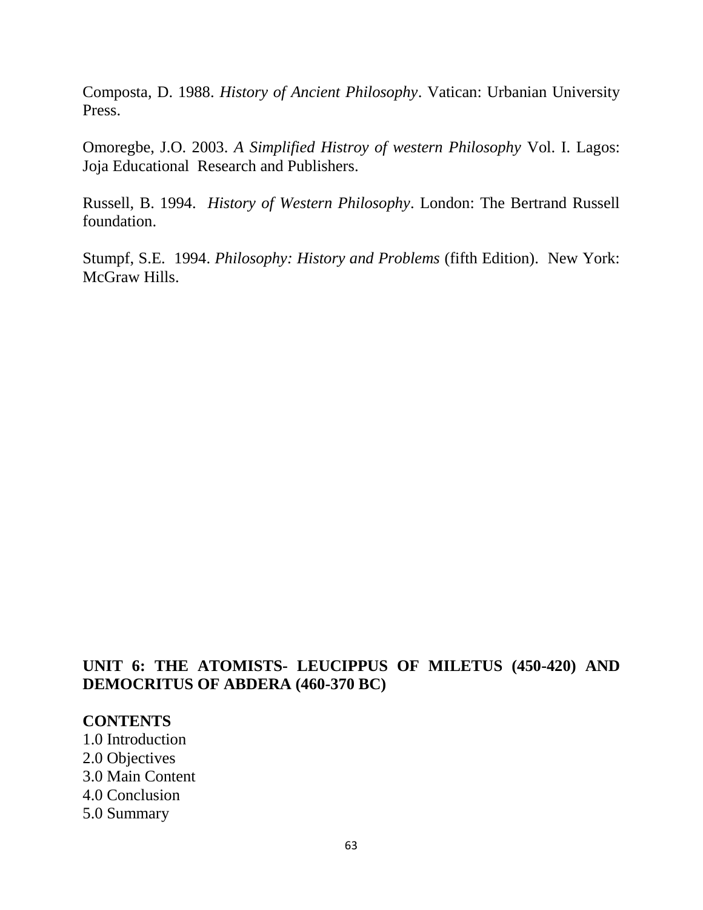Composta, D. 1988. *History of Ancient Philosophy*. Vatican: Urbanian University Press.

Omoregbe, J.O. 2003. *A Simplified Histroy of western Philosophy* Vol. I. Lagos: Joja Educational Research and Publishers.

Russell, B. 1994. *History of Western Philosophy*. London: The Bertrand Russell foundation.

Stumpf, S.E. 1994. *Philosophy: History and Problems* (fifth Edition). New York: McGraw Hills.

## UNIT 6: THE ATOMISTS- LEUCIPPUS OF MILETUS (450-420) AND DEMOCRITUS OF ABDERA (460-370 BC)

**CONTENTS**

1.0 Introduction
2.0 Objectives
3.0 Main Content
4.0 Conclusion
5.0 Summary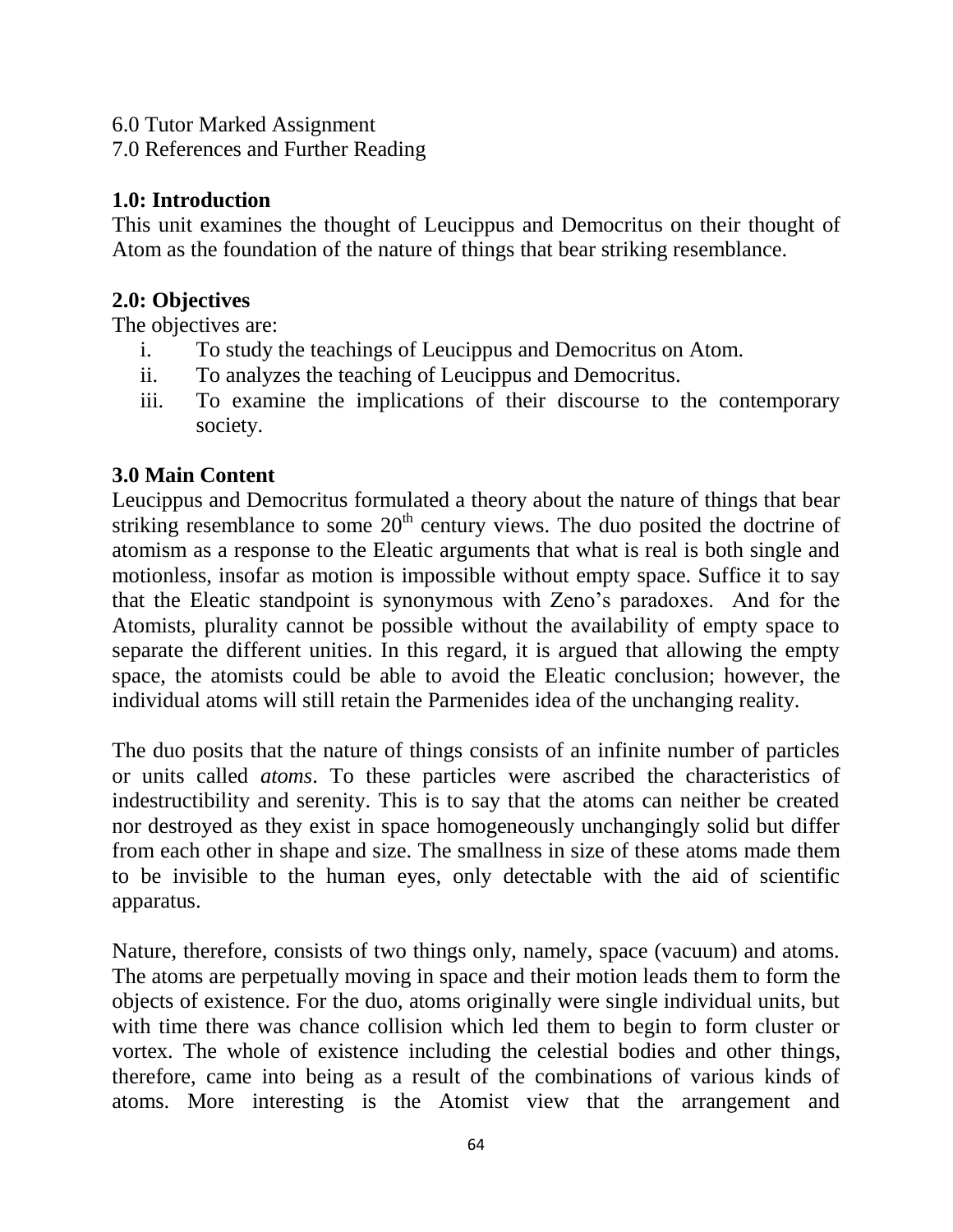6.0 Tutor Marked Assignment
7.0 References and Further Reading

## 1.0: Introduction

This unit examines the thought of Leucippus and Democritus on their thought of Atom as the foundation of the nature of things that bear striking resemblance.

## 2.0: Objectives

The objectives are:

i. To study the teachings of Leucippus and Democritus on Atom.
ii. To analyzes the teaching of Leucippus and Democritus.
iii. To examine the implications of their discourse to the contemporary society.

## 3.0 Main Content

Leucippus and Democritus formulated a theory about the nature of things that bear striking resemblance to some 20th century views. The duo posited the doctrine of atomism as a response to the Eleatic arguments that what is real is both single and motionless, insofar as motion is impossible without empty space. Suffice it to say that the Eleatic standpoint is synonymous with Zeno's paradoxes. And for the Atomists, plurality cannot be possible without the availability of empty space to separate the different unities. In this regard, it is argued that allowing the empty space, the atomists could be able to avoid the Eleatic conclusion; however, the individual atoms will still retain the Parmenides idea of the unchanging reality.

The duo posits that the nature of things consists of an infinite number of particles or units called *atoms*. To these particles were ascribed the characteristics of indestructibility and serenity. This is to say that the atoms can neither be created nor destroyed as they exist in space homogeneously unchangingly solid but differ from each other in shape and size. The smallness in size of these atoms made them to be invisible to the human eyes, only detectable with the aid of scientific apparatus.

Nature, therefore, consists of two things only, namely, space (vacuum) and atoms. The atoms are perpetually moving in space and their motion leads them to form the objects of existence. For the duo, atoms originally were single individual units, but with time there was chance collision which led them to begin to form cluster or vortex. The whole of existence including the celestial bodies and other things, therefore, came into being as a result of the combinations of various kinds of atoms. More interesting is the Atomist view that the arrangement and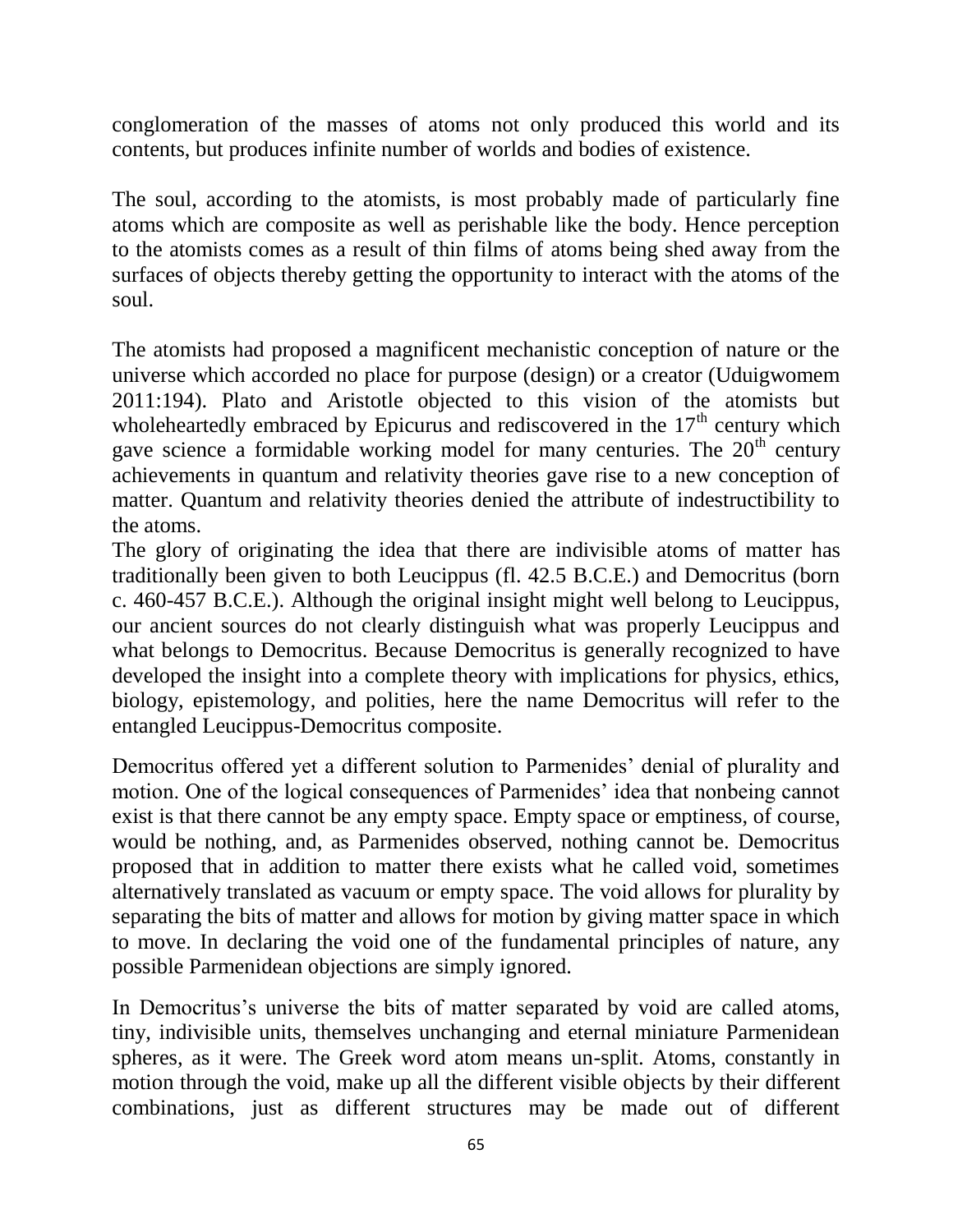conglomeration of the masses of atoms not only produced this world and its contents, but produces infinite number of worlds and bodies of existence.

The soul, according to the atomists, is most probably made of particularly fine atoms which are composite as well as perishable like the body. Hence perception to the atomists comes as a result of thin films of atoms being shed away from the surfaces of objects thereby getting the opportunity to interact with the atoms of the soul.

The atomists had proposed a magnificent mechanistic conception of nature or the universe which accorded no place for purpose (design) or a creator (Uduigwomem 2011:194). Plato and Aristotle objected to this vision of the atomists but wholeheartedly embraced by Epicurus and rediscovered in the 17th century which gave science a formidable working model for many centuries. The 20th century achievements in quantum and relativity theories gave rise to a new conception of matter. Quantum and relativity theories denied the attribute of indestructibility to the atoms.

The glory of originating the idea that there are indivisible atoms of matter has traditionally been given to both Leucippus (fl. 42.5 B.C.E.) and Democritus (born c. 460-457 B.C.E.). Although the original insight might well belong to Leucippus, our ancient sources do not clearly distinguish what was properly Leucippus and what belongs to Democritus. Because Democritus is generally recognized to have developed the insight into a complete theory with implications for physics, ethics, biology, epistemology, and polities, here the name Democritus will refer to the entangled Leucippus-Democritus composite.

Democritus offered yet a different solution to Parmenides' denial of plurality and motion. One of the logical consequences of Parmenides' idea that nonbeing cannot exist is that there cannot be any empty space. Empty space or emptiness, of course, would be nothing, and, as Parmenides observed, nothing cannot be. Democritus proposed that in addition to matter there exists what he called void, sometimes alternatively translated as vacuum or empty space. The void allows for plurality by separating the bits of matter and allows for motion by giving matter space in which to move. In declaring the void one of the fundamental principles of nature, any possible Parmenidean objections are simply ignored.

In Democritus's universe the bits of matter separated by void are called atoms, tiny, indivisible units, themselves unchanging and eternal miniature Parmenidean spheres, as it were. The Greek word atom means un-split. Atoms, constantly in motion through the void, make up all the different visible objects by their different combinations, just as different structures may be made out of different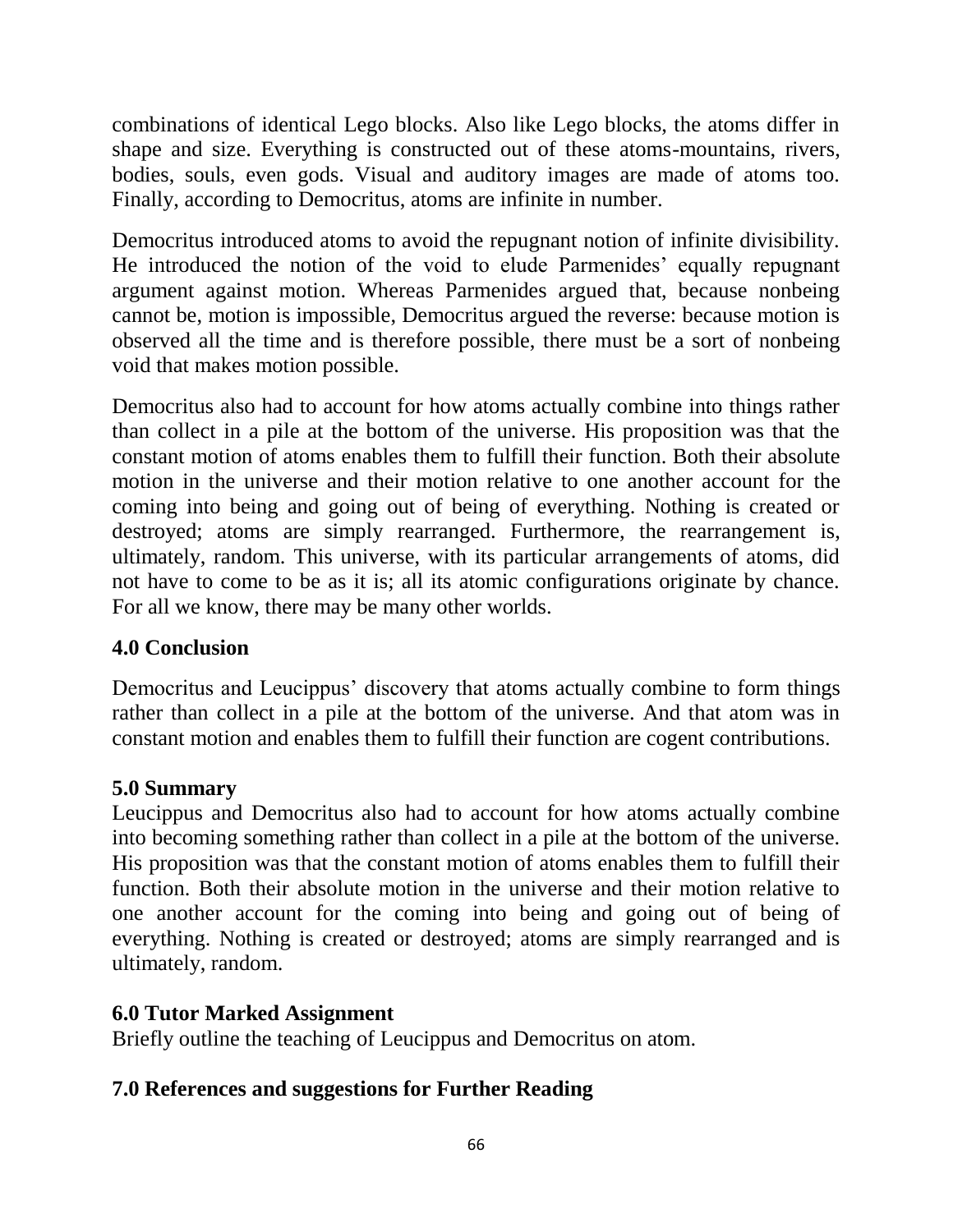combinations of identical Lego blocks. Also like Lego blocks, the atoms differ in shape and size. Everything is constructed out of these atoms-mountains, rivers, bodies, souls, even gods. Visual and auditory images are made of atoms too. Finally, according to Democritus, atoms are infinite in number.

Democritus introduced atoms to avoid the repugnant notion of infinite divisibility. He introduced the notion of the void to elude Parmenides' equally repugnant argument against motion. Whereas Parmenides argued that, because nonbeing cannot be, motion is impossible, Democritus argued the reverse: because motion is observed all the time and is therefore possible, there must be a sort of nonbeing void that makes motion possible.

Democritus also had to account for how atoms actually combine into things rather than collect in a pile at the bottom of the universe. His proposition was that the constant motion of atoms enables them to fulfill their function. Both their absolute motion in the universe and their motion relative to one another account for the coming into being and going out of being of everything. Nothing is created or destroyed; atoms are simply rearranged. Furthermore, the rearrangement is, ultimately, random. This universe, with its particular arrangements of atoms, did not have to come to be as it is; all its atomic configurations originate by chance. For all we know, there may be many other worlds.

## 4.0 Conclusion

Democritus and Leucippus' discovery that atoms actually combine to form things rather than collect in a pile at the bottom of the universe. And that atom was in constant motion and enables them to fulfill their function are cogent contributions.

## 5.0 Summary

Leucippus and Democritus also had to account for how atoms actually combine into becoming something rather than collect in a pile at the bottom of the universe. His proposition was that the constant motion of atoms enables them to fulfill their function. Both their absolute motion in the universe and their motion relative to one another account for the coming into being and going out of being of everything. Nothing is created or destroyed; atoms are simply rearranged and is ultimately, random.

## 6.0 Tutor Marked Assignment

Briefly outline the teaching of Leucippus and Democritus on atom.

## 7.0 References and suggestions for Further Reading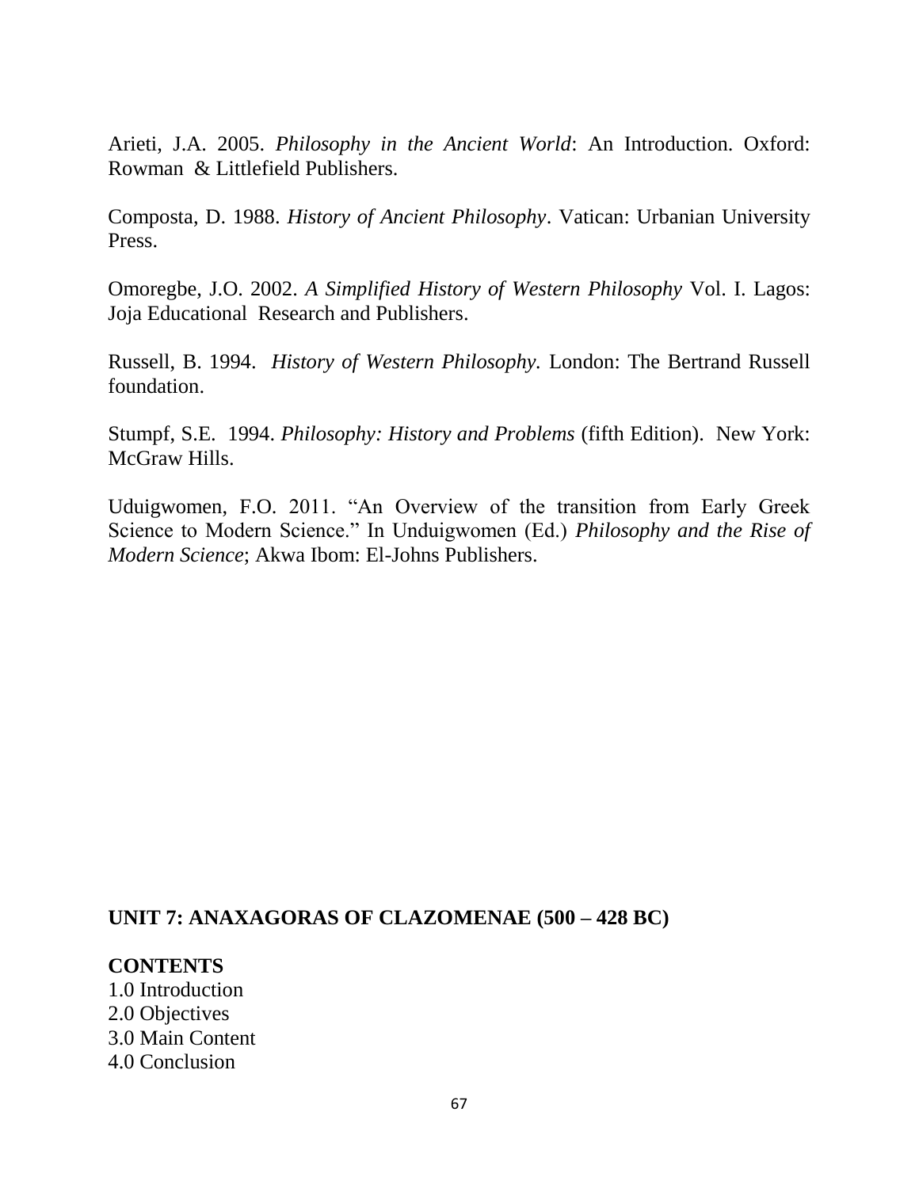Arieti, J.A. 2005. *Philosophy in the Ancient World*: An Introduction. Oxford: Rowman & Littlefield Publishers.

Composta, D. 1988. *History of Ancient Philosophy*. Vatican: Urbanian University Press.

Omoregbe, J.O. 2002. *A Simplified History of Western Philosophy* Vol. I. Lagos: Joja Educational Research and Publishers.

Russell, B. 1994. *History of Western Philosophy.* London: The Bertrand Russell foundation.

Stumpf, S.E. 1994. *Philosophy: History and Problems* (fifth Edition). New York: McGraw Hills.

Uduigwomen, F.O. 2011. "An Overview of the transition from Early Greek Science to Modern Science." In Unduigwomen (Ed.) *Philosophy and the Rise of Modern Science*; Akwa Ibom: El-Johns Publishers.

## UNIT 7: ANAXAGORAS OF CLAZOMENAE (500 – 428 BC)

**CONTENTS**

1.0 Introduction
2.0 Objectives
3.0 Main Content
4.0 Conclusion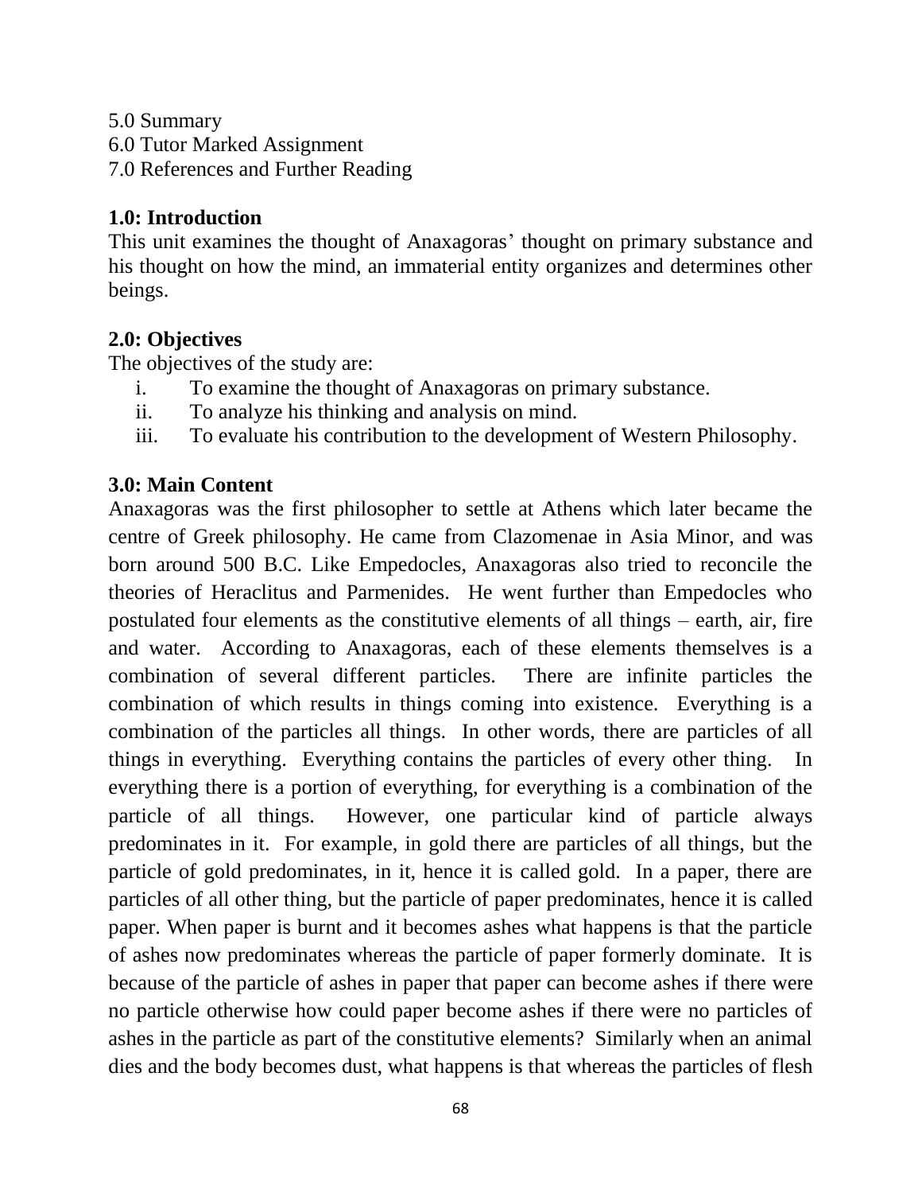5.0 Summary
6.0 Tutor Marked Assignment
7.0 References and Further Reading

**1.0: Introduction**
This unit examines the thought of Anaxagoras' thought on primary substance and his thought on how the mind, an immaterial entity organizes and determines other beings.

**2.0: Objectives**
The objectives of the study are:

i. To examine the thought of Anaxagoras on primary substance.
ii. To analyze his thinking and analysis on mind.
iii. To evaluate his contribution to the development of Western Philosophy.

**3.0: Main Content**
Anaxagoras was the first philosopher to settle at Athens which later became the centre of Greek philosophy. He came from Clazomenae in Asia Minor, and was born around 500 B.C. Like Empedocles, Anaxagoras also tried to reconcile the theories of Heraclitus and Parmenides. He went further than Empedocles who postulated four elements as the constitutive elements of all things – earth, air, fire and water. According to Anaxagoras, each of these elements themselves is a combination of several different particles. There are infinite particles the combination of which results in things coming into existence. Everything is a combination of the particles all things. In other words, there are particles of all things in everything. Everything contains the particles of every other thing. In everything there is a portion of everything, for everything is a combination of the particle of all things. However, one particular kind of particle always predominates in it. For example, in gold there are particles of all things, but the particle of gold predominates, in it, hence it is called gold. In a paper, there are particles of all other thing, but the particle of paper predominates, hence it is called paper. When paper is burnt and it becomes ashes what happens is that the particle of ashes now predominates whereas the particle of paper formerly dominate. It is because of the particle of ashes in paper that paper can become ashes if there were no particle otherwise how could paper become ashes if there were no particles of ashes in the particle as part of the constitutive elements? Similarly when an animal dies and the body becomes dust, what happens is that whereas the particles of flesh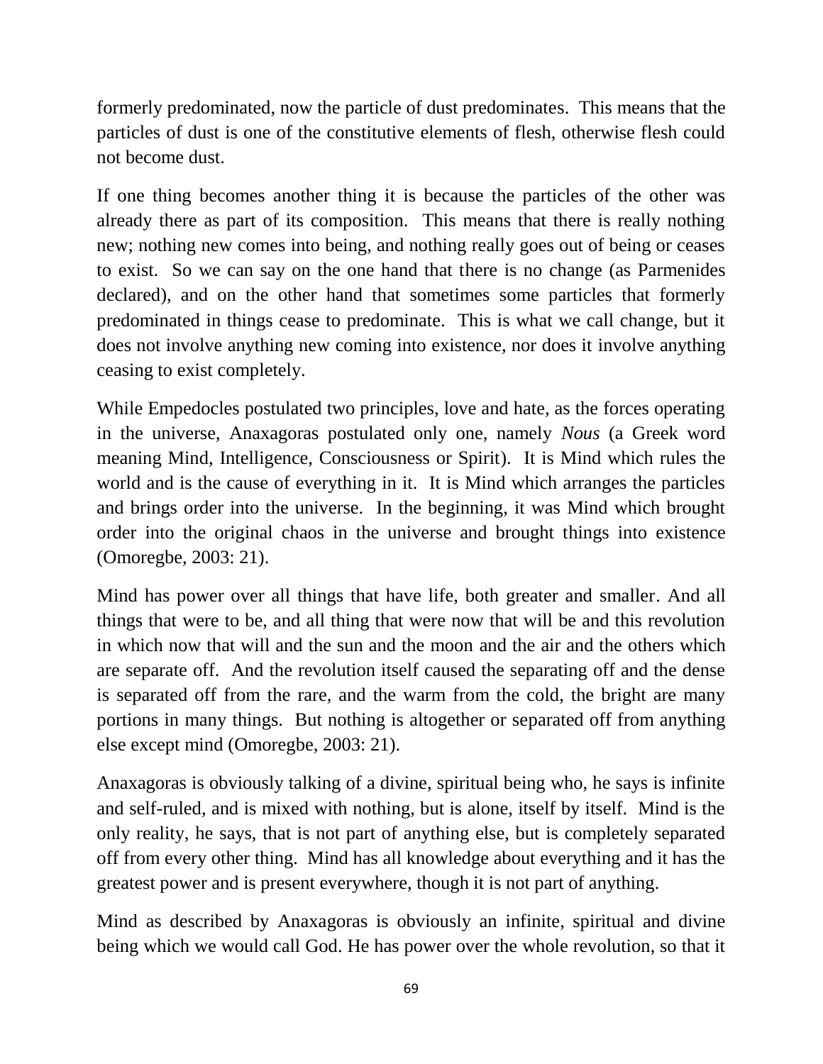formerly predominated, now the particle of dust predominates. This means that the particles of dust is one of the constitutive elements of flesh, otherwise flesh could not become dust.

If one thing becomes another thing it is because the particles of the other was already there as part of its composition. This means that there is really nothing new; nothing new comes into being, and nothing really goes out of being or ceases to exist. So we can say on the one hand that there is no change (as Parmenides declared), and on the other hand that sometimes some particles that formerly predominated in things cease to predominate. This is what we call change, but it does not involve anything new coming into existence, nor does it involve anything ceasing to exist completely.

While Empedocles postulated two principles, love and hate, as the forces operating in the universe, Anaxagoras postulated only one, namely *Nous* (a Greek word meaning Mind, Intelligence, Consciousness or Spirit). It is Mind which rules the world and is the cause of everything in it. It is Mind which arranges the particles and brings order into the universe. In the beginning, it was Mind which brought order into the original chaos in the universe and brought things into existence (Omoregbe, 2003: 21).

Mind has power over all things that have life, both greater and smaller. And all things that were to be, and all thing that were now that will be and this revolution in which now that will and the sun and the moon and the air and the others which are separate off. And the revolution itself caused the separating off and the dense is separated off from the rare, and the warm from the cold, the bright are many portions in many things. But nothing is altogether or separated off from anything else except mind (Omoregbe, 2003: 21).

Anaxagoras is obviously talking of a divine, spiritual being who, he says is infinite and self-ruled, and is mixed with nothing, but is alone, itself by itself. Mind is the only reality, he says, that is not part of anything else, but is completely separated off from every other thing. Mind has all knowledge about everything and it has the greatest power and is present everywhere, though it is not part of anything.

Mind as described by Anaxagoras is obviously an infinite, spiritual and divine being which we would call God. He has power over the whole revolution, so that it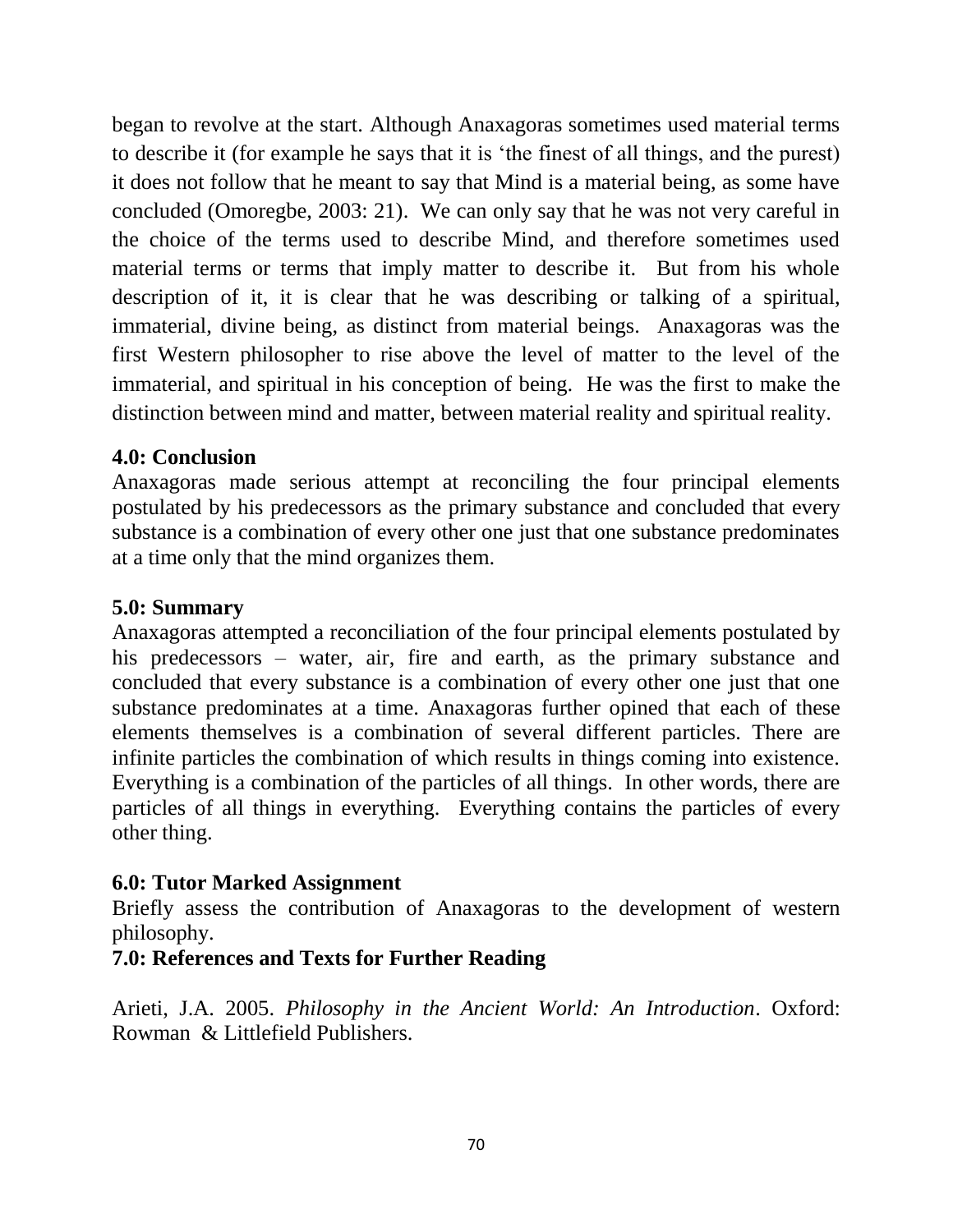began to revolve at the start. Although Anaxagoras sometimes used material terms to describe it (for example he says that it is 'the finest of all things, and the purest) it does not follow that he meant to say that Mind is a material being, as some have concluded (Omoregbe, 2003: 21). We can only say that he was not very careful in the choice of the terms used to describe Mind, and therefore sometimes used material terms or terms that imply matter to describe it. But from his whole description of it, it is clear that he was describing or talking of a spiritual, immaterial, divine being, as distinct from material beings. Anaxagoras was the first Western philosopher to rise above the level of matter to the level of the immaterial, and spiritual in his conception of being. He was the first to make the distinction between mind and matter, between material reality and spiritual reality.

**4.0: Conclusion**

Anaxagoras made serious attempt at reconciling the four principal elements postulated by his predecessors as the primary substance and concluded that every substance is a combination of every other one just that one substance predominates at a time only that the mind organizes them.

**5.0: Summary**

Anaxagoras attempted a reconciliation of the four principal elements postulated by his predecessors – water, air, fire and earth, as the primary substance and concluded that every substance is a combination of every other one just that one substance predominates at a time. Anaxagoras further opined that each of these elements themselves is a combination of several different particles. There are infinite particles the combination of which results in things coming into existence. Everything is a combination of the particles of all things. In other words, there are particles of all things in everything. Everything contains the particles of every other thing.

**6.0: Tutor Marked Assignment**

Briefly assess the contribution of Anaxagoras to the development of western philosophy.

**7.0: References and Texts for Further Reading**

Arieti, J.A. 2005. *Philosophy in the Ancient World: An Introduction*. Oxford: Rowman & Littlefield Publishers.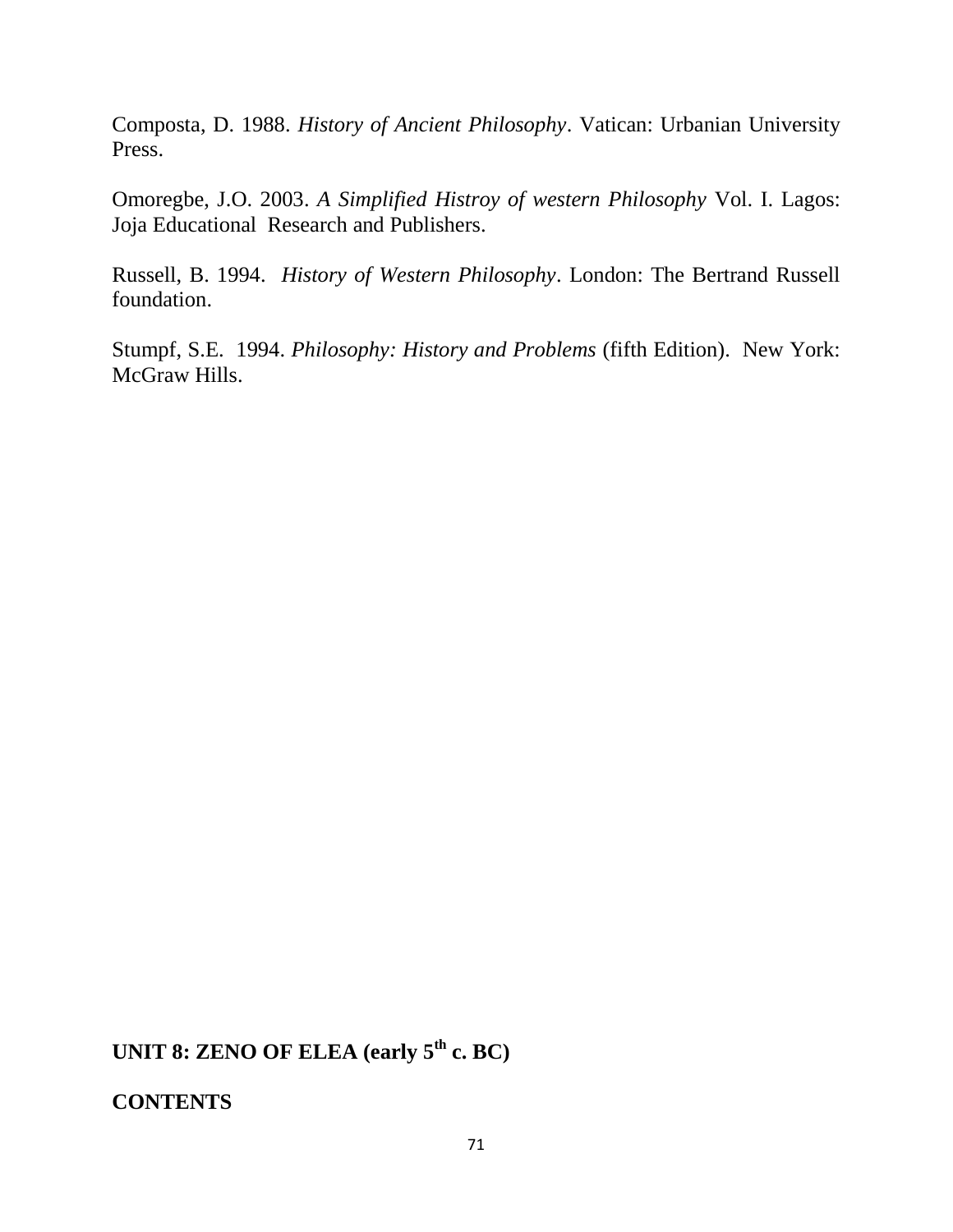Composta, D. 1988. *History of Ancient Philosophy*. Vatican: Urbanian University Press.

Omoregbe, J.O. 2003. *A Simplified Histroy of western Philosophy* Vol. I. Lagos: Joja Educational Research and Publishers.

Russell, B. 1994. *History of Western Philosophy*. London: The Bertrand Russell foundation.

Stumpf, S.E. 1994. *Philosophy: History and Problems* (fifth Edition). New York: McGraw Hills.

## UNIT 8: ZENO OF ELEA (early 5th c. BC)

**CONTENTS**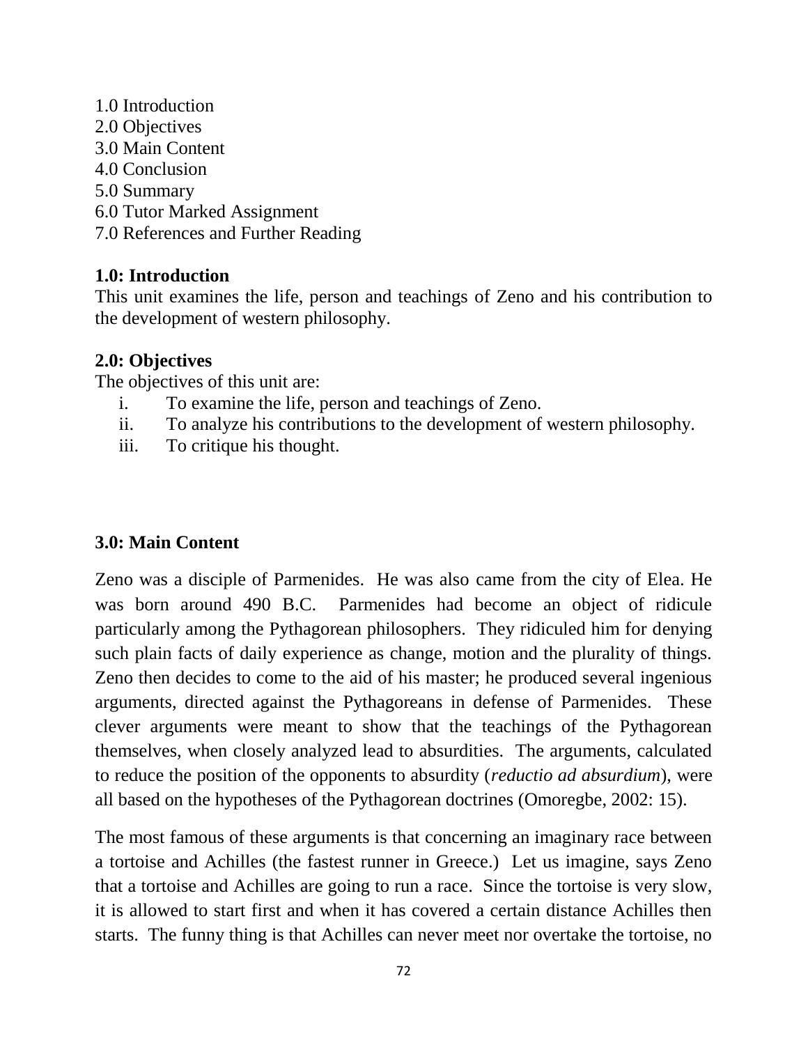1.0 Introduction
2.0 Objectives
3.0 Main Content
4.0 Conclusion
5.0 Summary
6.0 Tutor Marked Assignment
7.0 References and Further Reading

**1.0: Introduction**

This unit examines the life, person and teachings of Zeno and his contribution to the development of western philosophy.

**2.0: Objectives**

The objectives of this unit are:

i. To examine the life, person and teachings of Zeno.
ii. To analyze his contributions to the development of western philosophy.
iii. To critique his thought.

**3.0: Main Content**

Zeno was a disciple of Parmenides. He was also came from the city of Elea. He was born around 490 B.C. Parmenides had become an object of ridicule particularly among the Pythagorean philosophers. They ridiculed him for denying such plain facts of daily experience as change, motion and the plurality of things. Zeno then decides to come to the aid of his master; he produced several ingenious arguments, directed against the Pythagoreans in defense of Parmenides. These clever arguments were meant to show that the teachings of the Pythagorean themselves, when closely analyzed lead to absurdities. The arguments, calculated to reduce the position of the opponents to absurdity (*reductio ad absurdium*), were all based on the hypotheses of the Pythagorean doctrines (Omoregbe, 2002: 15).

The most famous of these arguments is that concerning an imaginary race between a tortoise and Achilles (the fastest runner in Greece.) Let us imagine, says Zeno that a tortoise and Achilles are going to run a race. Since the tortoise is very slow, it is allowed to start first and when it has covered a certain distance Achilles then starts. The funny thing is that Achilles can never meet nor overtake the tortoise, no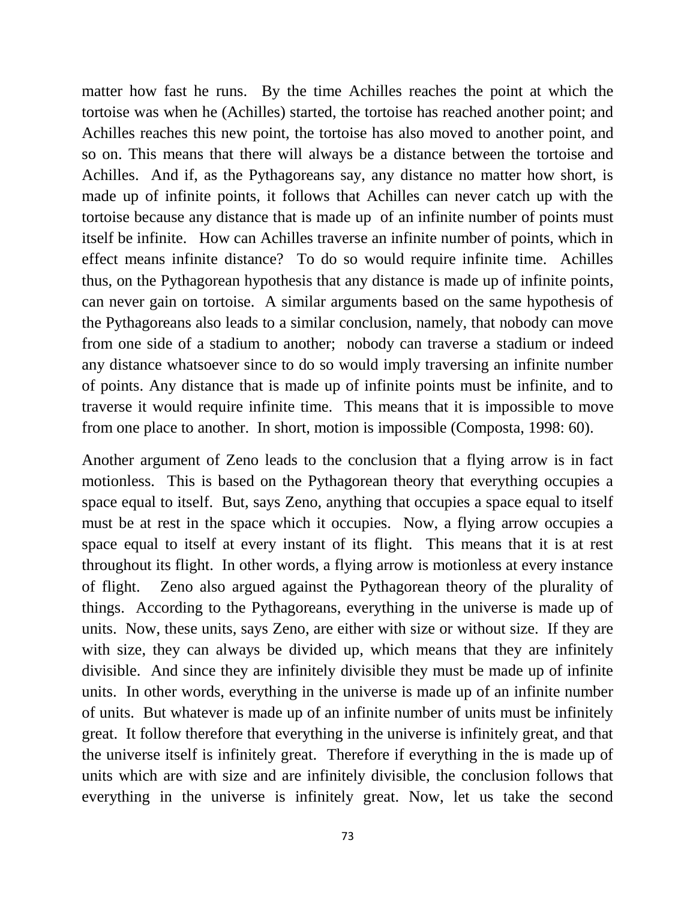matter how fast he runs. By the time Achilles reaches the point at which the tortoise was when he (Achilles) started, the tortoise has reached another point; and Achilles reaches this new point, the tortoise has also moved to another point, and so on. This means that there will always be a distance between the tortoise and Achilles. And if, as the Pythagoreans say, any distance no matter how short, is made up of infinite points, it follows that Achilles can never catch up with the tortoise because any distance that is made up of an infinite number of points must itself be infinite. How can Achilles traverse an infinite number of points, which in effect means infinite distance? To do so would require infinite time. Achilles thus, on the Pythagorean hypothesis that any distance is made up of infinite points, can never gain on tortoise. A similar arguments based on the same hypothesis of the Pythagoreans also leads to a similar conclusion, namely, that nobody can move from one side of a stadium to another; nobody can traverse a stadium or indeed any distance whatsoever since to do so would imply traversing an infinite number of points. Any distance that is made up of infinite points must be infinite, and to traverse it would require infinite time. This means that it is impossible to move from one place to another. In short, motion is impossible (Composta, 1998: 60).

Another argument of Zeno leads to the conclusion that a flying arrow is in fact motionless. This is based on the Pythagorean theory that everything occupies a space equal to itself. But, says Zeno, anything that occupies a space equal to itself must be at rest in the space which it occupies. Now, a flying arrow occupies a space equal to itself at every instant of its flight. This means that it is at rest throughout its flight. In other words, a flying arrow is motionless at every instance of flight. Zeno also argued against the Pythagorean theory of the plurality of things. According to the Pythagoreans, everything in the universe is made up of units. Now, these units, says Zeno, are either with size or without size. If they are with size, they can always be divided up, which means that they are infinitely divisible. And since they are infinitely divisible they must be made up of infinite units. In other words, everything in the universe is made up of an infinite number of units. But whatever is made up of an infinite number of units must be infinitely great. It follow therefore that everything in the universe is infinitely great, and that the universe itself is infinitely great. Therefore if everything in the is made up of units which are with size and are infinitely divisible, the conclusion follows that everything in the universe is infinitely great. Now, let us take the second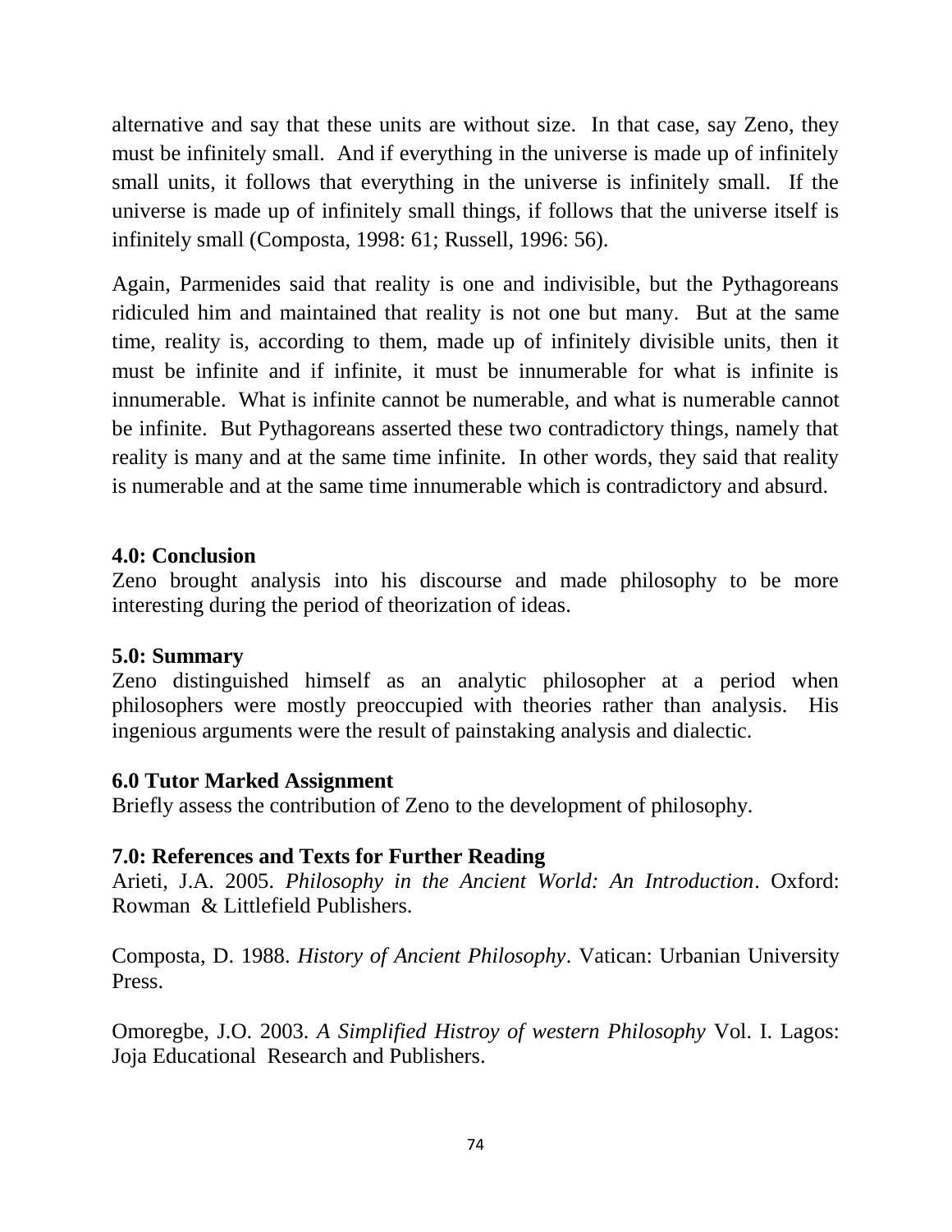alternative and say that these units are without size. In that case, say Zeno, they must be infinitely small. And if everything in the universe is made up of infinitely small units, it follows that everything in the universe is infinitely small. If the universe is made up of infinitely small things, if follows that the universe itself is infinitely small (Composta, 1998: 61; Russell, 1996: 56).

Again, Parmenides said that reality is one and indivisible, but the Pythagoreans ridiculed him and maintained that reality is not one but many. But at the same time, reality is, according to them, made up of infinitely divisible units, then it must be infinite and if infinite, it must be innumerable for what is infinite is innumerable. What is infinite cannot be numerable, and what is numerable cannot be infinite. But Pythagoreans asserted these two contradictory things, namely that reality is many and at the same time infinite. In other words, they said that reality is numerable and at the same time innumerable which is contradictory and absurd.

## 4.0: Conclusion

Zeno brought analysis into his discourse and made philosophy to be more interesting during the period of theorization of ideas.

## 5.0: Summary

Zeno distinguished himself as an analytic philosopher at a period when philosophers were mostly preoccupied with theories rather than analysis. His ingenious arguments were the result of painstaking analysis and dialectic.

## 6.0 Tutor Marked Assignment

Briefly assess the contribution of Zeno to the development of philosophy.

## 7.0: References and Texts for Further Reading

Arieti, J.A. 2005. *Philosophy in the Ancient World: An Introduction*. Oxford: Rowman & Littlefield Publishers.

Composta, D. 1988. *History of Ancient Philosophy*. Vatican: Urbanian University Press.

Omoregbe, J.O. 2003. *A Simplified Histroy of western Philosophy* Vol. I. Lagos: Joja Educational Research and Publishers.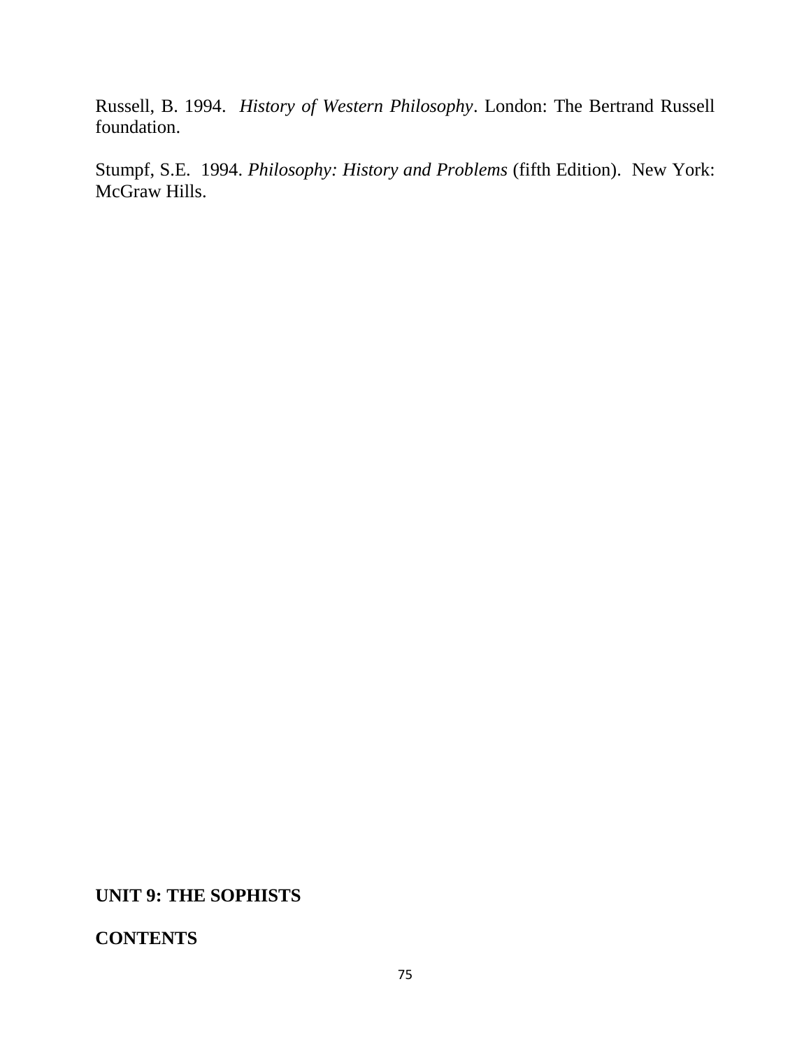Russell, B. 1994. *History of Western Philosophy*. London: The Bertrand Russell foundation.

Stumpf, S.E. 1994. *Philosophy: History and Problems* (fifth Edition). New York: McGraw Hills.

## UNIT 9: THE SOPHISTS

### CONTENTS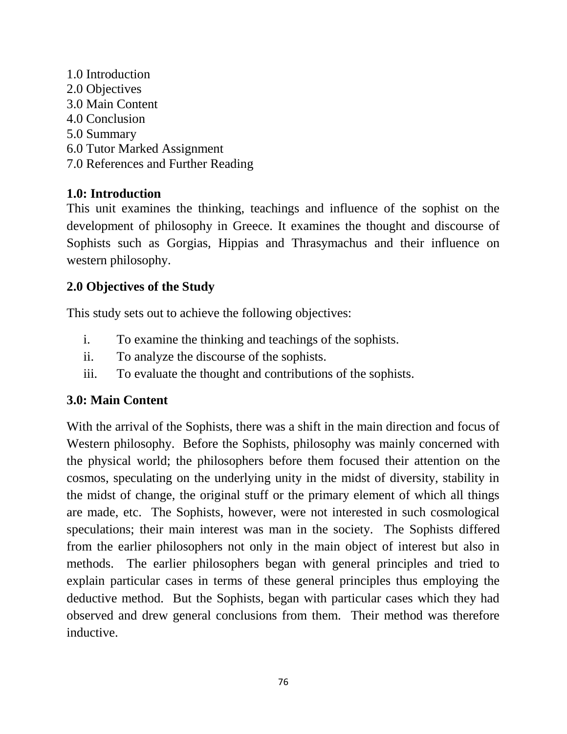1.0 Introduction  
2.0 Objectives  
3.0 Main Content  
4.0 Conclusion  
5.0 Summary  
6.0 Tutor Marked Assignment  
7.0 References and Further Reading

**1.0: Introduction**

This unit examines the thinking, teachings and influence of the sophist on the development of philosophy in Greece. It examines the thought and discourse of Sophists such as Gorgias, Hippias and Thrasymachus and their influence on western philosophy.

**2.0 Objectives of the Study**

This study sets out to achieve the following objectives:

i. To examine the thinking and teachings of the sophists.
ii. To analyze the discourse of the sophists.
iii. To evaluate the thought and contributions of the sophists.

**3.0: Main Content**

With the arrival of the Sophists, there was a shift in the main direction and focus of Western philosophy. Before the Sophists, philosophy was mainly concerned with the physical world; the philosophers before them focused their attention on the cosmos, speculating on the underlying unity in the midst of diversity, stability in the midst of change, the original stuff or the primary element of which all things are made, etc. The Sophists, however, were not interested in such cosmological speculations; their main interest was man in the society. The Sophists differed from the earlier philosophers not only in the main object of interest but also in methods. The earlier philosophers began with general principles and tried to explain particular cases in terms of these general principles thus employing the deductive method. But the Sophists, began with particular cases which they had observed and drew general conclusions from them. Their method was therefore inductive.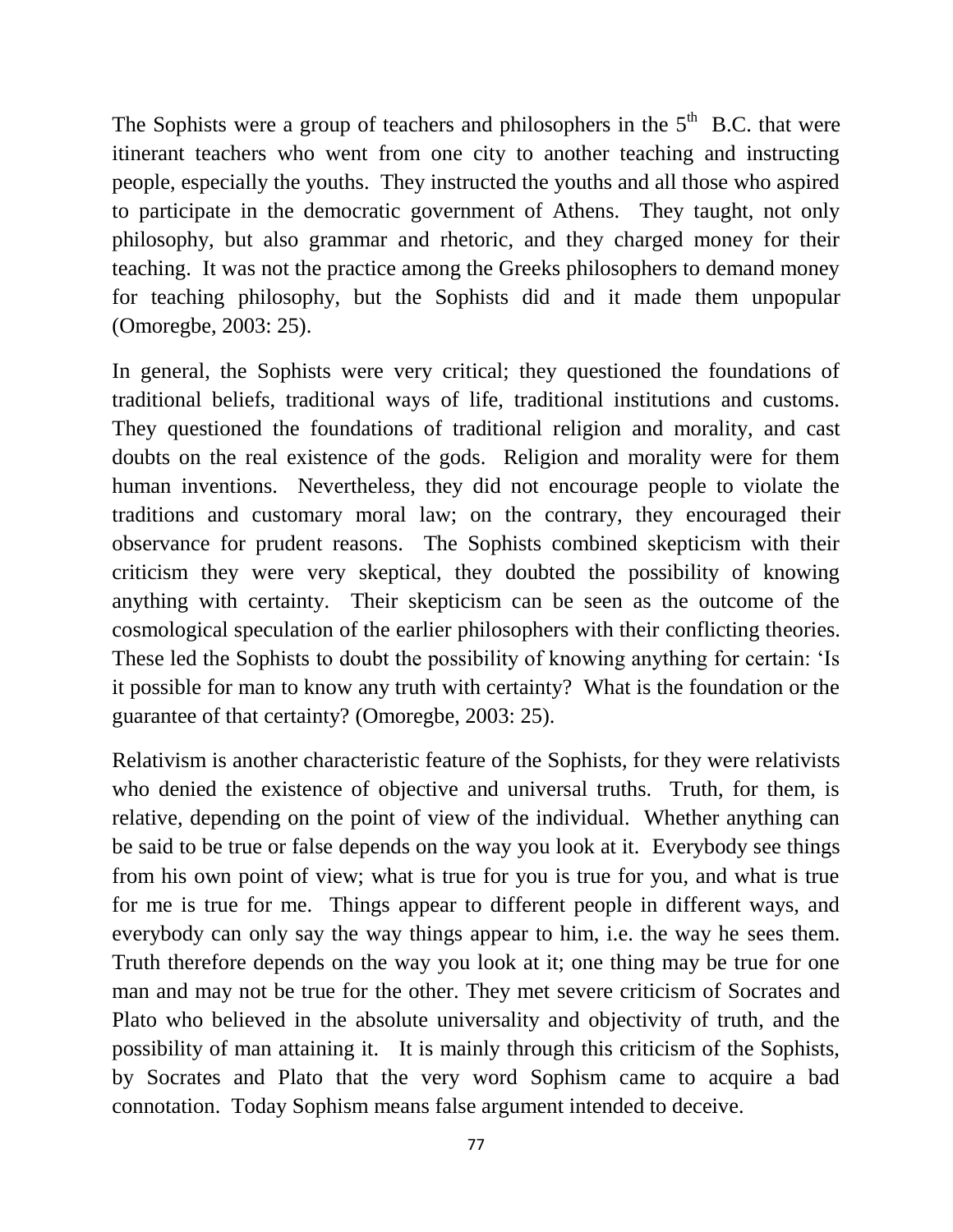The Sophists were a group of teachers and philosophers in the 5th B.C. that were itinerant teachers who went from one city to another teaching and instructing people, especially the youths. They instructed the youths and all those who aspired to participate in the democratic government of Athens. They taught, not only philosophy, but also grammar and rhetoric, and they charged money for their teaching. It was not the practice among the Greeks philosophers to demand money for teaching philosophy, but the Sophists did and it made them unpopular (Omoregbe, 2003: 25).

In general, the Sophists were very critical; they questioned the foundations of traditional beliefs, traditional ways of life, traditional institutions and customs. They questioned the foundations of traditional religion and morality, and cast doubts on the real existence of the gods. Religion and morality were for them human inventions. Nevertheless, they did not encourage people to violate the traditions and customary moral law; on the contrary, they encouraged their observance for prudent reasons. The Sophists combined skepticism with their criticism they were very skeptical, they doubted the possibility of knowing anything with certainty. Their skepticism can be seen as the outcome of the cosmological speculation of the earlier philosophers with their conflicting theories. These led the Sophists to doubt the possibility of knowing anything for certain: 'Is it possible for man to know any truth with certainty? What is the foundation or the guarantee of that certainty? (Omoregbe, 2003: 25).

Relativism is another characteristic feature of the Sophists, for they were relativists who denied the existence of objective and universal truths. Truth, for them, is relative, depending on the point of view of the individual. Whether anything can be said to be true or false depends on the way you look at it. Everybody see things from his own point of view; what is true for you is true for you, and what is true for me is true for me. Things appear to different people in different ways, and everybody can only say the way things appear to him, i.e. the way he sees them. Truth therefore depends on the way you look at it; one thing may be true for one man and may not be true for the other. They met severe criticism of Socrates and Plato who believed in the absolute universality and objectivity of truth, and the possibility of man attaining it. It is mainly through this criticism of the Sophists, by Socrates and Plato that the very word Sophism came to acquire a bad connotation. Today Sophism means false argument intended to deceive.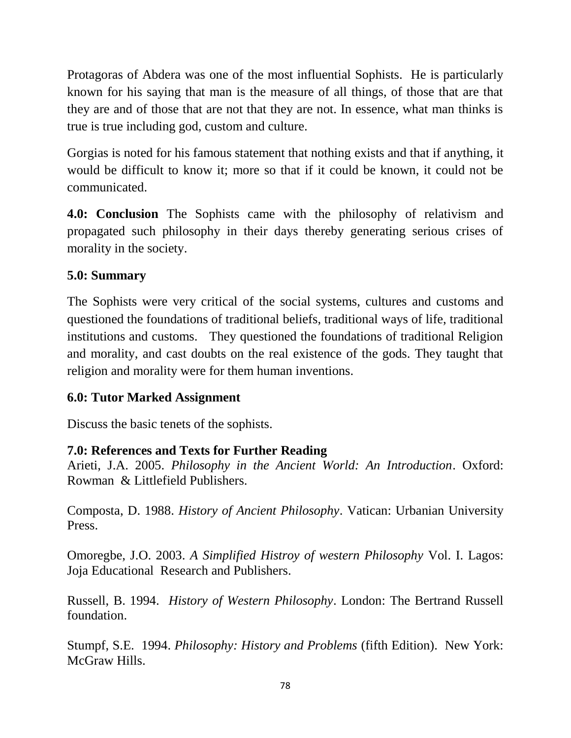Protagoras of Abdera was one of the most influential Sophists. He is particularly known for his saying that man is the measure of all things, of those that are that they are and of those that are not that they are not. In essence, what man thinks is true is true including god, custom and culture.

Gorgias is noted for his famous statement that nothing exists and that if anything, it would be difficult to know it; more so that if it could be known, it could not be communicated.

**4.0: Conclusion** The Sophists came with the philosophy of relativism and propagated such philosophy in their days thereby generating serious crises of morality in the society.

## 5.0: Summary

The Sophists were very critical of the social systems, cultures and customs and questioned the foundations of traditional beliefs, traditional ways of life, traditional institutions and customs. They questioned the foundations of traditional Religion and morality, and cast doubts on the real existence of the gods. They taught that religion and morality were for them human inventions.

## 6.0: Tutor Marked Assignment

Discuss the basic tenets of the sophists.

## 7.0: References and Texts for Further Reading

Arieti, J.A. 2005. *Philosophy in the Ancient World: An Introduction*. Oxford: Rowman & Littlefield Publishers.

Composta, D. 1988. *History of Ancient Philosophy*. Vatican: Urbanian University Press.

Omoregbe, J.O. 2003. *A Simplified Histroy of western Philosophy* Vol. I. Lagos: Joja Educational Research and Publishers.

Russell, B. 1994. *History of Western Philosophy*. London: The Bertrand Russell foundation.

Stumpf, S.E. 1994. *Philosophy: History and Problems* (fifth Edition). New York: McGraw Hills.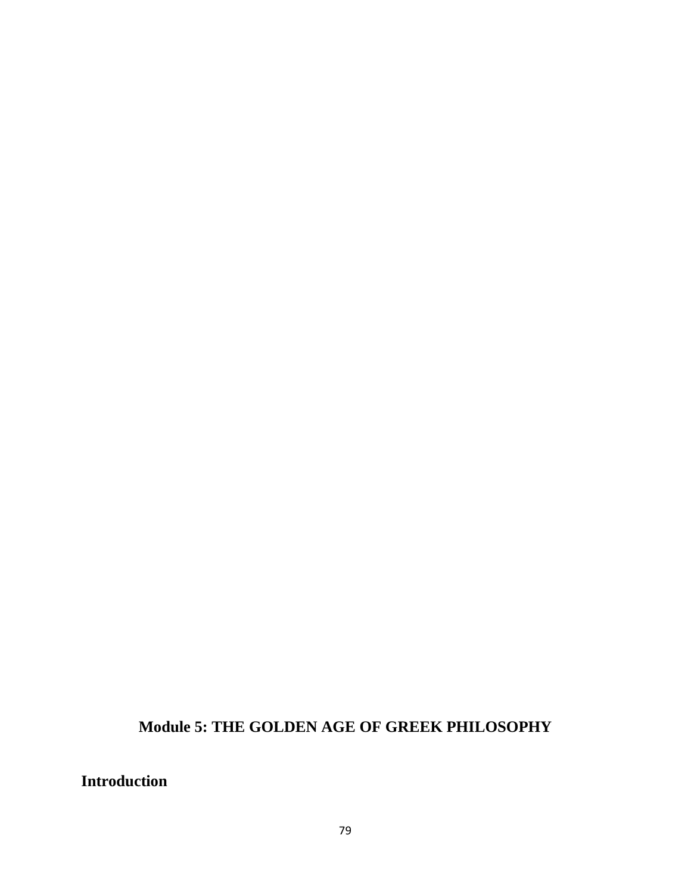# Module 5: THE GOLDEN AGE OF GREEK PHILOSOPHY

## Introduction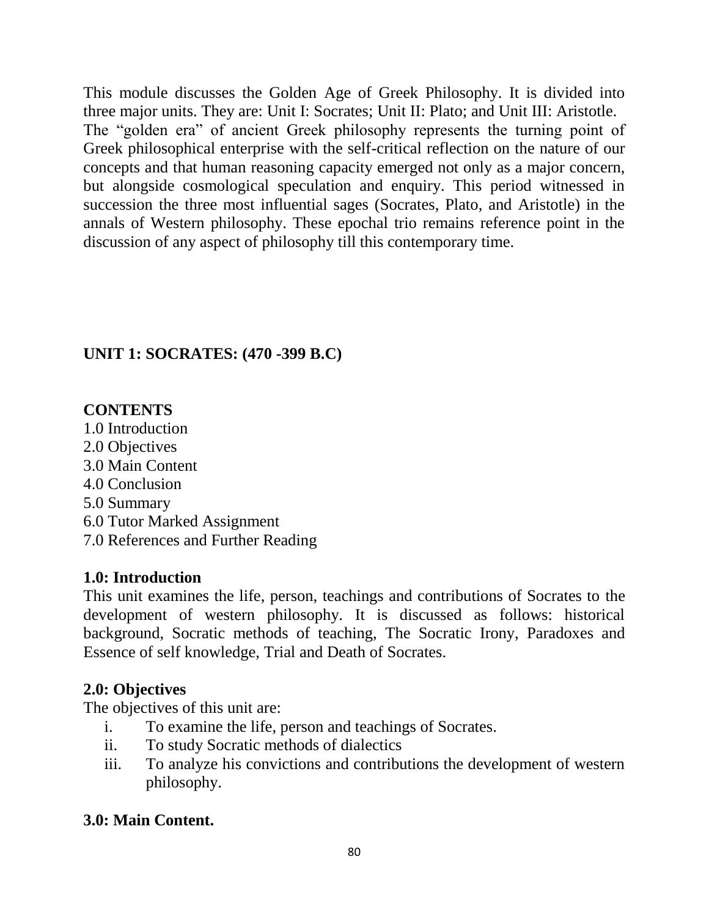This module discusses the Golden Age of Greek Philosophy. It is divided into three major units. They are: Unit I: Socrates; Unit II: Plato; and Unit III: Aristotle.
The "golden era" of ancient Greek philosophy represents the turning point of Greek philosophical enterprise with the self-critical reflection on the nature of our concepts and that human reasoning capacity emerged not only as a major concern, but alongside cosmological speculation and enquiry. This period witnessed in succession the three most influential sages (Socrates, Plato, and Aristotle) in the annals of Western philosophy. These epochal trio remains reference point in the discussion of any aspect of philosophy till this contemporary time.

## UNIT 1: SOCRATES: (470 -399 B.C)

**CONTENTS**

1.0 Introduction
2.0 Objectives
3.0 Main Content
4.0 Conclusion
5.0 Summary
6.0 Tutor Marked Assignment
7.0 References and Further Reading

### 1.0: Introduction

This unit examines the life, person, teachings and contributions of Socrates to the development of western philosophy. It is discussed as follows: historical background, Socratic methods of teaching, The Socratic Irony, Paradoxes and Essence of self knowledge, Trial and Death of Socrates.

### 2.0: Objectives

The objectives of this unit are:

i. To examine the life, person and teachings of Socrates.
ii. To study Socratic methods of dialectics
iii. To analyze his convictions and contributions the development of western philosophy.

### 3.0: Main Content.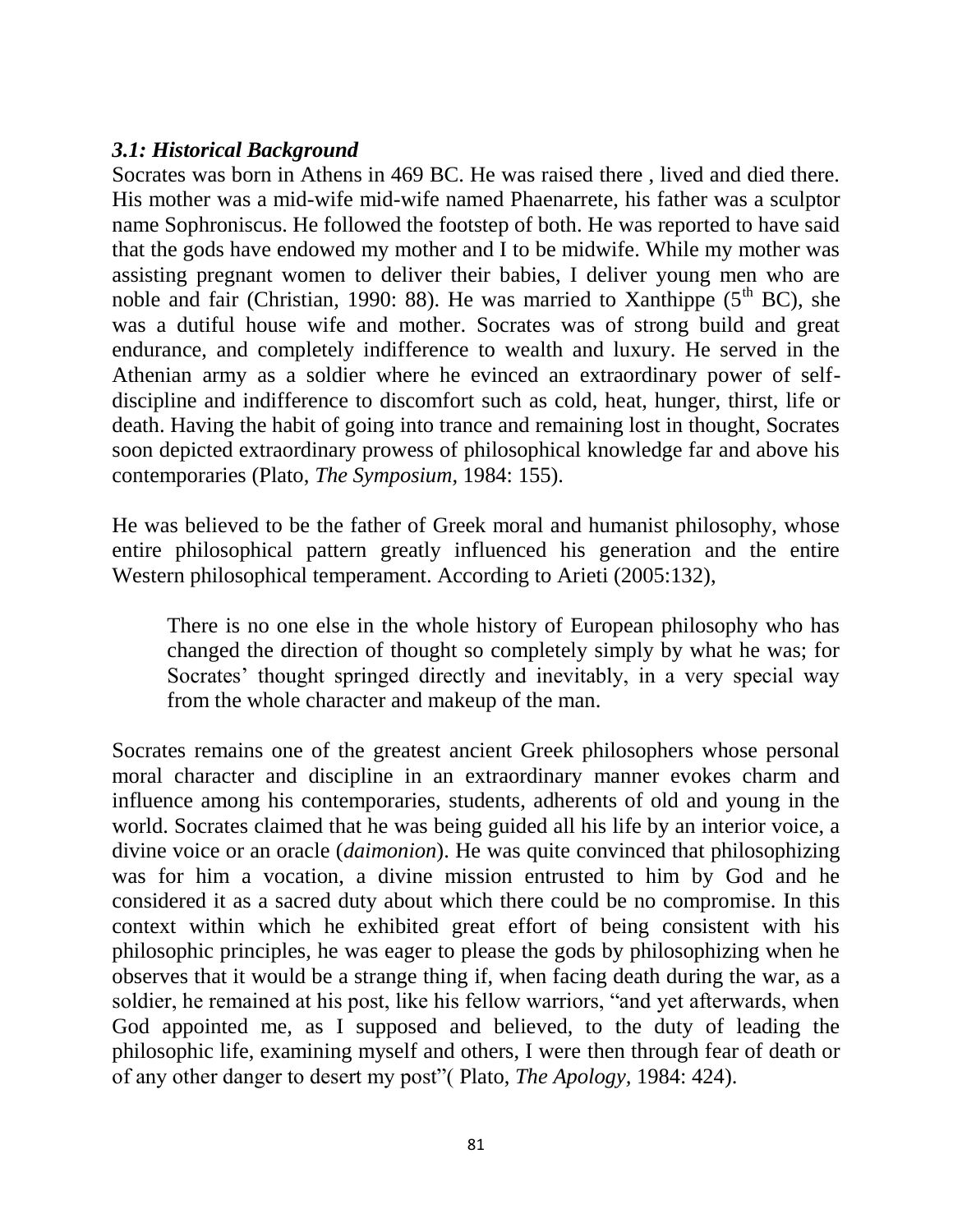### *3.1: Historical Background*

Socrates was born in Athens in 469 BC. He was raised there , lived and died there. His mother was a mid-wife mid-wife named Phaenarrete, his father was a sculptor name Sophroniscus. He followed the footstep of both. He was reported to have said that the gods have endowed my mother and I to be midwife. While my mother was assisting pregnant women to deliver their babies, I deliver young men who are noble and fair (Christian, 1990: 88). He was married to Xanthippe (5th BC), she was a dutiful house wife and mother. Socrates was of strong build and great endurance, and completely indifference to wealth and luxury. He served in the Athenian army as a soldier where he evinced an extraordinary power of self-discipline and indifference to discomfort such as cold, heat, hunger, thirst, life or death. Having the habit of going into trance and remaining lost in thought, Socrates soon depicted extraordinary prowess of philosophical knowledge far and above his contemporaries (Plato, *The Symposium,* 1984: 155).

He was believed to be the father of Greek moral and humanist philosophy, whose entire philosophical pattern greatly influenced his generation and the entire Western philosophical temperament. According to Arieti (2005:132),

> There is no one else in the whole history of European philosophy who has changed the direction of thought so completely simply by what he was; for Socrates' thought springed directly and inevitably, in a very special way from the whole character and makeup of the man.

Socrates remains one of the greatest ancient Greek philosophers whose personal moral character and discipline in an extraordinary manner evokes charm and influence among his contemporaries, students, adherents of old and young in the world. Socrates claimed that he was being guided all his life by an interior voice, a divine voice or an oracle (*daimonion*). He was quite convinced that philosophizing was for him a vocation, a divine mission entrusted to him by God and he considered it as a sacred duty about which there could be no compromise. In this context within which he exhibited great effort of being consistent with his philosophic principles, he was eager to please the gods by philosophizing when he observes that it would be a strange thing if, when facing death during the war, as a soldier, he remained at his post, like his fellow warriors, "and yet afterwards, when God appointed me, as I supposed and believed, to the duty of leading the philosophic life, examining myself and others, I were then through fear of death or of any other danger to desert my post"( Plato, *The Apology,* 1984: 424).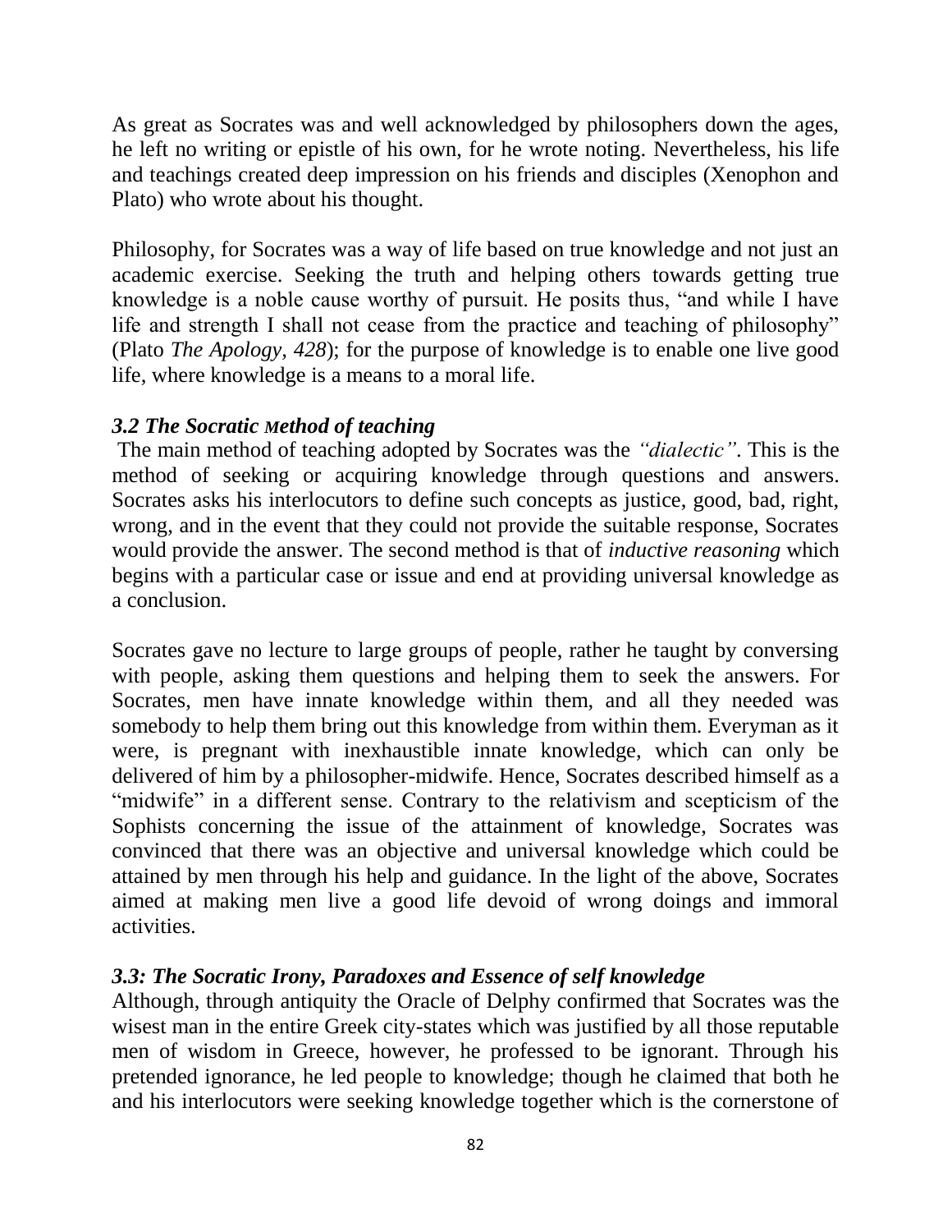As great as Socrates was and well acknowledged by philosophers down the ages, he left no writing or epistle of his own, for he wrote noting. Nevertheless, his life and teachings created deep impression on his friends and disciples (Xenophon and Plato) who wrote about his thought.

Philosophy, for Socrates was a way of life based on true knowledge and not just an academic exercise. Seeking the truth and helping others towards getting true knowledge is a noble cause worthy of pursuit. He posits thus, "and while I have life and strength I shall not cease from the practice and teaching of philosophy" (Plato *The Apology, 428*); for the purpose of knowledge is to enable one live good life, where knowledge is a means to a moral life.

### *3.2 The Socratic Method of teaching*

The main method of teaching adopted by Socrates was the *"dialectic"*. This is the method of seeking or acquiring knowledge through questions and answers. Socrates asks his interlocutors to define such concepts as justice, good, bad, right, wrong, and in the event that they could not provide the suitable response, Socrates would provide the answer. The second method is that of *inductive reasoning* which begins with a particular case or issue and end at providing universal knowledge as a conclusion.

Socrates gave no lecture to large groups of people, rather he taught by conversing with people, asking them questions and helping them to seek the answers. For Socrates, men have innate knowledge within them, and all they needed was somebody to help them bring out this knowledge from within them. Everyman as it were, is pregnant with inexhaustible innate knowledge, which can only be delivered of him by a philosopher-midwife. Hence, Socrates described himself as a "midwife" in a different sense. Contrary to the relativism and scepticism of the Sophists concerning the issue of the attainment of knowledge, Socrates was convinced that there was an objective and universal knowledge which could be attained by men through his help and guidance. In the light of the above, Socrates aimed at making men live a good life devoid of wrong doings and immoral activities.

### *3.3: The Socratic Irony, Paradoxes and Essence of self knowledge*

Although, through antiquity the Oracle of Delphy confirmed that Socrates was the wisest man in the entire Greek city-states which was justified by all those reputable men of wisdom in Greece, however, he professed to be ignorant. Through his pretended ignorance, he led people to knowledge; though he claimed that both he and his interlocutors were seeking knowledge together which is the cornerstone of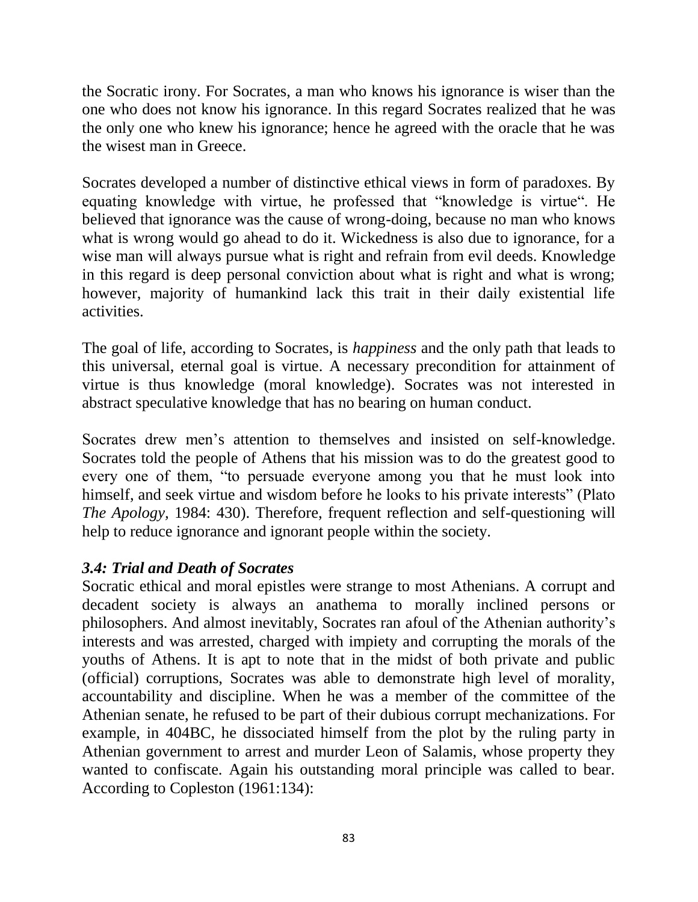the Socratic irony. For Socrates, a man who knows his ignorance is wiser than the one who does not know his ignorance. In this regard Socrates realized that he was the only one who knew his ignorance; hence he agreed with the oracle that he was the wisest man in Greece.

Socrates developed a number of distinctive ethical views in form of paradoxes. By equating knowledge with virtue, he professed that "knowledge is virtue". He believed that ignorance was the cause of wrong-doing, because no man who knows what is wrong would go ahead to do it. Wickedness is also due to ignorance, for a wise man will always pursue what is right and refrain from evil deeds. Knowledge in this regard is deep personal conviction about what is right and what is wrong; however, majority of humankind lack this trait in their daily existential life activities.

The goal of life, according to Socrates, is *happiness* and the only path that leads to this universal, eternal goal is virtue. A necessary precondition for attainment of virtue is thus knowledge (moral knowledge). Socrates was not interested in abstract speculative knowledge that has no bearing on human conduct.

Socrates drew men's attention to themselves and insisted on self-knowledge. Socrates told the people of Athens that his mission was to do the greatest good to every one of them, "to persuade everyone among you that he must look into himself, and seek virtue and wisdom before he looks to his private interests" (Plato *The Apology,* 1984: 430). Therefore, frequent reflection and self-questioning will help to reduce ignorance and ignorant people within the society.

### *3.4: Trial and Death of Socrates*

Socratic ethical and moral epistles were strange to most Athenians. A corrupt and decadent society is always an anathema to morally inclined persons or philosophers. And almost inevitably, Socrates ran afoul of the Athenian authority's interests and was arrested, charged with impiety and corrupting the morals of the youths of Athens. It is apt to note that in the midst of both private and public (official) corruptions, Socrates was able to demonstrate high level of morality, accountability and discipline. When he was a member of the committee of the Athenian senate, he refused to be part of their dubious corrupt mechanizations. For example, in 404BC, he dissociated himself from the plot by the ruling party in Athenian government to arrest and murder Leon of Salamis, whose property they wanted to confiscate. Again his outstanding moral principle was called to bear. According to Copleston (1961:134):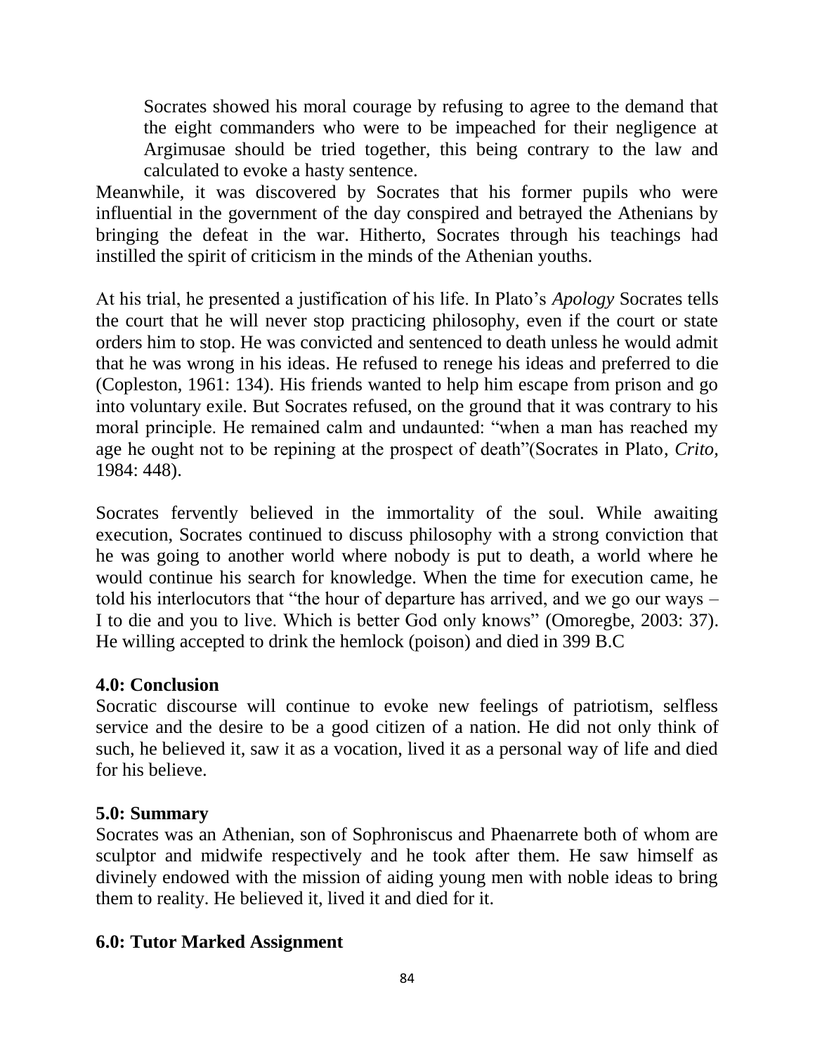> Socrates showed his moral courage by refusing to agree to the demand that the eight commanders who were to be impeached for their negligence at Argimusae should be tried together, this being contrary to the law and calculated to evoke a hasty sentence.

Meanwhile, it was discovered by Socrates that his former pupils who were influential in the government of the day conspired and betrayed the Athenians by bringing the defeat in the war. Hitherto, Socrates through his teachings had instilled the spirit of criticism in the minds of the Athenian youths.

At his trial, he presented a justification of his life. In Plato's *Apology* Socrates tells the court that he will never stop practicing philosophy, even if the court or state orders him to stop. He was convicted and sentenced to death unless he would admit that he was wrong in his ideas. He refused to renege his ideas and preferred to die (Copleston, 1961: 134). His friends wanted to help him escape from prison and go into voluntary exile. But Socrates refused, on the ground that it was contrary to his moral principle. He remained calm and undaunted: "when a man has reached my age he ought not to be repining at the prospect of death"(Socrates in Plato, *Crito,* 1984: 448).

Socrates fervently believed in the immortality of the soul. While awaiting execution, Socrates continued to discuss philosophy with a strong conviction that he was going to another world where nobody is put to death, a world where he would continue his search for knowledge. When the time for execution came, he told his interlocutors that "the hour of departure has arrived, and we go our ways – I to die and you to live. Which is better God only knows" (Omoregbe, 2003: 37). He willing accepted to drink the hemlock (poison) and died in 399 B.C

## 4.0: Conclusion

Socratic discourse will continue to evoke new feelings of patriotism, selfless service and the desire to be a good citizen of a nation. He did not only think of such, he believed it, saw it as a vocation, lived it as a personal way of life and died for his believe.

## 5.0: Summary

Socrates was an Athenian, son of Sophroniscus and Phaenarrete both of whom are sculptor and midwife respectively and he took after them. He saw himself as divinely endowed with the mission of aiding young men with noble ideas to bring them to reality. He believed it, lived it and died for it.

## 6.0: Tutor Marked Assignment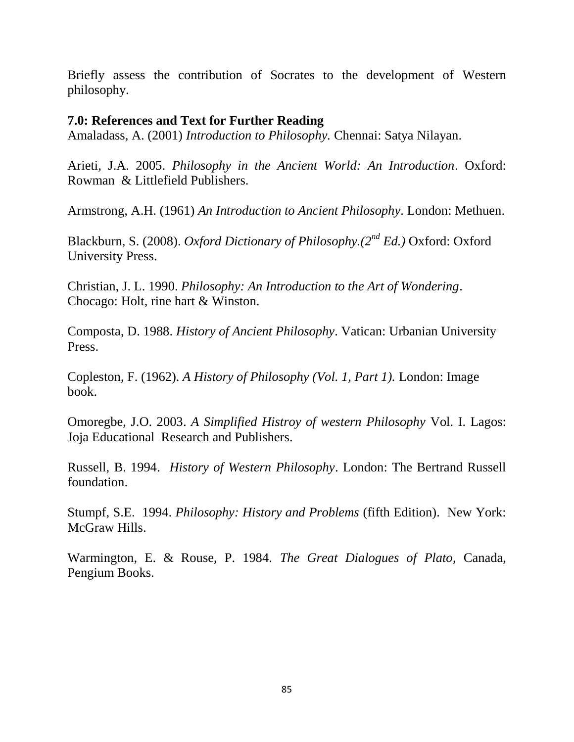Briefly assess the contribution of Socrates to the development of Western philosophy.

**7.0: References and Text for Further Reading**

Amaladass, A. (2001) *Introduction to Philosophy.* Chennai: Satya Nilayan.

Arieti, J.A. 2005. *Philosophy in the Ancient World: An Introduction*. Oxford: Rowman & Littlefield Publishers.

Armstrong, A.H. (1961) *An Introduction to Ancient Philosophy*. London: Methuen.

Blackburn, S. (2008). *Oxford Dictionary of Philosophy.(2nd Ed.)* Oxford: Oxford University Press.

Christian, J. L. 1990. *Philosophy: An Introduction to the Art of Wondering*. Chocago: Holt, rine hart & Winston.

Composta, D. 1988. *History of Ancient Philosophy*. Vatican: Urbanian University Press.

Copleston, F. (1962). *A History of Philosophy (Vol. 1, Part 1).* London: Image book.

Omoregbe, J.O. 2003. *A Simplified Histroy of western Philosophy* Vol. I. Lagos: Joja Educational Research and Publishers.

Russell, B. 1994. *History of Western Philosophy*. London: The Bertrand Russell foundation.

Stumpf, S.E. 1994. *Philosophy: History and Problems* (fifth Edition). New York: McGraw Hills.

Warmington, E. & Rouse, P. 1984. *The Great Dialogues of Plato*, Canada, Pengium Books.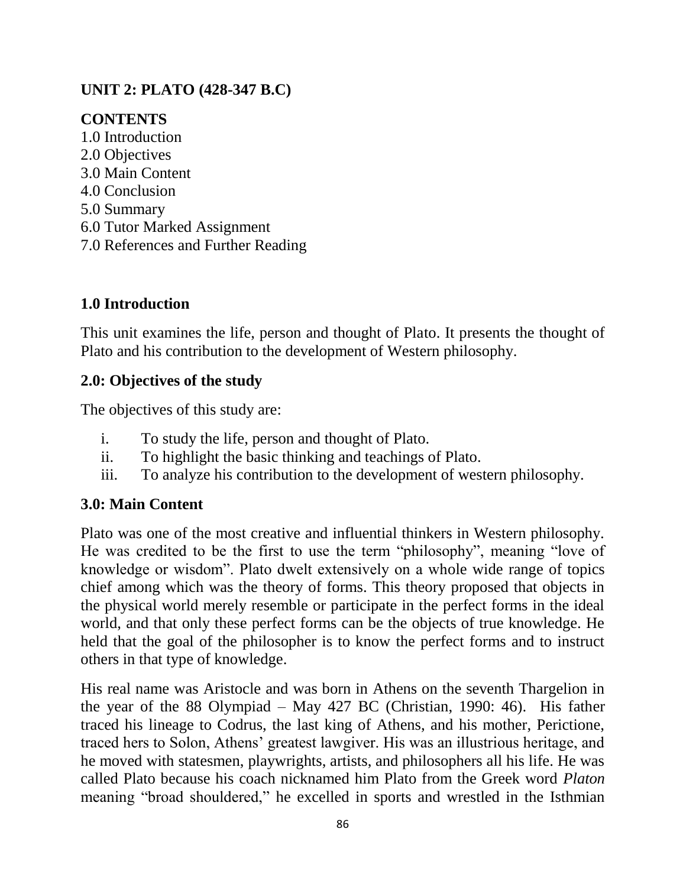## UNIT 2: PLATO (428-347 B.C)

**CONTENTS**

1.0 Introduction
2.0 Objectives
3.0 Main Content
4.0 Conclusion
5.0 Summary
6.0 Tutor Marked Assignment
7.0 References and Further Reading

### 1.0 Introduction

This unit examines the life, person and thought of Plato. It presents the thought of Plato and his contribution to the development of Western philosophy.

### 2.0: Objectives of the study

The objectives of this study are:

i. To study the life, person and thought of Plato.
ii. To highlight the basic thinking and teachings of Plato.
iii. To analyze his contribution to the development of western philosophy.

### 3.0: Main Content

Plato was one of the most creative and influential thinkers in Western philosophy. He was credited to be the first to use the term "philosophy", meaning "love of knowledge or wisdom". Plato dwelt extensively on a whole wide range of topics chief among which was the theory of forms. This theory proposed that objects in the physical world merely resemble or participate in the perfect forms in the ideal world, and that only these perfect forms can be the objects of true knowledge. He held that the goal of the philosopher is to know the perfect forms and to instruct others in that type of knowledge.

His real name was Aristocle and was born in Athens on the seventh Thargelion in the year of the 88 Olympiad – May 427 BC (Christian, 1990: 46). His father traced his lineage to Codrus, the last king of Athens, and his mother, Perictione, traced hers to Solon, Athens' greatest lawgiver. His was an illustrious heritage, and he moved with statesmen, playwrights, artists, and philosophers all his life. He was called Plato because his coach nicknamed him Plato from the Greek word *Platon* meaning "broad shouldered," he excelled in sports and wrestled in the Isthmian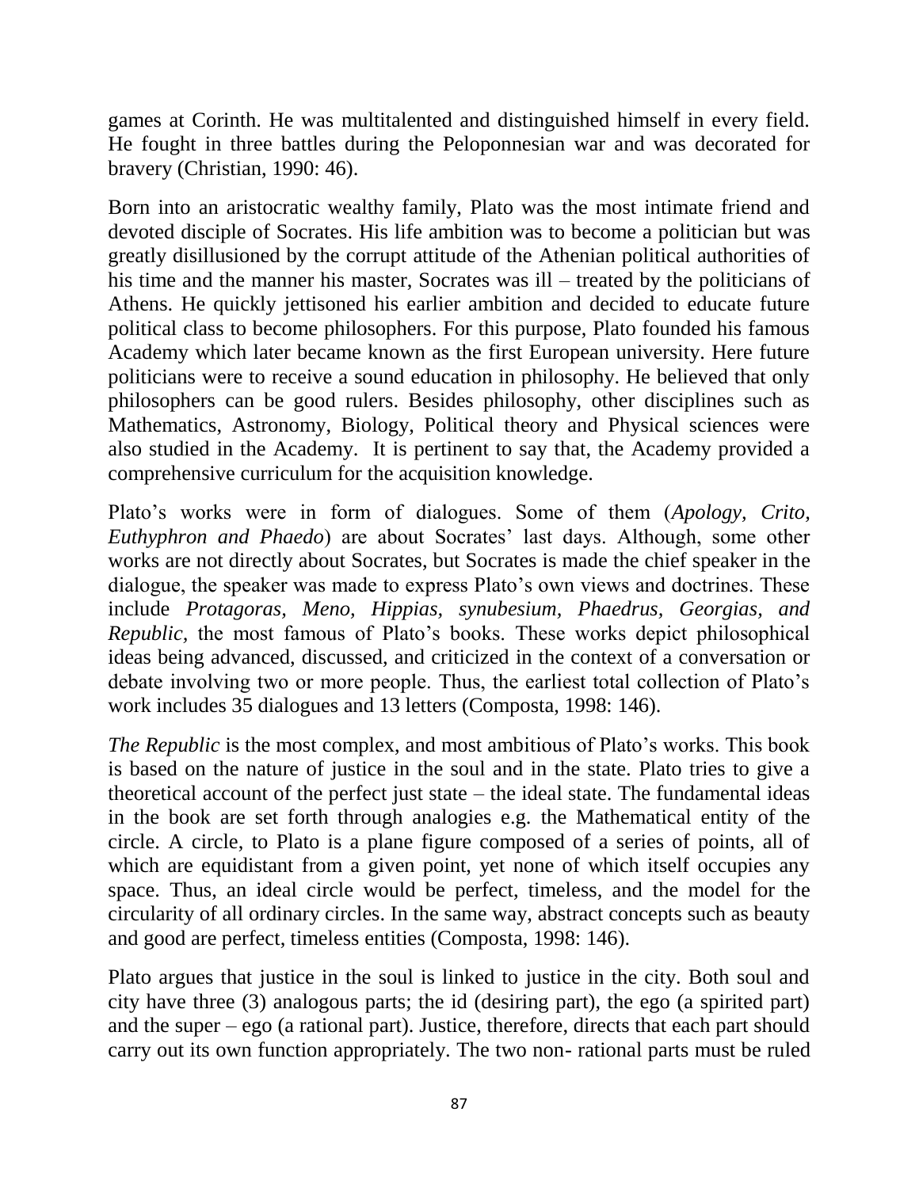games at Corinth. He was multitalented and distinguished himself in every field. He fought in three battles during the Peloponnesian war and was decorated for bravery (Christian, 1990: 46).

Born into an aristocratic wealthy family, Plato was the most intimate friend and devoted disciple of Socrates. His life ambition was to become a politician but was greatly disillusioned by the corrupt attitude of the Athenian political authorities of his time and the manner his master, Socrates was ill – treated by the politicians of Athens. He quickly jettisoned his earlier ambition and decided to educate future political class to become philosophers. For this purpose, Plato founded his famous Academy which later became known as the first European university. Here future politicians were to receive a sound education in philosophy. He believed that only philosophers can be good rulers. Besides philosophy, other disciplines such as Mathematics, Astronomy, Biology, Political theory and Physical sciences were also studied in the Academy. It is pertinent to say that, the Academy provided a comprehensive curriculum for the acquisition knowledge.

Plato's works were in form of dialogues. Some of them (*Apology*, *Crito, Euthyphron and Phaedo*) are about Socrates' last days. Although, some other works are not directly about Socrates, but Socrates is made the chief speaker in the dialogue, the speaker was made to express Plato's own views and doctrines. These include *Protagoras, Meno, Hippias, synubesium, Phaedrus, Georgias, and Republic*, the most famous of Plato's books. These works depict philosophical ideas being advanced, discussed, and criticized in the context of a conversation or debate involving two or more people. Thus, the earliest total collection of Plato's work includes 35 dialogues and 13 letters (Composta, 1998: 146).

*The Republic* is the most complex, and most ambitious of Plato's works. This book is based on the nature of justice in the soul and in the state. Plato tries to give a theoretical account of the perfect just state – the ideal state. The fundamental ideas in the book are set forth through analogies e.g. the Mathematical entity of the circle. A circle, to Plato is a plane figure composed of a series of points, all of which are equidistant from a given point, yet none of which itself occupies any space. Thus, an ideal circle would be perfect, timeless, and the model for the circularity of all ordinary circles. In the same way, abstract concepts such as beauty and good are perfect, timeless entities (Composta, 1998: 146).

Plato argues that justice in the soul is linked to justice in the city. Both soul and city have three (3) analogous parts; the id (desiring part), the ego (a spirited part) and the super – ego (a rational part). Justice, therefore, directs that each part should carry out its own function appropriately. The two non- rational parts must be ruled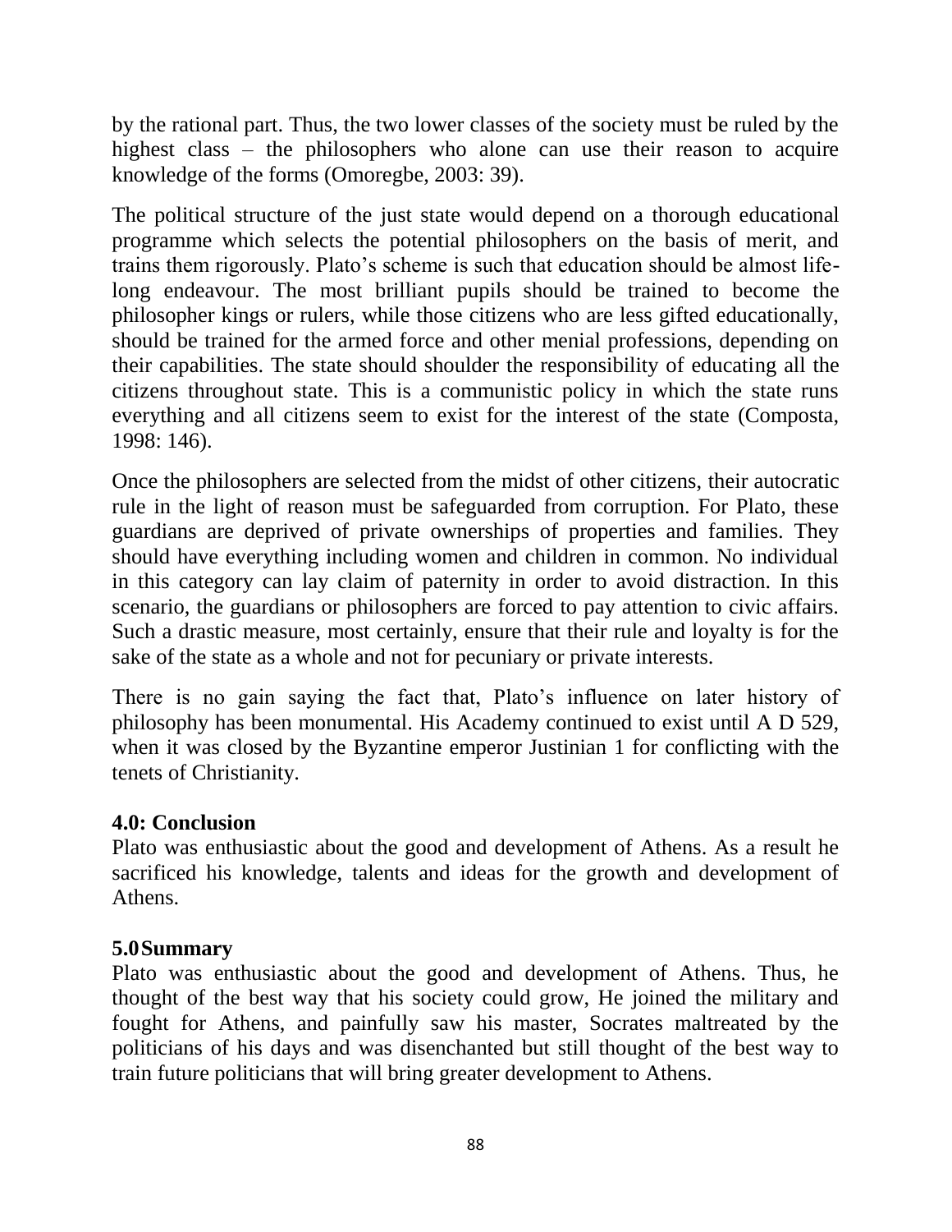by the rational part. Thus, the two lower classes of the society must be ruled by the highest class – the philosophers who alone can use their reason to acquire knowledge of the forms (Omoregbe, 2003: 39).

The political structure of the just state would depend on a thorough educational programme which selects the potential philosophers on the basis of merit, and trains them rigorously. Plato's scheme is such that education should be almost life-long endeavour. The most brilliant pupils should be trained to become the philosopher kings or rulers, while those citizens who are less gifted educationally, should be trained for the armed force and other menial professions, depending on their capabilities. The state should shoulder the responsibility of educating all the citizens throughout state. This is a communistic policy in which the state runs everything and all citizens seem to exist for the interest of the state (Composta, 1998: 146).

Once the philosophers are selected from the midst of other citizens, their autocratic rule in the light of reason must be safeguarded from corruption. For Plato, these guardians are deprived of private ownerships of properties and families. They should have everything including women and children in common. No individual in this category can lay claim of paternity in order to avoid distraction. In this scenario, the guardians or philosophers are forced to pay attention to civic affairs. Such a drastic measure, most certainly, ensure that their rule and loyalty is for the sake of the state as a whole and not for pecuniary or private interests.

There is no gain saying the fact that, Plato's influence on later history of philosophy has been monumental. His Academy continued to exist until A D 529, when it was closed by the Byzantine emperor Justinian 1 for conflicting with the tenets of Christianity.

**4.0: Conclusion**

Plato was enthusiastic about the good and development of Athens. As a result he sacrificed his knowledge, talents and ideas for the growth and development of Athens.

**5.0 Summary**

Plato was enthusiastic about the good and development of Athens. Thus, he thought of the best way that his society could grow, He joined the military and fought for Athens, and painfully saw his master, Socrates maltreated by the politicians of his days and was disenchanted but still thought of the best way to train future politicians that will bring greater development to Athens.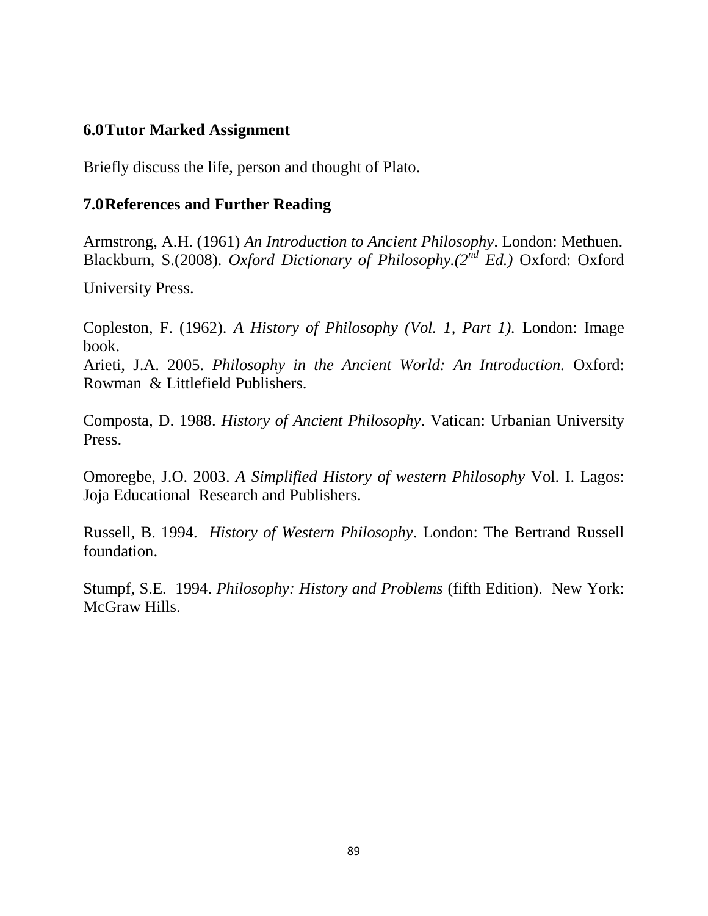## 6.0 Tutor Marked Assignment

Briefly discuss the life, person and thought of Plato.

## 7.0 References and Further Reading

Armstrong, A.H. (1961) *An Introduction to Ancient Philosophy*. London: Methuen.
Blackburn, S.(2008). *Oxford Dictionary of Philosophy.(2nd Ed.)* Oxford: Oxford University Press.

Copleston, F. (1962). *A History of Philosophy (Vol. 1, Part 1).* London: Image book.
Arieti, J.A. 2005. *Philosophy in the Ancient World: An Introduction.* Oxford: Rowman & Littlefield Publishers.

Composta, D. 1988. *History of Ancient Philosophy*. Vatican: Urbanian University Press.

Omoregbe, J.O. 2003. *A Simplified History of western Philosophy* Vol. I. Lagos: Joja Educational Research and Publishers.

Russell, B. 1994. *History of Western Philosophy*. London: The Bertrand Russell foundation.

Stumpf, S.E. 1994. *Philosophy: History and Problems* (fifth Edition). New York: McGraw Hills.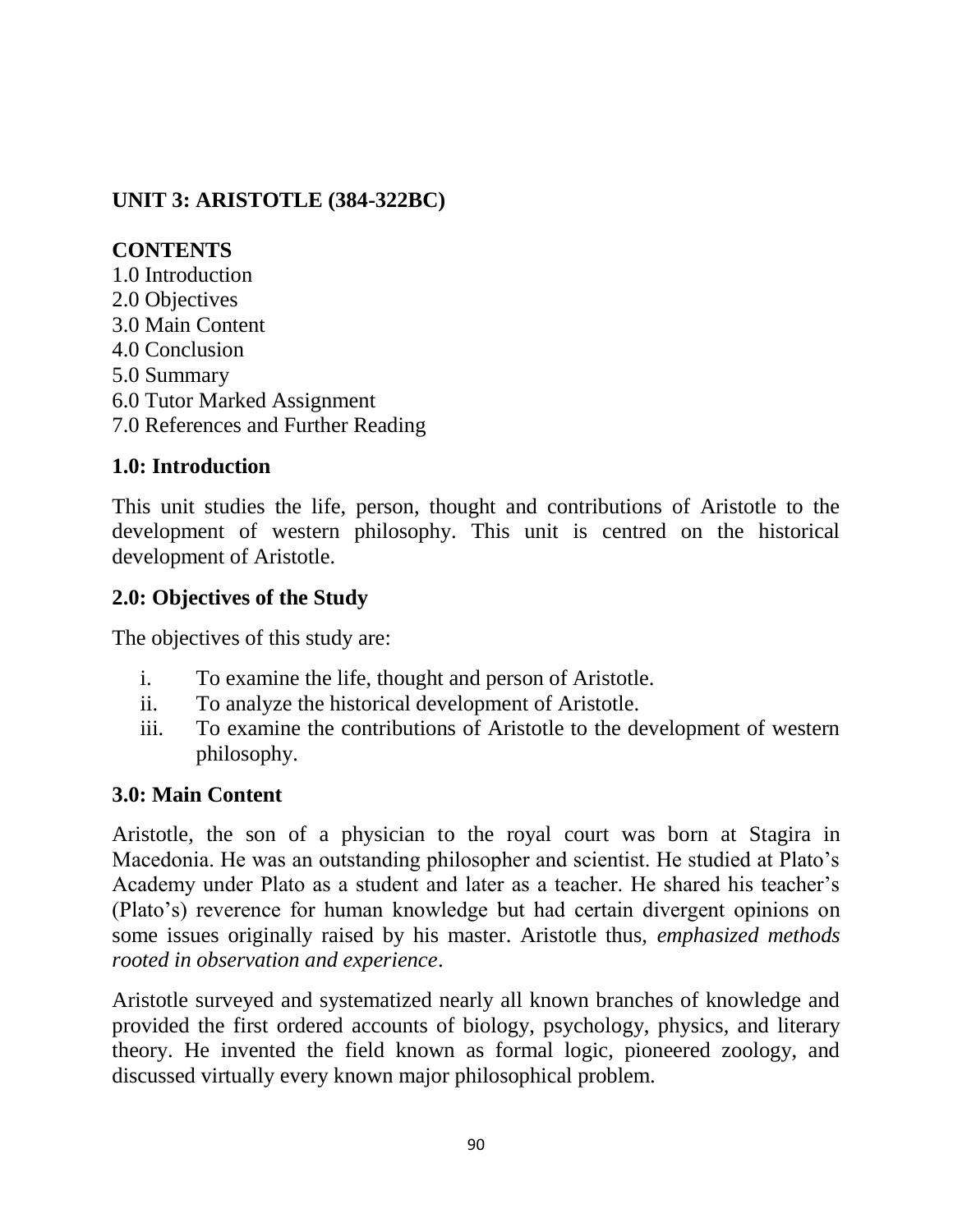## UNIT 3: ARISTOTLE (384-322BC)

**CONTENTS**

1.0 Introduction
2.0 Objectives
3.0 Main Content
4.0 Conclusion
5.0 Summary
6.0 Tutor Marked Assignment
7.0 References and Further Reading

### 1.0: Introduction

This unit studies the life, person, thought and contributions of Aristotle to the development of western philosophy. This unit is centred on the historical development of Aristotle.

### 2.0: Objectives of the Study

The objectives of this study are:

i. To examine the life, thought and person of Aristotle.
ii. To analyze the historical development of Aristotle.
iii. To examine the contributions of Aristotle to the development of western philosophy.

### 3.0: Main Content

Aristotle, the son of a physician to the royal court was born at Stagira in Macedonia. He was an outstanding philosopher and scientist. He studied at Plato's Academy under Plato as a student and later as a teacher. He shared his teacher's (Plato's) reverence for human knowledge but had certain divergent opinions on some issues originally raised by his master. Aristotle thus, *emphasized methods rooted in observation and experience*.

Aristotle surveyed and systematized nearly all known branches of knowledge and provided the first ordered accounts of biology, psychology, physics, and literary theory. He invented the field known as formal logic, pioneered zoology, and discussed virtually every known major philosophical problem.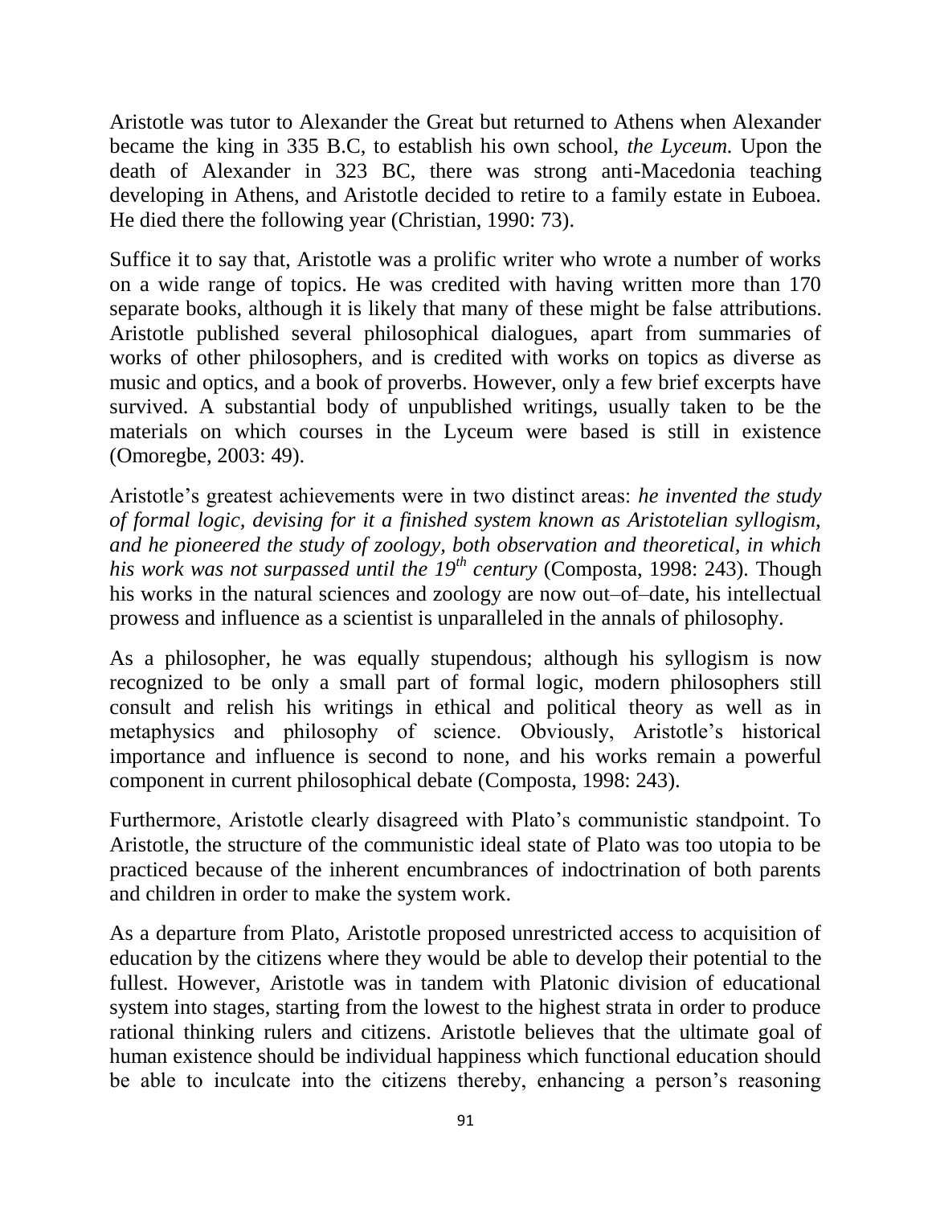Aristotle was tutor to Alexander the Great but returned to Athens when Alexander became the king in 335 B.C, to establish his own school, *the Lyceum.* Upon the death of Alexander in 323 BC, there was strong anti-Macedonia teaching developing in Athens, and Aristotle decided to retire to a family estate in Euboea. He died there the following year (Christian, 1990: 73).

Suffice it to say that, Aristotle was a prolific writer who wrote a number of works on a wide range of topics. He was credited with having written more than 170 separate books, although it is likely that many of these might be false attributions. Aristotle published several philosophical dialogues, apart from summaries of works of other philosophers, and is credited with works on topics as diverse as music and optics, and a book of proverbs. However, only a few brief excerpts have survived. A substantial body of unpublished writings, usually taken to be the materials on which courses in the Lyceum were based is still in existence (Omoregbe, 2003: 49).

Aristotle's greatest achievements were in two distinct areas: *he invented the study of formal logic, devising for it a finished system known as Aristotelian syllogism, and he pioneered the study of zoology, both observation and theoretical, in which his work was not surpassed until the 19th century* (Composta, 1998: 243). Though his works in the natural sciences and zoology are now out–of–date, his intellectual prowess and influence as a scientist is unparalleled in the annals of philosophy.

As a philosopher, he was equally stupendous; although his syllogism is now recognized to be only a small part of formal logic, modern philosophers still consult and relish his writings in ethical and political theory as well as in metaphysics and philosophy of science. Obviously, Aristotle's historical importance and influence is second to none, and his works remain a powerful component in current philosophical debate (Composta, 1998: 243).

Furthermore, Aristotle clearly disagreed with Plato's communistic standpoint. To Aristotle, the structure of the communistic ideal state of Plato was too utopia to be practiced because of the inherent encumbrances of indoctrination of both parents and children in order to make the system work.

As a departure from Plato, Aristotle proposed unrestricted access to acquisition of education by the citizens where they would be able to develop their potential to the fullest. However, Aristotle was in tandem with Platonic division of educational system into stages, starting from the lowest to the highest strata in order to produce rational thinking rulers and citizens. Aristotle believes that the ultimate goal of human existence should be individual happiness which functional education should be able to inculcate into the citizens thereby, enhancing a person's reasoning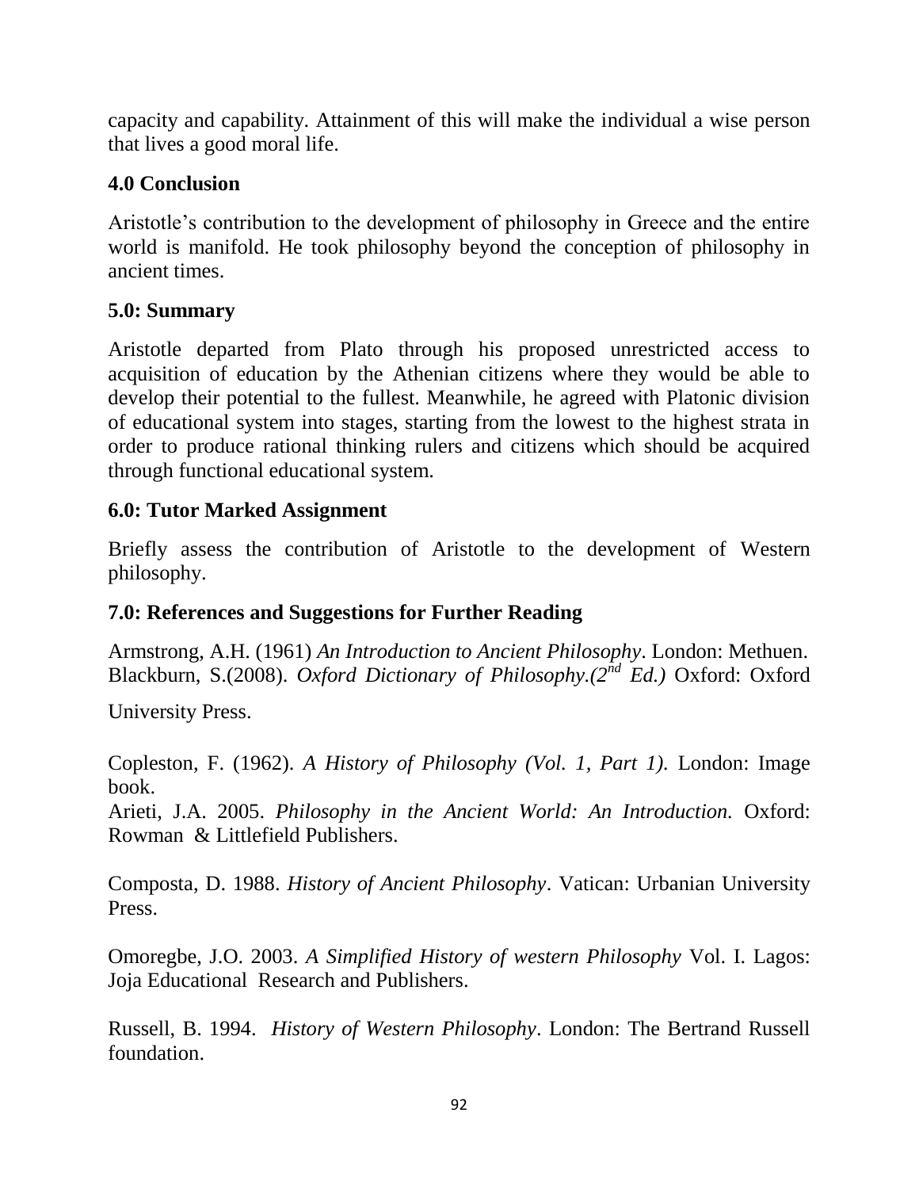capacity and capability. Attainment of this will make the individual a wise person that lives a good moral life.

## 4.0 Conclusion

Aristotle's contribution to the development of philosophy in Greece and the entire world is manifold. He took philosophy beyond the conception of philosophy in ancient times.

## 5.0: Summary

Aristotle departed from Plato through his proposed unrestricted access to acquisition of education by the Athenian citizens where they would be able to develop their potential to the fullest. Meanwhile, he agreed with Platonic division of educational system into stages, starting from the lowest to the highest strata in order to produce rational thinking rulers and citizens which should be acquired through functional educational system.

## 6.0: Tutor Marked Assignment

Briefly assess the contribution of Aristotle to the development of Western philosophy.

## 7.0: References and Suggestions for Further Reading

Armstrong, A.H. (1961) *An Introduction to Ancient Philosophy*. London: Methuen.
Blackburn, S.(2008). *Oxford Dictionary of Philosophy.(2nd Ed.)* Oxford: Oxford University Press.

Copleston, F. (1962). *A History of Philosophy (Vol. 1, Part 1).* London: Image book.
Arieti, J.A. 2005. *Philosophy in the Ancient World: An Introduction.* Oxford: Rowman & Littlefield Publishers.

Composta, D. 1988. *History of Ancient Philosophy*. Vatican: Urbanian University Press.

Omoregbe, J.O. 2003. *A Simplified History of western Philosophy* Vol. I. Lagos: Joja Educational Research and Publishers.

Russell, B. 1994. *History of Western Philosophy*. London: The Bertrand Russell foundation.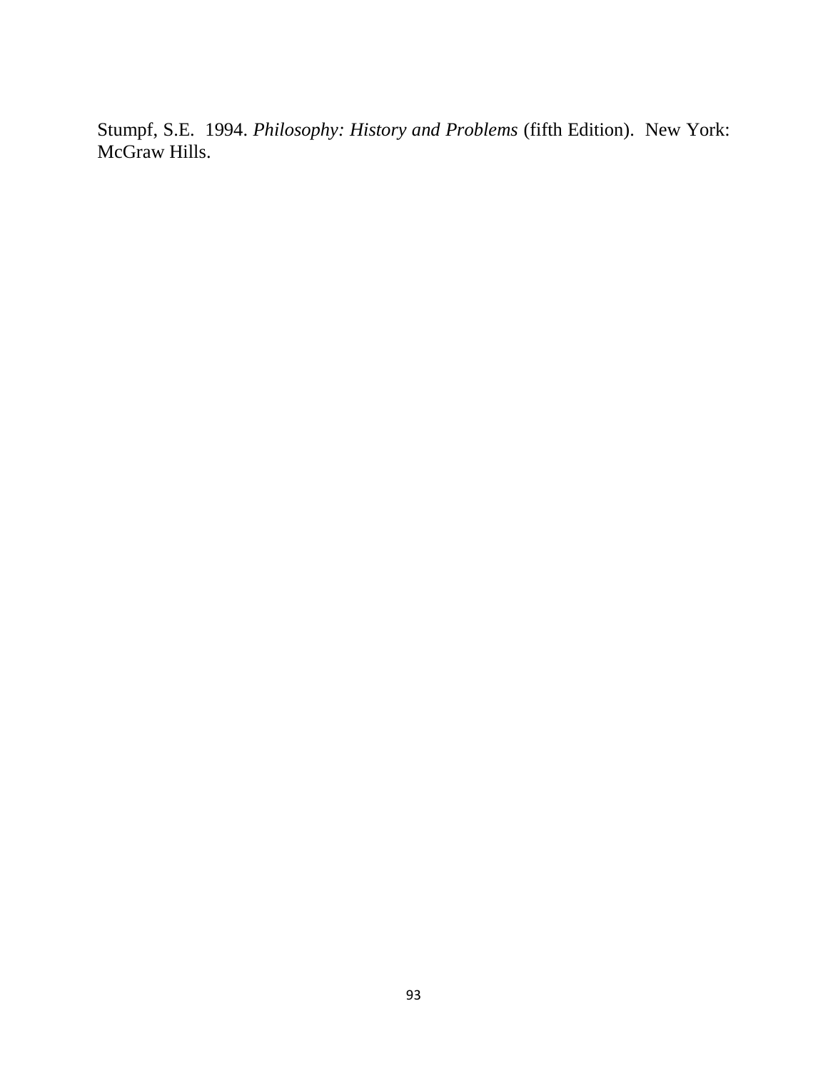Stumpf, S.E. 1994. *Philosophy: History and Problems* (fifth Edition). New York: McGraw Hills.